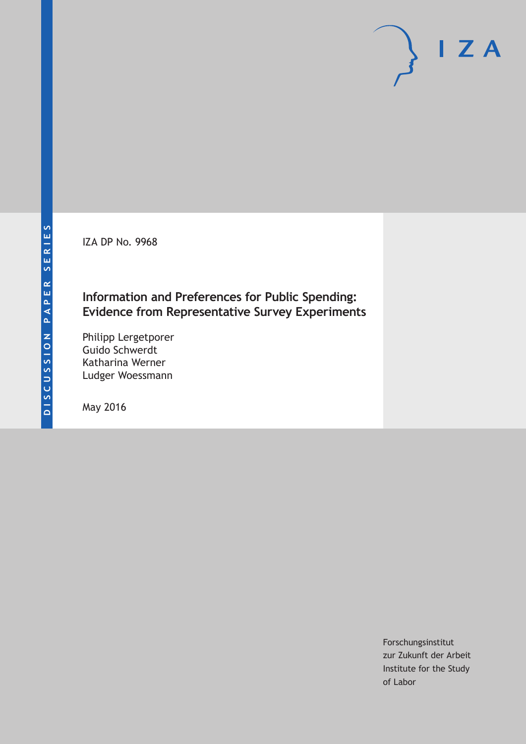DISCUSSION PAPER SERIES

IZA DP No. 9968

# Information and Preferences for Public Spending: Evidence from Representative Survey Experiments

Philipp Lergetporer
Guido Schwerdt
Katharina Werner
Ludger Woessmann

May 2016

Forschungsinstitut
zur Zukunft der Arbeit
Institute for the Study
of Labor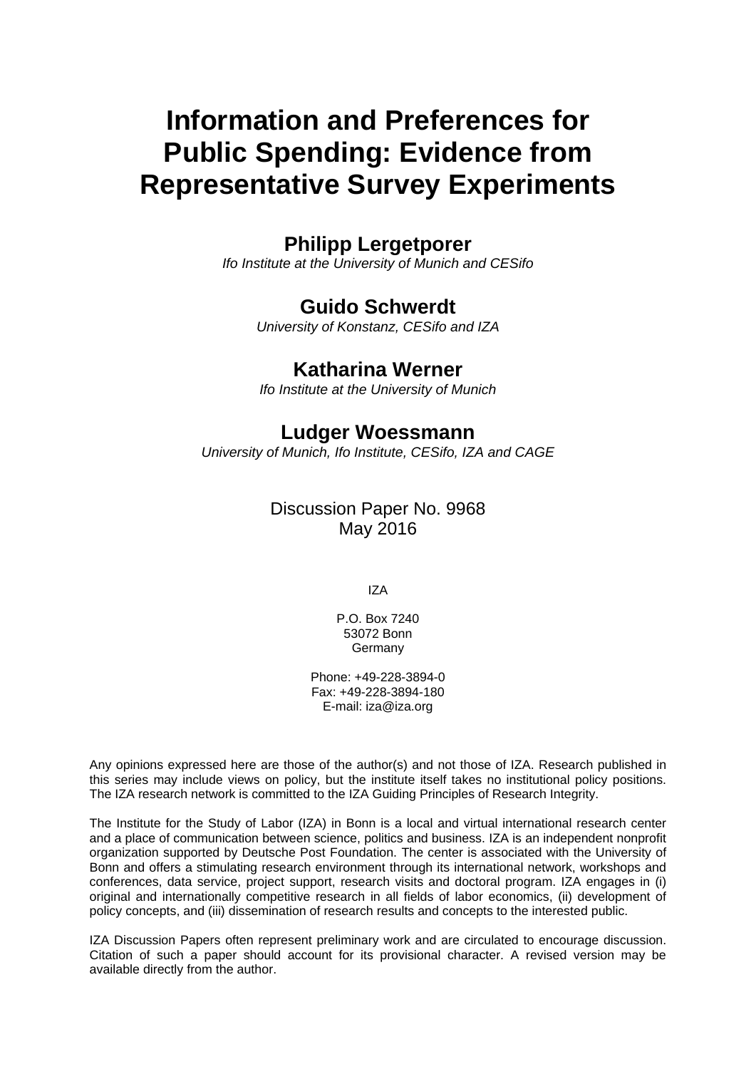# Information and Preferences for Public Spending: Evidence from Representative Survey Experiments

**Philipp Lergetporer**
*Ifo Institute at the University of Munich and CESifo*

**Guido Schwerdt**
*University of Konstanz, CESifo and IZA*

**Katharina Werner**
*Ifo Institute at the University of Munich*

**Ludger Woessmann**
*University of Munich, Ifo Institute, CESifo, IZA and CAGE*

Discussion Paper No. 9968
May 2016

IZA

P.O. Box 7240
53072 Bonn
Germany

Phone: +49-228-3894-0
Fax: +49-228-3894-180
E-mail: iza@iza.org

Any opinions expressed here are those of the author(s) and not those of IZA. Research published in this series may include views on policy, but the institute itself takes no institutional policy positions. The IZA research network is committed to the IZA Guiding Principles of Research Integrity.

The Institute for the Study of Labor (IZA) in Bonn is a local and virtual international research center and a place of communication between science, politics and business. IZA is an independent nonprofit organization supported by Deutsche Post Foundation. The center is associated with the University of Bonn and offers a stimulating research environment through its international network, workshops and conferences, data service, project support, research visits and doctoral program. IZA engages in (i) original and internationally competitive research in all fields of labor economics, (ii) development of policy concepts, and (iii) dissemination of research results and concepts to the interested public.

IZA Discussion Papers often represent preliminary work and are circulated to encourage discussion. Citation of such a paper should account for its provisional character. A revised version may be available directly from the author.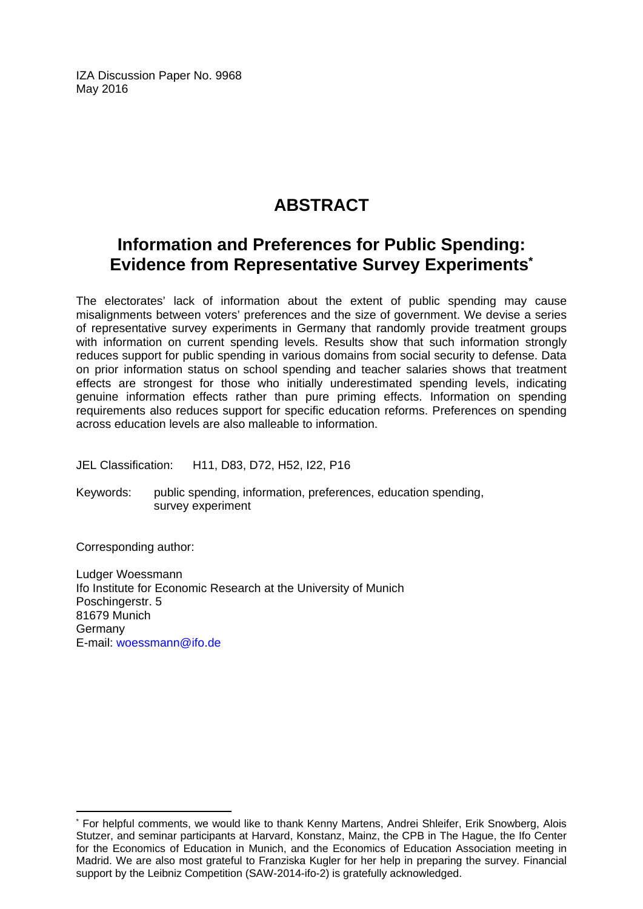IZA Discussion Paper No. 9968
May 2016

# ABSTRACT

## Information and Preferences for Public Spending: Evidence from Representative Survey Experiments*

The electorates' lack of information about the extent of public spending may cause misalignments between voters' preferences and the size of government. We devise a series of representative survey experiments in Germany that randomly provide treatment groups with information on current spending levels. Results show that such information strongly reduces support for public spending in various domains from social security to defense. Data on prior information status on school spending and teacher salaries shows that treatment effects are strongest for those who initially underestimated spending levels, indicating genuine information effects rather than pure priming effects. Information on spending requirements also reduces support for specific education reforms. Preferences on spending across education levels are also malleable to information.

JEL Classification: H11, D83, D72, H52, I22, P16

Keywords: public spending, information, preferences, education spending, survey experiment

Corresponding author:

Ludger Woessmann
Ifo Institute for Economic Research at the University of Munich
Poschingerstr. 5
81679 Munich
Germany
E-mail: woessmann@ifo.de

---

* For helpful comments, we would like to thank Kenny Martens, Andrei Shleifer, Erik Snowberg, Alois Stutzer, and seminar participants at Harvard, Konstanz, Mainz, the CPB in The Hague, the Ifo Center for the Economics of Education in Munich, and the Economics of Education Association meeting in Madrid. We are also most grateful to Franziska Kugler for her help in preparing the survey. Financial support by the Leibniz Competition (SAW-2014-ifo-2) is gratefully acknowledged.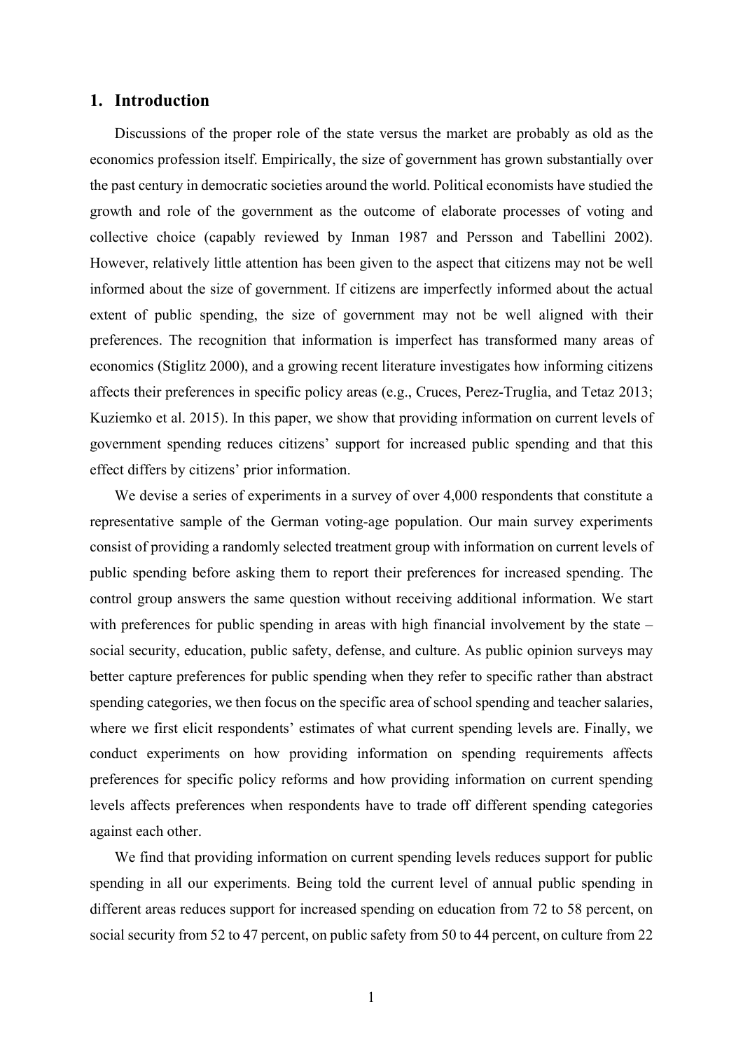## 1. Introduction

Discussions of the proper role of the state versus the market are probably as old as the economics profession itself. Empirically, the size of government has grown substantially over the past century in democratic societies around the world. Political economists have studied the growth and role of the government as the outcome of elaborate processes of voting and collective choice (capably reviewed by Inman 1987 and Persson and Tabellini 2002). However, relatively little attention has been given to the aspect that citizens may not be well informed about the size of government. If citizens are imperfectly informed about the actual extent of public spending, the size of government may not be well aligned with their preferences. The recognition that information is imperfect has transformed many areas of economics (Stiglitz 2000), and a growing recent literature investigates how informing citizens affects their preferences in specific policy areas (e.g., Cruces, Perez-Truglia, and Tetaz 2013; Kuziemko et al. 2015). In this paper, we show that providing information on current levels of government spending reduces citizens' support for increased public spending and that this effect differs by citizens' prior information.

We devise a series of experiments in a survey of over 4,000 respondents that constitute a representative sample of the German voting-age population. Our main survey experiments consist of providing a randomly selected treatment group with information on current levels of public spending before asking them to report their preferences for increased spending. The control group answers the same question without receiving additional information. We start with preferences for public spending in areas with high financial involvement by the state – social security, education, public safety, defense, and culture. As public opinion surveys may better capture preferences for public spending when they refer to specific rather than abstract spending categories, we then focus on the specific area of school spending and teacher salaries, where we first elicit respondents' estimates of what current spending levels are. Finally, we conduct experiments on how providing information on spending requirements affects preferences for specific policy reforms and how providing information on current spending levels affects preferences when respondents have to trade off different spending categories against each other.

We find that providing information on current spending levels reduces support for public spending in all our experiments. Being told the current level of annual public spending in different areas reduces support for increased spending on education from 72 to 58 percent, on social security from 52 to 47 percent, on public safety from 50 to 44 percent, on culture from 22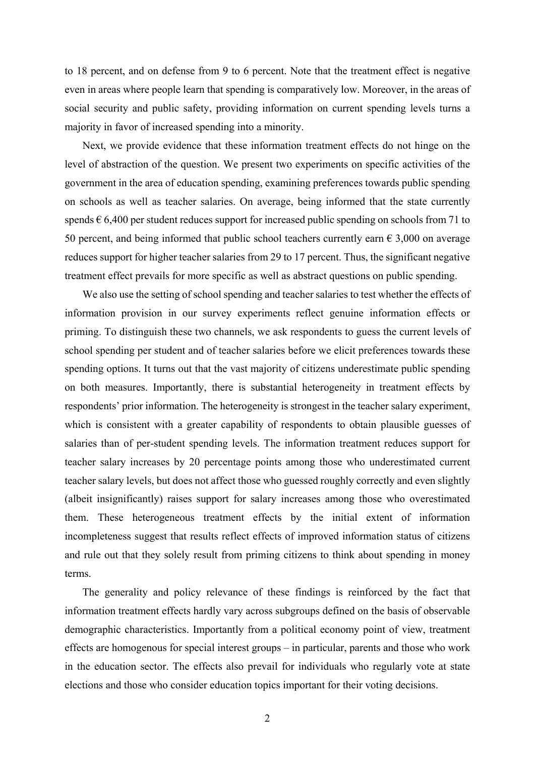to 18 percent, and on defense from 9 to 6 percent. Note that the treatment effect is negative even in areas where people learn that spending is comparatively low. Moreover, in the areas of social security and public safety, providing information on current spending levels turns a majority in favor of increased spending into a minority.

Next, we provide evidence that these information treatment effects do not hinge on the level of abstraction of the question. We present two experiments on specific activities of the government in the area of education spending, examining preferences towards public spending on schools as well as teacher salaries. On average, being informed that the state currently spends € 6,400 per student reduces support for increased public spending on schools from 71 to 50 percent, and being informed that public school teachers currently earn € 3,000 on average reduces support for higher teacher salaries from 29 to 17 percent. Thus, the significant negative treatment effect prevails for more specific as well as abstract questions on public spending.

We also use the setting of school spending and teacher salaries to test whether the effects of information provision in our survey experiments reflect genuine information effects or priming. To distinguish these two channels, we ask respondents to guess the current levels of school spending per student and of teacher salaries before we elicit preferences towards these spending options. It turns out that the vast majority of citizens underestimate public spending on both measures. Importantly, there is substantial heterogeneity in treatment effects by respondents' prior information. The heterogeneity is strongest in the teacher salary experiment, which is consistent with a greater capability of respondents to obtain plausible guesses of salaries than of per-student spending levels. The information treatment reduces support for teacher salary increases by 20 percentage points among those who underestimated current teacher salary levels, but does not affect those who guessed roughly correctly and even slightly (albeit insignificantly) raises support for salary increases among those who overestimated them. These heterogeneous treatment effects by the initial extent of information incompleteness suggest that results reflect effects of improved information status of citizens and rule out that they solely result from priming citizens to think about spending in money terms.

The generality and policy relevance of these findings is reinforced by the fact that information treatment effects hardly vary across subgroups defined on the basis of observable demographic characteristics. Importantly from a political economy point of view, treatment effects are homogenous for special interest groups – in particular, parents and those who work in the education sector. The effects also prevail for individuals who regularly vote at state elections and those who consider education topics important for their voting decisions.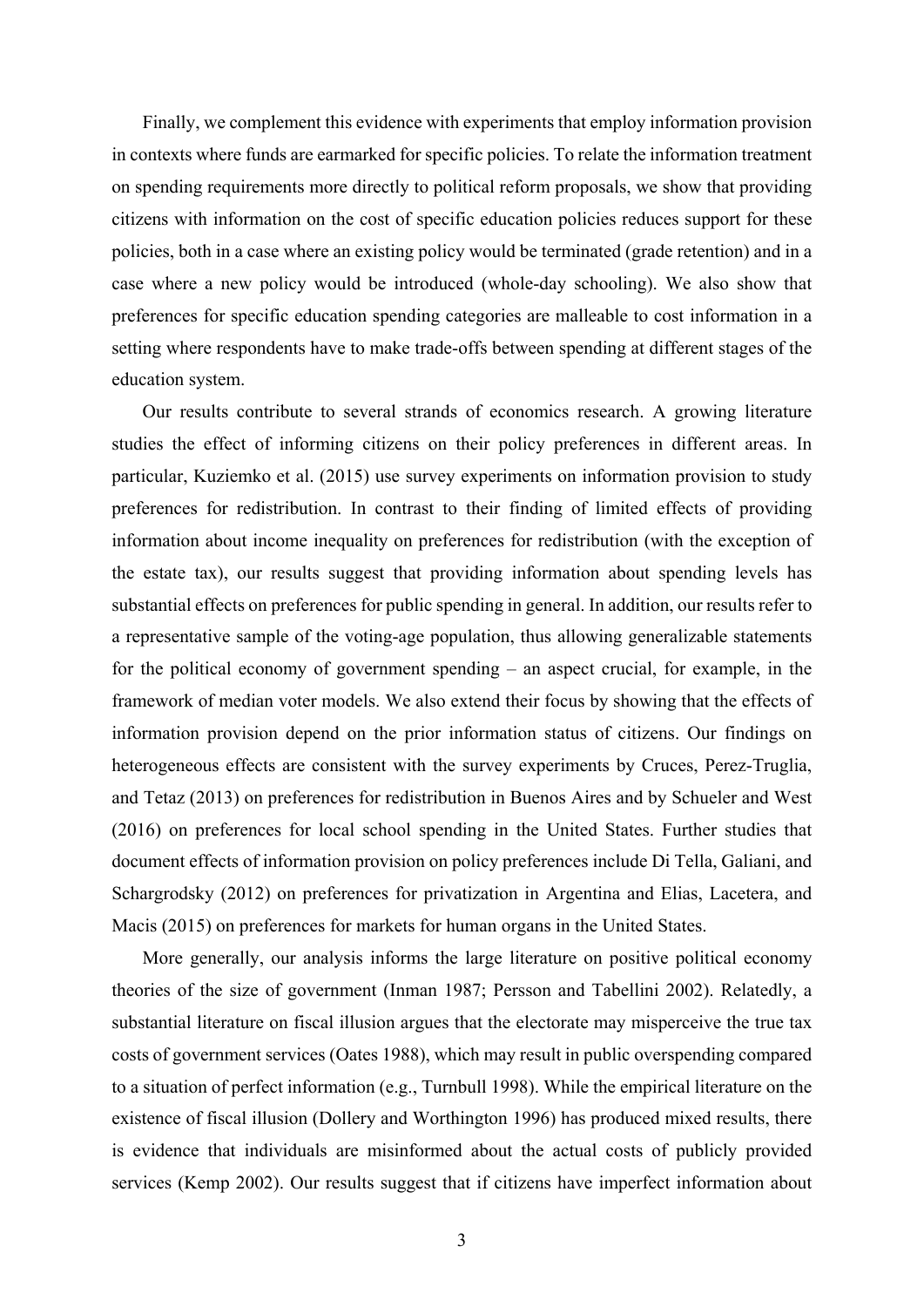Finally, we complement this evidence with experiments that employ information provision in contexts where funds are earmarked for specific policies. To relate the information treatment on spending requirements more directly to political reform proposals, we show that providing citizens with information on the cost of specific education policies reduces support for these policies, both in a case where an existing policy would be terminated (grade retention) and in a case where a new policy would be introduced (whole-day schooling). We also show that preferences for specific education spending categories are malleable to cost information in a setting where respondents have to make trade-offs between spending at different stages of the education system.

Our results contribute to several strands of economics research. A growing literature studies the effect of informing citizens on their policy preferences in different areas. In particular, Kuziemko et al. (2015) use survey experiments on information provision to study preferences for redistribution. In contrast to their finding of limited effects of providing information about income inequality on preferences for redistribution (with the exception of the estate tax), our results suggest that providing information about spending levels has substantial effects on preferences for public spending in general. In addition, our results refer to a representative sample of the voting-age population, thus allowing generalizable statements for the political economy of government spending – an aspect crucial, for example, in the framework of median voter models. We also extend their focus by showing that the effects of information provision depend on the prior information status of citizens. Our findings on heterogeneous effects are consistent with the survey experiments by Cruces, Perez-Truglia, and Tetaz (2013) on preferences for redistribution in Buenos Aires and by Schueler and West (2016) on preferences for local school spending in the United States. Further studies that document effects of information provision on policy preferences include Di Tella, Galiani, and Schargrodsky (2012) on preferences for privatization in Argentina and Elias, Lacetera, and Macis (2015) on preferences for markets for human organs in the United States.

More generally, our analysis informs the large literature on positive political economy theories of the size of government (Inman 1987; Persson and Tabellini 2002). Relatedly, a substantial literature on fiscal illusion argues that the electorate may misperceive the true tax costs of government services (Oates 1988), which may result in public overspending compared to a situation of perfect information (e.g., Turnbull 1998). While the empirical literature on the existence of fiscal illusion (Dollery and Worthington 1996) has produced mixed results, there is evidence that individuals are misinformed about the actual costs of publicly provided services (Kemp 2002). Our results suggest that if citizens have imperfect information about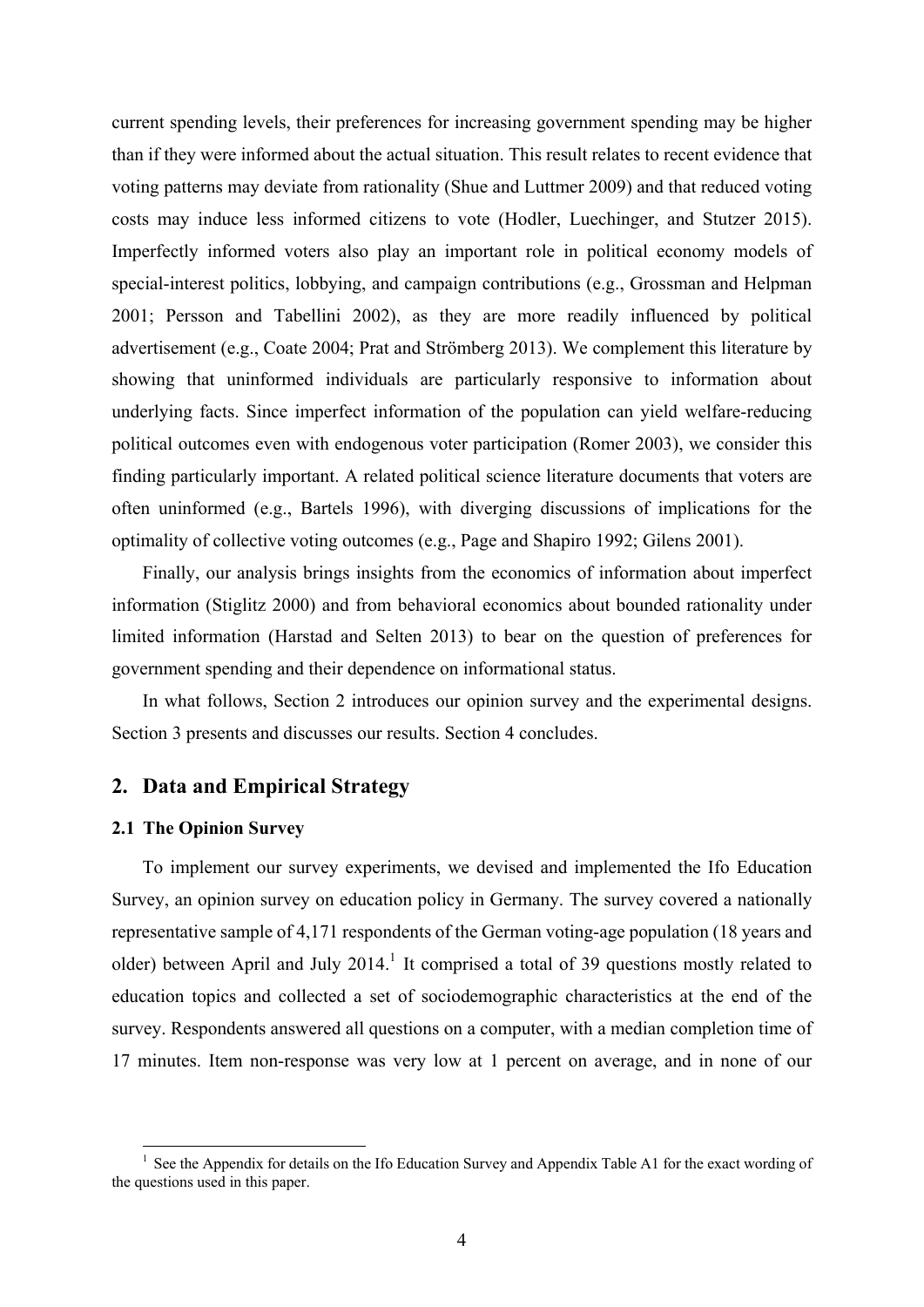current spending levels, their preferences for increasing government spending may be higher than if they were informed about the actual situation. This result relates to recent evidence that voting patterns may deviate from rationality (Shue and Luttmer 2009) and that reduced voting costs may induce less informed citizens to vote (Hodler, Luechinger, and Stutzer 2015). Imperfectly informed voters also play an important role in political economy models of special-interest politics, lobbying, and campaign contributions (e.g., Grossman and Helpman 2001; Persson and Tabellini 2002), as they are more readily influenced by political advertisement (e.g., Coate 2004; Prat and Strömberg 2013). We complement this literature by showing that uninformed individuals are particularly responsive to information about underlying facts. Since imperfect information of the population can yield welfare-reducing political outcomes even with endogenous voter participation (Romer 2003), we consider this finding particularly important. A related political science literature documents that voters are often uninformed (e.g., Bartels 1996), with diverging discussions of implications for the optimality of collective voting outcomes (e.g., Page and Shapiro 1992; Gilens 2001).

Finally, our analysis brings insights from the economics of information about imperfect information (Stiglitz 2000) and from behavioral economics about bounded rationality under limited information (Harstad and Selten 2013) to bear on the question of preferences for government spending and their dependence on informational status.

In what follows, Section 2 introduces our opinion survey and the experimental designs. Section 3 presents and discusses our results. Section 4 concludes.

## 2. Data and Empirical Strategy

### 2.1 The Opinion Survey

To implement our survey experiments, we devised and implemented the Ifo Education Survey, an opinion survey on education policy in Germany. The survey covered a nationally representative sample of 4,171 respondents of the German voting-age population (18 years and older) between April and July 2014.[1] It comprised a total of 39 questions mostly related to education topics and collected a set of sociodemographic characteristics at the end of the survey. Respondents answered all questions on a computer, with a median completion time of 17 minutes. Item non-response was very low at 1 percent on average, and in none of our

[1] See the Appendix for details on the Ifo Education Survey and Appendix Table A1 for the exact wording of the questions used in this paper.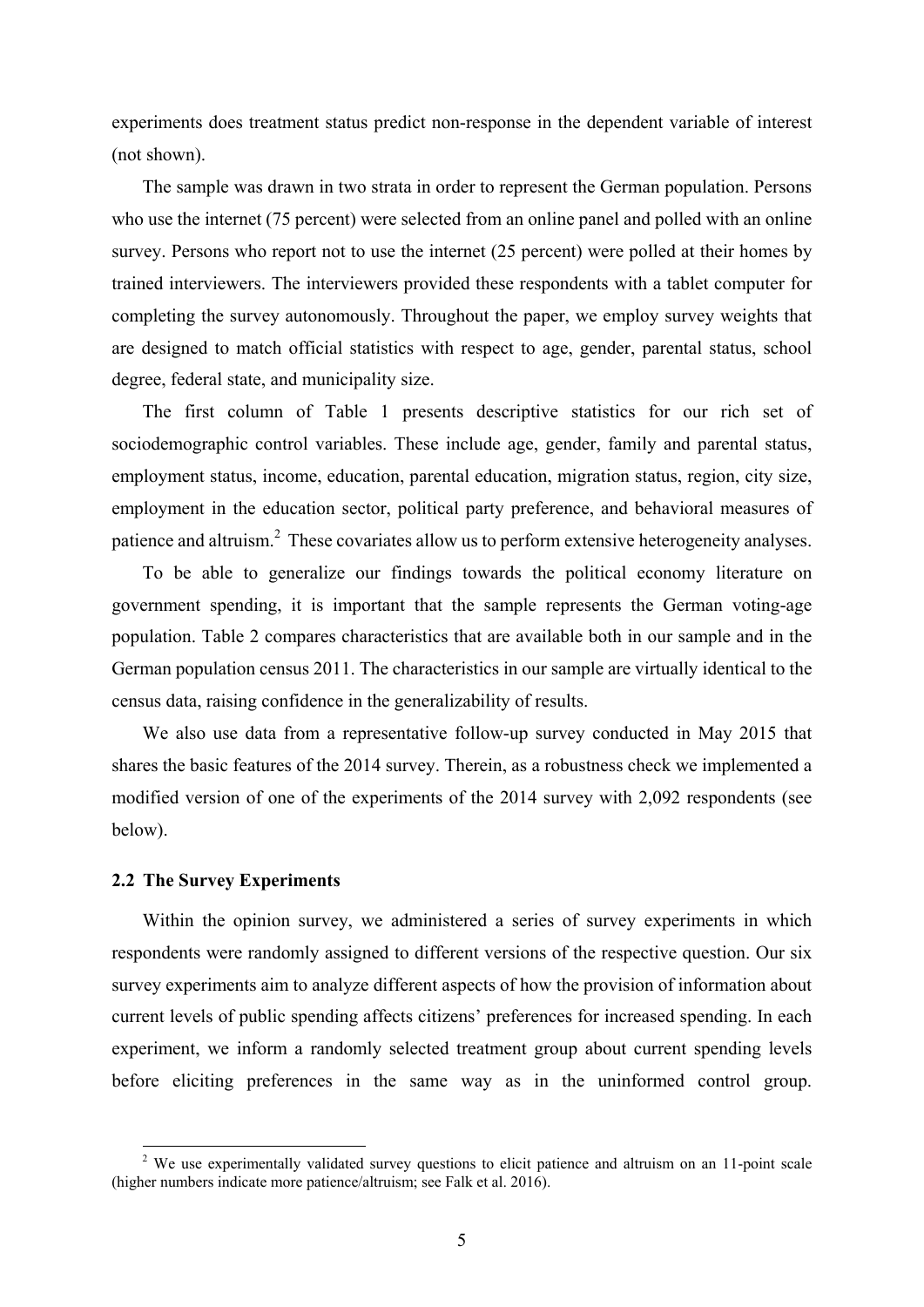experiments does treatment status predict non-response in the dependent variable of interest (not shown).

The sample was drawn in two strata in order to represent the German population. Persons who use the internet (75 percent) were selected from an online panel and polled with an online survey. Persons who report not to use the internet (25 percent) were polled at their homes by trained interviewers. The interviewers provided these respondents with a tablet computer for completing the survey autonomously. Throughout the paper, we employ survey weights that are designed to match official statistics with respect to age, gender, parental status, school degree, federal state, and municipality size.

The first column of Table 1 presents descriptive statistics for our rich set of sociodemographic control variables. These include age, gender, family and parental status, employment status, income, education, parental education, migration status, region, city size, employment in the education sector, political party preference, and behavioral measures of patience and altruism.[2] These covariates allow us to perform extensive heterogeneity analyses.

To be able to generalize our findings towards the political economy literature on government spending, it is important that the sample represents the German voting-age population. Table 2 compares characteristics that are available both in our sample and in the German population census 2011. The characteristics in our sample are virtually identical to the census data, raising confidence in the generalizability of results.

We also use data from a representative follow-up survey conducted in May 2015 that shares the basic features of the 2014 survey. Therein, as a robustness check we implemented a modified version of one of the experiments of the 2014 survey with 2,092 respondents (see below).

### 2.2 The Survey Experiments

Within the opinion survey, we administered a series of survey experiments in which respondents were randomly assigned to different versions of the respective question. Our six survey experiments aim to analyze different aspects of how the provision of information about current levels of public spending affects citizens' preferences for increased spending. In each experiment, we inform a randomly selected treatment group about current spending levels before eliciting preferences in the same way as in the uninformed control group.

[2] We use experimentally validated survey questions to elicit patience and altruism on an 11-point scale (higher numbers indicate more patience/altruism; see Falk et al. 2016).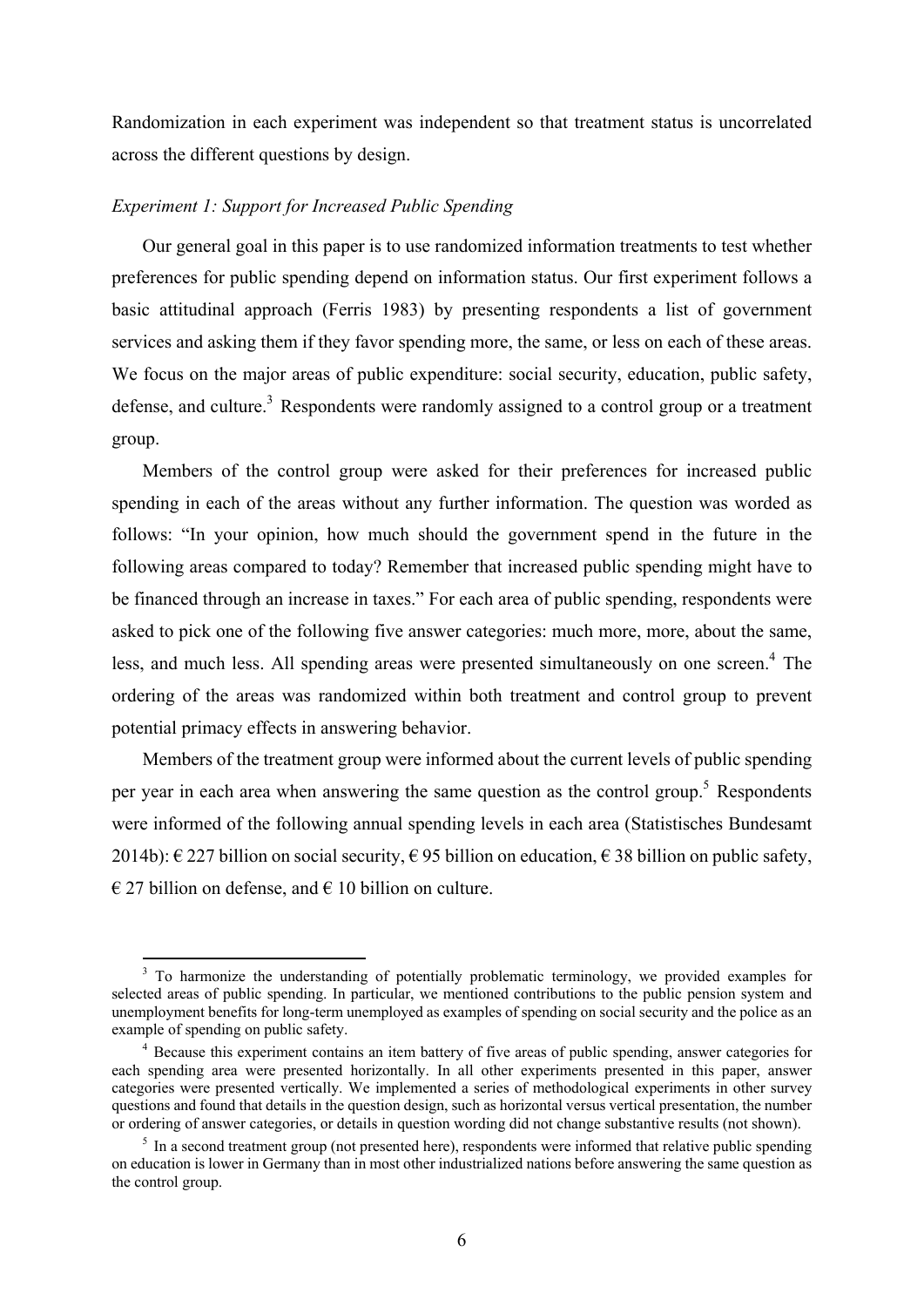Randomization in each experiment was independent so that treatment status is uncorrelated across the different questions by design.

*Experiment 1: Support for Increased Public Spending*

Our general goal in this paper is to use randomized information treatments to test whether preferences for public spending depend on information status. Our first experiment follows a basic attitudinal approach (Ferris 1983) by presenting respondents a list of government services and asking them if they favor spending more, the same, or less on each of these areas. We focus on the major areas of public expenditure: social security, education, public safety, defense, and culture.[3] Respondents were randomly assigned to a control group or a treatment group.

Members of the control group were asked for their preferences for increased public spending in each of the areas without any further information. The question was worded as follows: "In your opinion, how much should the government spend in the future in the following areas compared to today? Remember that increased public spending might have to be financed through an increase in taxes." For each area of public spending, respondents were asked to pick one of the following five answer categories: much more, more, about the same, less, and much less. All spending areas were presented simultaneously on one screen.[4] The ordering of the areas was randomized within both treatment and control group to prevent potential primacy effects in answering behavior.

Members of the treatment group were informed about the current levels of public spending per year in each area when answering the same question as the control group.[5] Respondents were informed of the following annual spending levels in each area (Statistisches Bundesamt 2014b): € 227 billion on social security, € 95 billion on education, € 38 billion on public safety, € 27 billion on defense, and € 10 billion on culture.

[3] To harmonize the understanding of potentially problematic terminology, we provided examples for selected areas of public spending. In particular, we mentioned contributions to the public pension system and unemployment benefits for long-term unemployed as examples of spending on social security and the police as an example of spending on public safety.

[4] Because this experiment contains an item battery of five areas of public spending, answer categories for each spending area were presented horizontally. In all other experiments presented in this paper, answer categories were presented vertically. We implemented a series of methodological experiments in other survey questions and found that details in the question design, such as horizontal versus vertical presentation, the number or ordering of answer categories, or details in question wording did not change substantive results (not shown).

[5] In a second treatment group (not presented here), respondents were informed that relative public spending on education is lower in Germany than in most other industrialized nations before answering the same question as the control group.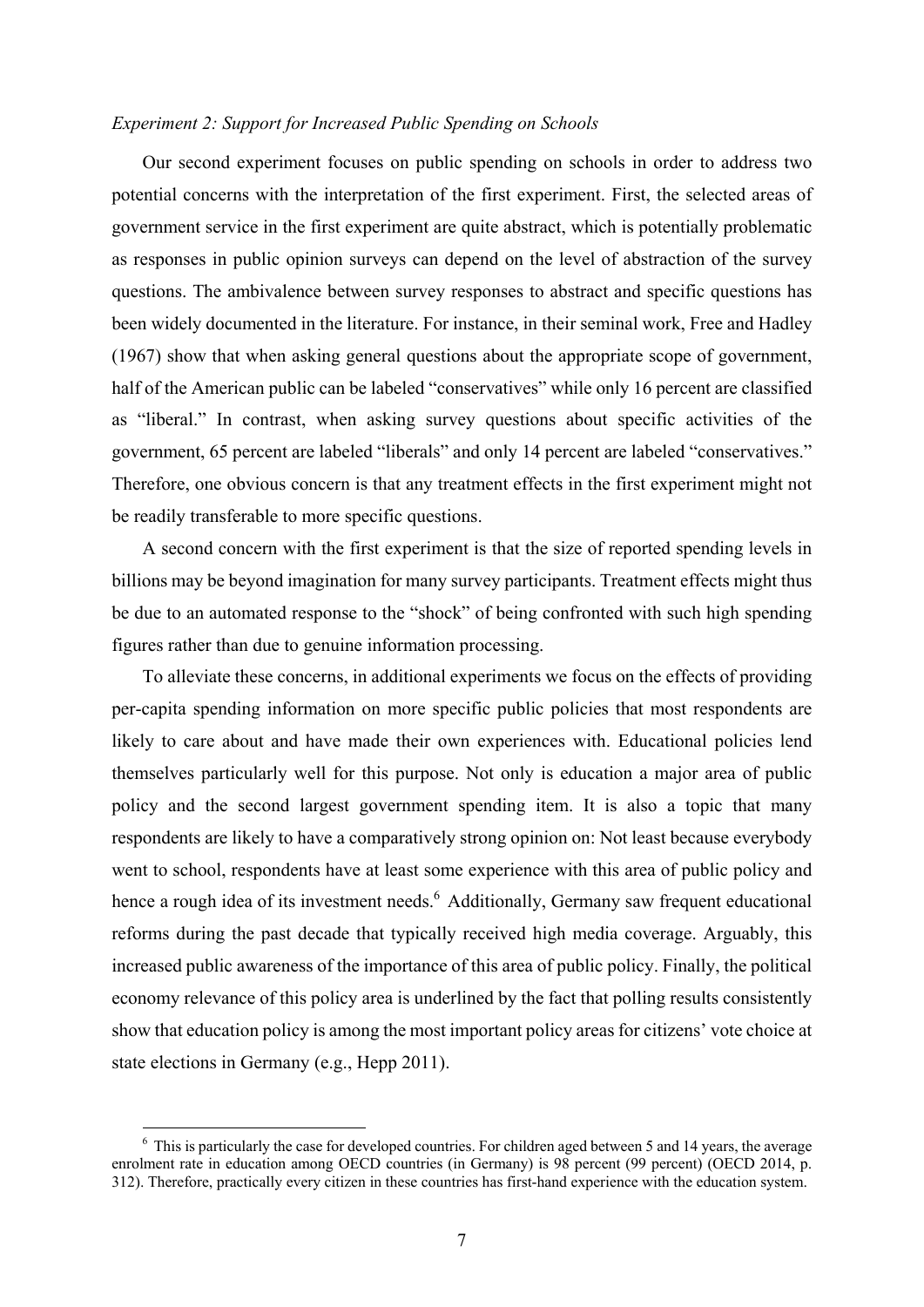*Experiment 2: Support for Increased Public Spending on Schools*

Our second experiment focuses on public spending on schools in order to address two potential concerns with the interpretation of the first experiment. First, the selected areas of government service in the first experiment are quite abstract, which is potentially problematic as responses in public opinion surveys can depend on the level of abstraction of the survey questions. The ambivalence between survey responses to abstract and specific questions has been widely documented in the literature. For instance, in their seminal work, Free and Hadley (1967) show that when asking general questions about the appropriate scope of government, half of the American public can be labeled "conservatives" while only 16 percent are classified as "liberal." In contrast, when asking survey questions about specific activities of the government, 65 percent are labeled "liberals" and only 14 percent are labeled "conservatives." Therefore, one obvious concern is that any treatment effects in the first experiment might not be readily transferable to more specific questions.

A second concern with the first experiment is that the size of reported spending levels in billions may be beyond imagination for many survey participants. Treatment effects might thus be due to an automated response to the "shock" of being confronted with such high spending figures rather than due to genuine information processing.

To alleviate these concerns, in additional experiments we focus on the effects of providing per-capita spending information on more specific public policies that most respondents are likely to care about and have made their own experiences with. Educational policies lend themselves particularly well for this purpose. Not only is education a major area of public policy and the second largest government spending item. It is also a topic that many respondents are likely to have a comparatively strong opinion on: Not least because everybody went to school, respondents have at least some experience with this area of public policy and hence a rough idea of its investment needs.[6] Additionally, Germany saw frequent educational reforms during the past decade that typically received high media coverage. Arguably, this increased public awareness of the importance of this area of public policy. Finally, the political economy relevance of this policy area is underlined by the fact that polling results consistently show that education policy is among the most important policy areas for citizens' vote choice at state elections in Germany (e.g., Hepp 2011).

[6] This is particularly the case for developed countries. For children aged between 5 and 14 years, the average enrolment rate in education among OECD countries (in Germany) is 98 percent (99 percent) (OECD 2014, p. 312). Therefore, practically every citizen in these countries has first-hand experience with the education system.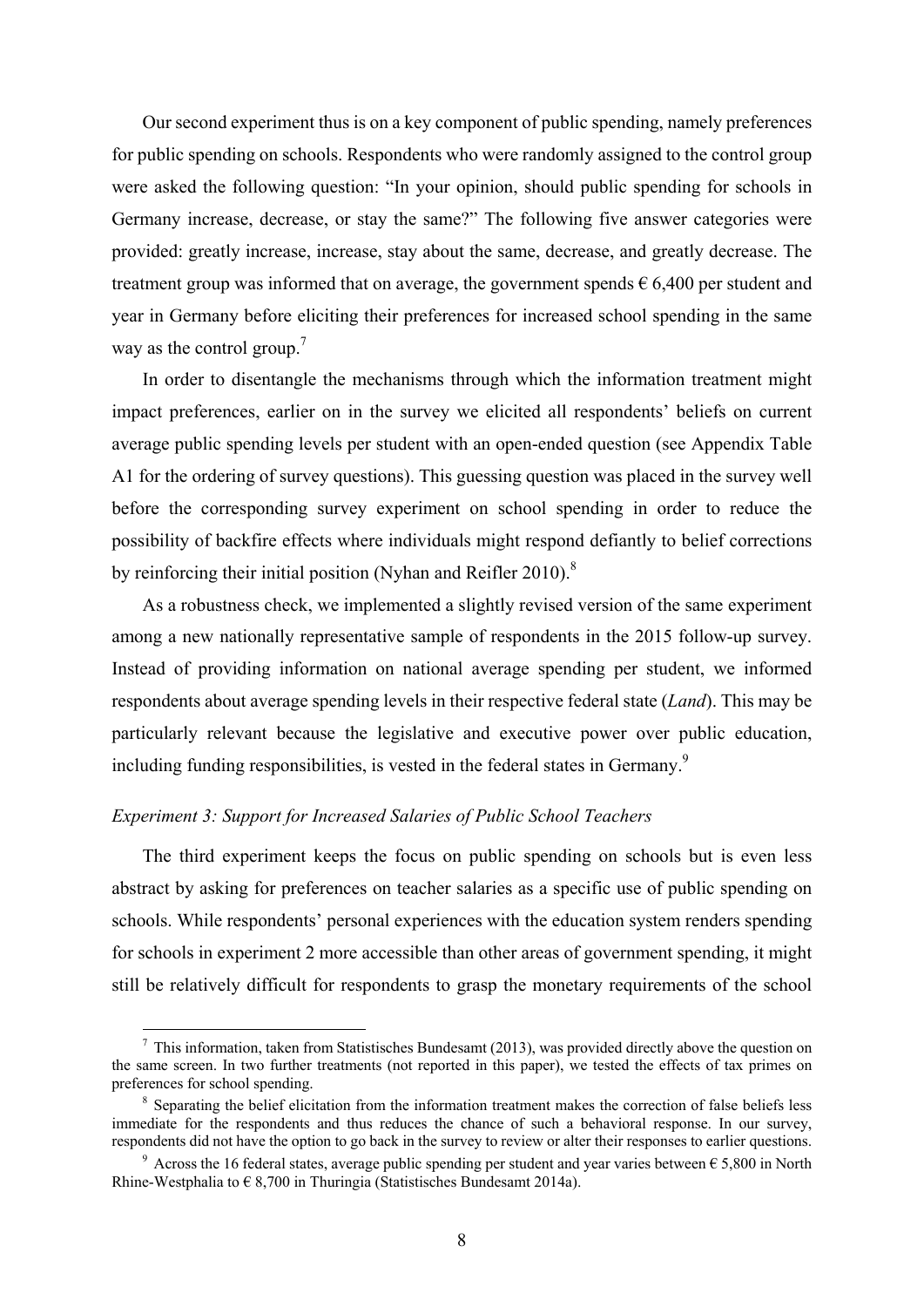Our second experiment thus is on a key component of public spending, namely preferences for public spending on schools. Respondents who were randomly assigned to the control group were asked the following question: "In your opinion, should public spending for schools in Germany increase, decrease, or stay the same?" The following five answer categories were provided: greatly increase, increase, stay about the same, decrease, and greatly decrease. The treatment group was informed that on average, the government spends € 6,400 per student and year in Germany before eliciting their preferences for increased school spending in the same way as the control group.[7]

In order to disentangle the mechanisms through which the information treatment might impact preferences, earlier on in the survey we elicited all respondents' beliefs on current average public spending levels per student with an open-ended question (see Appendix Table A1 for the ordering of survey questions). This guessing question was placed in the survey well before the corresponding survey experiment on school spending in order to reduce the possibility of backfire effects where individuals might respond defiantly to belief corrections by reinforcing their initial position (Nyhan and Reifler 2010).[8]

As a robustness check, we implemented a slightly revised version of the same experiment among a new nationally representative sample of respondents in the 2015 follow-up survey. Instead of providing information on national average spending per student, we informed respondents about average spending levels in their respective federal state (*Land*). This may be particularly relevant because the legislative and executive power over public education, including funding responsibilities, is vested in the federal states in Germany.[9]

### *Experiment 3: Support for Increased Salaries of Public School Teachers*

The third experiment keeps the focus on public spending on schools but is even less abstract by asking for preferences on teacher salaries as a specific use of public spending on schools. While respondents' personal experiences with the education system renders spending for schools in experiment 2 more accessible than other areas of government spending, it might still be relatively difficult for respondents to grasp the monetary requirements of the school

---

[7] This information, taken from Statistisches Bundesamt (2013), was provided directly above the question on the same screen. In two further treatments (not reported in this paper), we tested the effects of tax primes on preferences for school spending.

[8] Separating the belief elicitation from the information treatment makes the correction of false beliefs less immediate for the respondents and thus reduces the chance of such a behavioral response. In our survey, respondents did not have the option to go back in the survey to review or alter their responses to earlier questions.

[9] Across the 16 federal states, average public spending per student and year varies between € 5,800 in North Rhine-Westphalia to € 8,700 in Thuringia (Statistisches Bundesamt 2014a).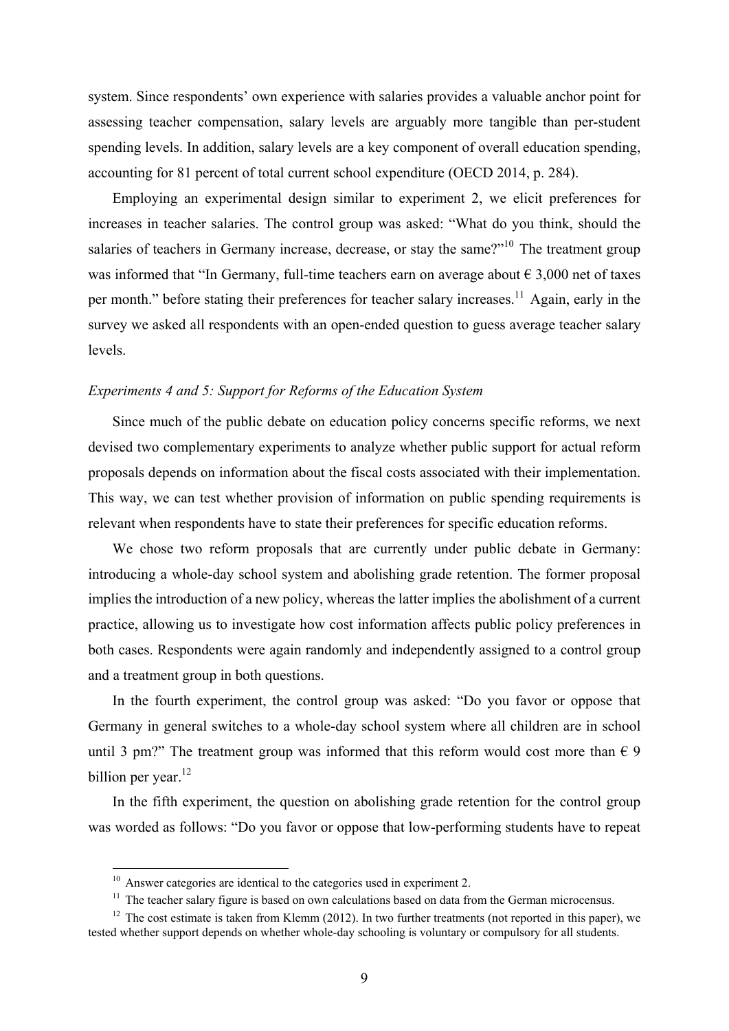system. Since respondents' own experience with salaries provides a valuable anchor point for assessing teacher compensation, salary levels are arguably more tangible than per-student spending levels. In addition, salary levels are a key component of overall education spending, accounting for 81 percent of total current school expenditure (OECD 2014, p. 284).

Employing an experimental design similar to experiment 2, we elicit preferences for increases in teacher salaries. The control group was asked: "What do you think, should the salaries of teachers in Germany increase, decrease, or stay the same?"[10] The treatment group was informed that "In Germany, full-time teachers earn on average about € 3,000 net of taxes per month." before stating their preferences for teacher salary increases.[11] Again, early in the survey we asked all respondents with an open-ended question to guess average teacher salary levels.

### *Experiments 4 and 5: Support for Reforms of the Education System*

Since much of the public debate on education policy concerns specific reforms, we next devised two complementary experiments to analyze whether public support for actual reform proposals depends on information about the fiscal costs associated with their implementation. This way, we can test whether provision of information on public spending requirements is relevant when respondents have to state their preferences for specific education reforms.

We chose two reform proposals that are currently under public debate in Germany: introducing a whole-day school system and abolishing grade retention. The former proposal implies the introduction of a new policy, whereas the latter implies the abolishment of a current practice, allowing us to investigate how cost information affects public policy preferences in both cases. Respondents were again randomly and independently assigned to a control group and a treatment group in both questions.

In the fourth experiment, the control group was asked: "Do you favor or oppose that Germany in general switches to a whole-day school system where all children are in school until 3 pm?" The treatment group was informed that this reform would cost more than € 9 billion per year.[12]

In the fifth experiment, the question on abolishing grade retention for the control group was worded as follows: "Do you favor or oppose that low-performing students have to repeat

---

[10] Answer categories are identical to the categories used in experiment 2.

[11] The teacher salary figure is based on own calculations based on data from the German microcensus.

[12] The cost estimate is taken from Klemm (2012). In two further treatments (not reported in this paper), we tested whether support depends on whether whole-day schooling is voluntary or compulsory for all students.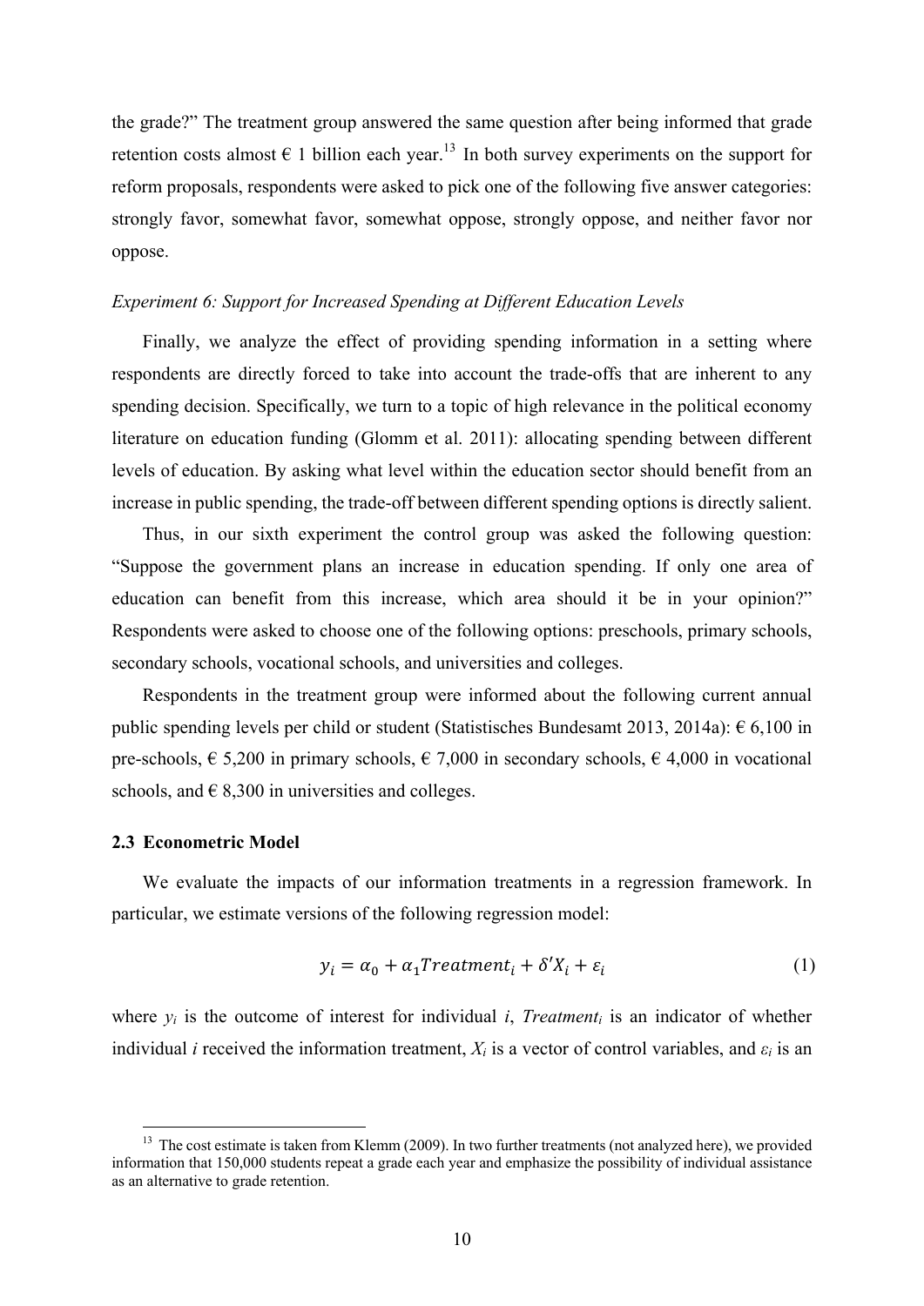the grade?" The treatment group answered the same question after being informed that grade retention costs almost € 1 billion each year.[13] In both survey experiments on the support for reform proposals, respondents were asked to pick one of the following five answer categories: strongly favor, somewhat favor, somewhat oppose, strongly oppose, and neither favor nor oppose.

*Experiment 6: Support for Increased Spending at Different Education Levels*

Finally, we analyze the effect of providing spending information in a setting where respondents are directly forced to take into account the trade-offs that are inherent to any spending decision. Specifically, we turn to a topic of high relevance in the political economy literature on education funding (Glomm et al. 2011): allocating spending between different levels of education. By asking what level within the education sector should benefit from an increase in public spending, the trade-off between different spending options is directly salient.

Thus, in our sixth experiment the control group was asked the following question: "Suppose the government plans an increase in education spending. If only one area of education can benefit from this increase, which area should it be in your opinion?" Respondents were asked to choose one of the following options: preschools, primary schools, secondary schools, vocational schools, and universities and colleges.

Respondents in the treatment group were informed about the following current annual public spending levels per child or student (Statistisches Bundesamt 2013, 2014a): € 6,100 in pre-schools, € 5,200 in primary schools, € 7,000 in secondary schools, € 4,000 in vocational schools, and € 8,300 in universities and colleges.

### 2.3 Econometric Model

We evaluate the impacts of our information treatments in a regression framework. In particular, we estimate versions of the following regression model:

$$y_i = \alpha_0 + \alpha_1 Treatment_i + \delta' X_i + \varepsilon_i \tag{1}$$

where $y_i$ is the outcome of interest for individual *i*, $Treatment_i$ is an indicator of whether individual *i* received the information treatment, $X_i$ is a vector of control variables, and $\varepsilon_i$ is an

---

[13] The cost estimate is taken from Klemm (2009). In two further treatments (not analyzed here), we provided information that 150,000 students repeat a grade each year and emphasize the possibility of individual assistance as an alternative to grade retention.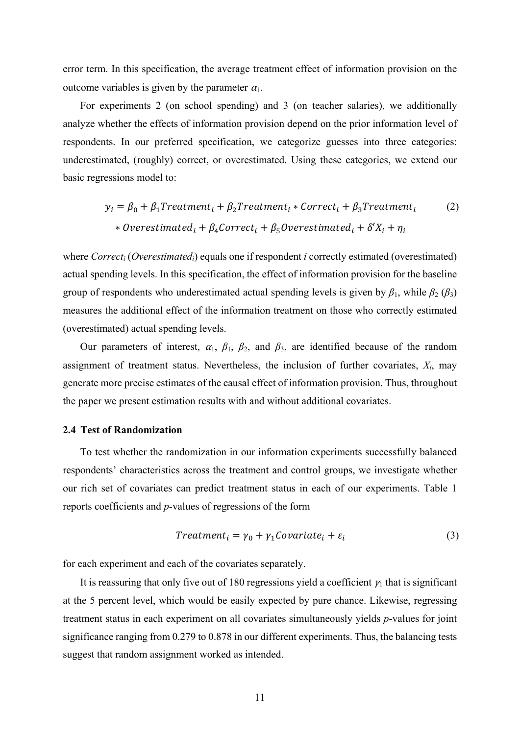error term. In this specification, the average treatment effect of information provision on the outcome variables is given by the parameter $\alpha_1$.

For experiments 2 (on school spending) and 3 (on teacher salaries), we additionally analyze whether the effects of information provision depend on the prior information level of respondents. In our preferred specification, we categorize guesses into three categories: underestimated, (roughly) correct, or overestimated. Using these categories, we extend our basic regressions model to:

$$y_i = \beta_0 + \beta_1 Treatment_i + \beta_2 Treatment_i * Correct_i + \beta_3 Treatment_i * Overestimated_i + \beta_4 Correct_i + \beta_5 Overestimated_i + \delta' X_i + \eta_i \quad (2)$$

where *Correct*$_i$ (*Overestimated*$_i$) equals one if respondent *i* correctly estimated (overestimated) actual spending levels. In this specification, the effect of information provision for the baseline group of respondents who underestimated actual spending levels is given by $\beta_1$, while $\beta_2$ ($\beta_3$) measures the additional effect of the information treatment on those who correctly estimated (overestimated) actual spending levels.

Our parameters of interest, $\alpha_1$, $\beta_1$, $\beta_2$, and $\beta_3$, are identified because of the random assignment of treatment status. Nevertheless, the inclusion of further covariates, $X_i$, may generate more precise estimates of the causal effect of information provision. Thus, throughout the paper we present estimation results with and without additional covariates.

### 2.4 Test of Randomization

To test whether the randomization in our information experiments successfully balanced respondents' characteristics across the treatment and control groups, we investigate whether our rich set of covariates can predict treatment status in each of our experiments. Table 1 reports coefficients and *p*-values of regressions of the form

$$Treatment_i = \gamma_0 + \gamma_1 Covariate_i + \varepsilon_i \quad (3)$$

for each experiment and each of the covariates separately.

It is reassuring that only five out of 180 regressions yield a coefficient $\gamma_1$ that is significant at the 5 percent level, which would be easily expected by pure chance. Likewise, regressing treatment status in each experiment on all covariates simultaneously yields *p*-values for joint significance ranging from 0.279 to 0.878 in our different experiments. Thus, the balancing tests suggest that random assignment worked as intended.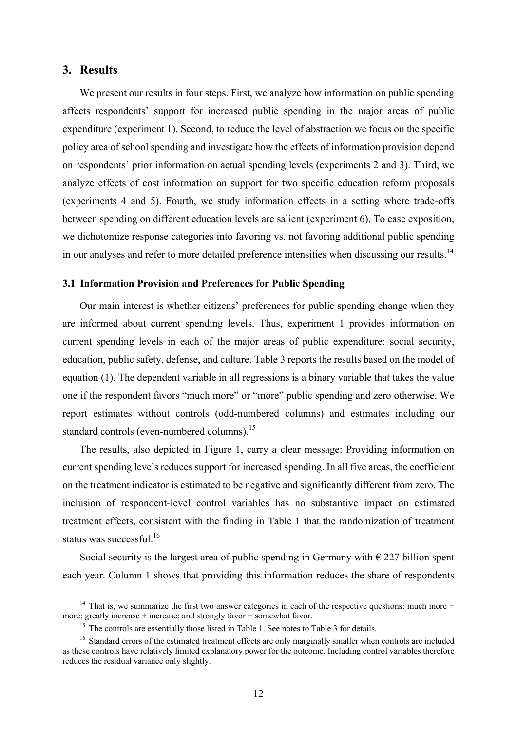## 3. Results

We present our results in four steps. First, we analyze how information on public spending affects respondents' support for increased public spending in the major areas of public expenditure (experiment 1). Second, to reduce the level of abstraction we focus on the specific policy area of school spending and investigate how the effects of information provision depend on respondents' prior information on actual spending levels (experiments 2 and 3). Third, we analyze effects of cost information on support for two specific education reform proposals (experiments 4 and 5). Fourth, we study information effects in a setting where trade-offs between spending on different education levels are salient (experiment 6). To ease exposition, we dichotomize response categories into favoring vs. not favoring additional public spending in our analyses and refer to more detailed preference intensities when discussing our results.[14]

### 3.1 Information Provision and Preferences for Public Spending

Our main interest is whether citizens' preferences for public spending change when they are informed about current spending levels. Thus, experiment 1 provides information on current spending levels in each of the major areas of public expenditure: social security, education, public safety, defense, and culture. Table 3 reports the results based on the model of equation (1). The dependent variable in all regressions is a binary variable that takes the value one if the respondent favors "much more" or "more" public spending and zero otherwise. We report estimates without controls (odd-numbered columns) and estimates including our standard controls (even-numbered columns).[15]

The results, also depicted in Figure 1, carry a clear message: Providing information on current spending levels reduces support for increased spending. In all five areas, the coefficient on the treatment indicator is estimated to be negative and significantly different from zero. The inclusion of respondent-level control variables has no substantive impact on estimated treatment effects, consistent with the finding in Table 1 that the randomization of treatment status was successful.[16]

Social security is the largest area of public spending in Germany with € 227 billion spent each year. Column 1 shows that providing this information reduces the share of respondents

---

[14] That is, we summarize the first two answer categories in each of the respective questions: much more + more; greatly increase + increase; and strongly favor + somewhat favor.

[15] The controls are essentially those listed in Table 1. See notes to Table 3 for details.

[16] Standard errors of the estimated treatment effects are only marginally smaller when controls are included as these controls have relatively limited explanatory power for the outcome. Including control variables therefore reduces the residual variance only slightly.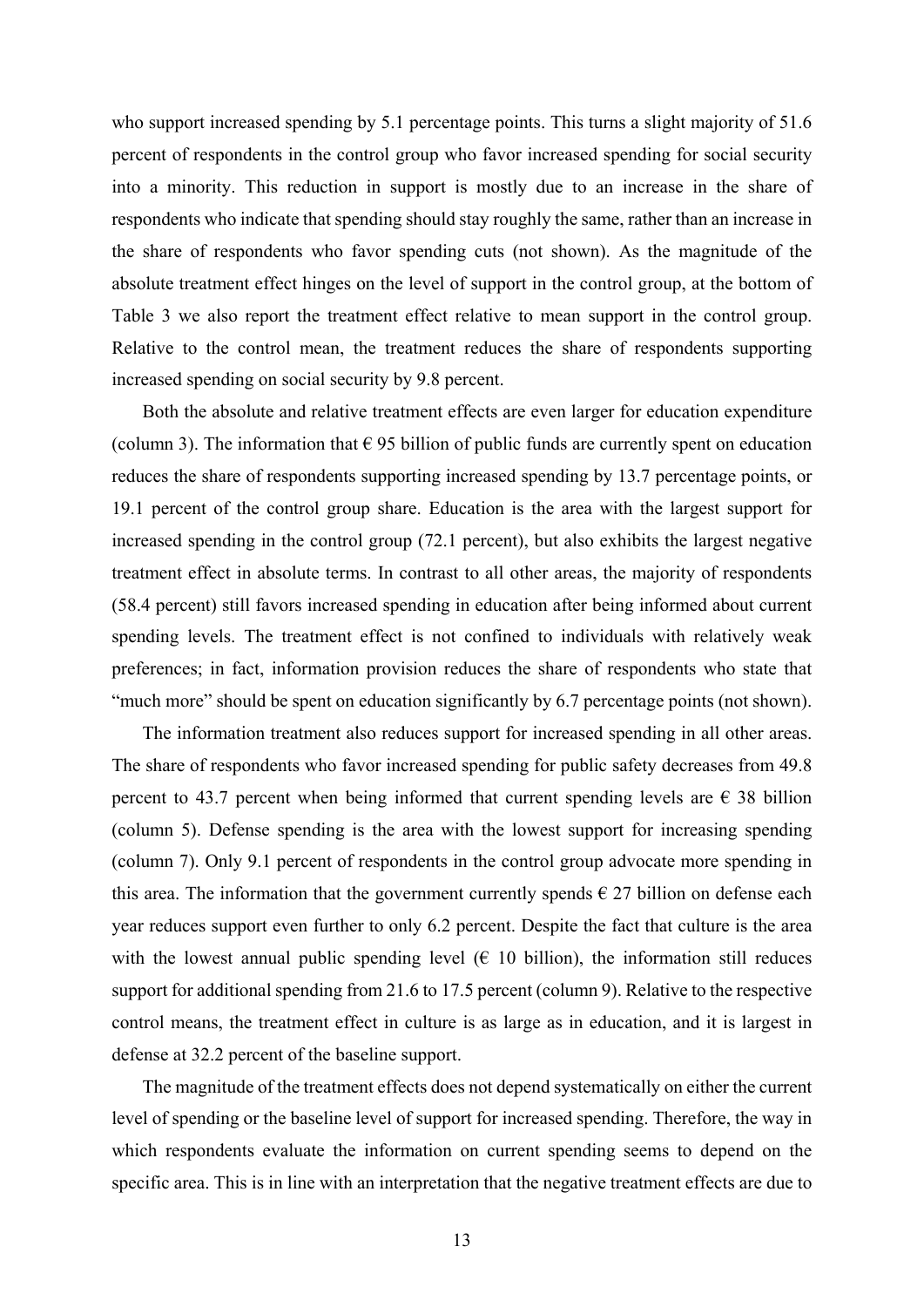who support increased spending by 5.1 percentage points. This turns a slight majority of 51.6 percent of respondents in the control group who favor increased spending for social security into a minority. This reduction in support is mostly due to an increase in the share of respondents who indicate that spending should stay roughly the same, rather than an increase in the share of respondents who favor spending cuts (not shown). As the magnitude of the absolute treatment effect hinges on the level of support in the control group, at the bottom of Table 3 we also report the treatment effect relative to mean support in the control group. Relative to the control mean, the treatment reduces the share of respondents supporting increased spending on social security by 9.8 percent.

Both the absolute and relative treatment effects are even larger for education expenditure (column 3). The information that € 95 billion of public funds are currently spent on education reduces the share of respondents supporting increased spending by 13.7 percentage points, or 19.1 percent of the control group share. Education is the area with the largest support for increased spending in the control group (72.1 percent), but also exhibits the largest negative treatment effect in absolute terms. In contrast to all other areas, the majority of respondents (58.4 percent) still favors increased spending in education after being informed about current spending levels. The treatment effect is not confined to individuals with relatively weak preferences; in fact, information provision reduces the share of respondents who state that "much more" should be spent on education significantly by 6.7 percentage points (not shown).

The information treatment also reduces support for increased spending in all other areas. The share of respondents who favor increased spending for public safety decreases from 49.8 percent to 43.7 percent when being informed that current spending levels are € 38 billion (column 5). Defense spending is the area with the lowest support for increasing spending (column 7). Only 9.1 percent of respondents in the control group advocate more spending in this area. The information that the government currently spends € 27 billion on defense each year reduces support even further to only 6.2 percent. Despite the fact that culture is the area with the lowest annual public spending level (€ 10 billion), the information still reduces support for additional spending from 21.6 to 17.5 percent (column 9). Relative to the respective control means, the treatment effect in culture is as large as in education, and it is largest in defense at 32.2 percent of the baseline support.

The magnitude of the treatment effects does not depend systematically on either the current level of spending or the baseline level of support for increased spending. Therefore, the way in which respondents evaluate the information on current spending seems to depend on the specific area. This is in line with an interpretation that the negative treatment effects are due to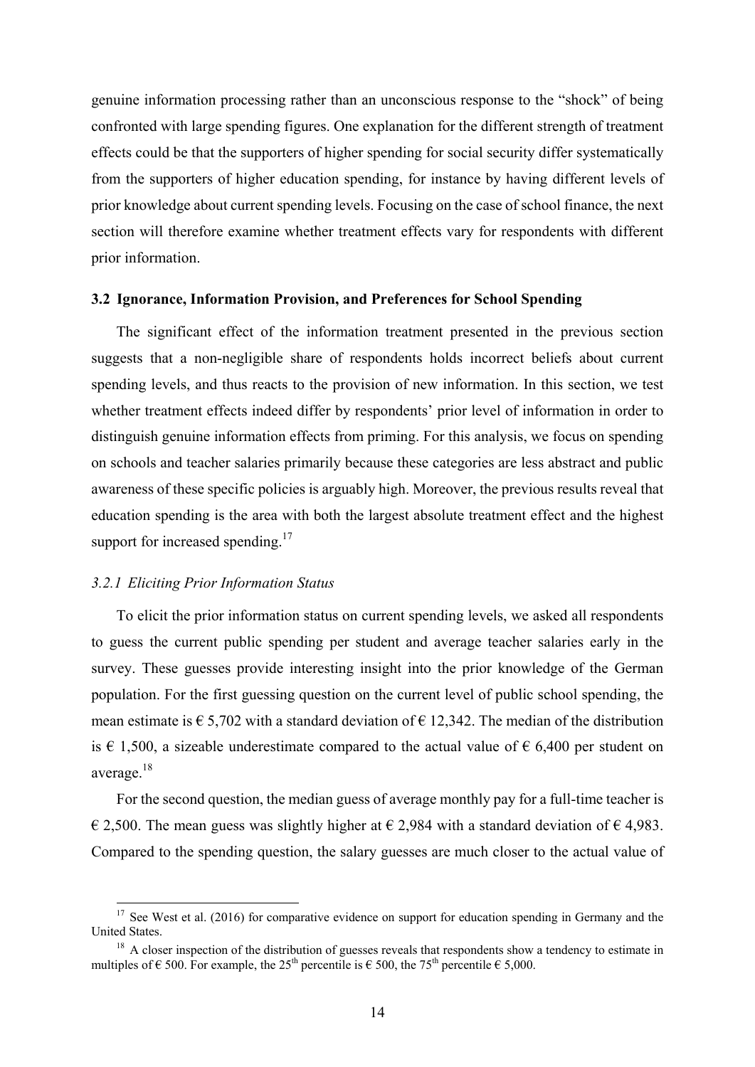genuine information processing rather than an unconscious response to the "shock" of being confronted with large spending figures. One explanation for the different strength of treatment effects could be that the supporters of higher spending for social security differ systematically from the supporters of higher education spending, for instance by having different levels of prior knowledge about current spending levels. Focusing on the case of school finance, the next section will therefore examine whether treatment effects vary for respondents with different prior information.

### 3.2 Ignorance, Information Provision, and Preferences for School Spending

The significant effect of the information treatment presented in the previous section suggests that a non-negligible share of respondents holds incorrect beliefs about current spending levels, and thus reacts to the provision of new information. In this section, we test whether treatment effects indeed differ by respondents' prior level of information in order to distinguish genuine information effects from priming. For this analysis, we focus on spending on schools and teacher salaries primarily because these categories are less abstract and public awareness of these specific policies is arguably high. Moreover, the previous results reveal that education spending is the area with both the largest absolute treatment effect and the highest support for increased spending.[17]

#### *3.2.1 Eliciting Prior Information Status*

To elicit the prior information status on current spending levels, we asked all respondents to guess the current public spending per student and average teacher salaries early in the survey. These guesses provide interesting insight into the prior knowledge of the German population. For the first guessing question on the current level of public school spending, the mean estimate is € 5,702 with a standard deviation of € 12,342. The median of the distribution is € 1,500, a sizeable underestimate compared to the actual value of € 6,400 per student on average.[18]

For the second question, the median guess of average monthly pay for a full-time teacher is € 2,500. The mean guess was slightly higher at € 2,984 with a standard deviation of € 4,983. Compared to the spending question, the salary guesses are much closer to the actual value of

---

[17] See West et al. (2016) for comparative evidence on support for education spending in Germany and the United States.

[18] A closer inspection of the distribution of guesses reveals that respondents show a tendency to estimate in multiples of € 500. For example, the 25th percentile is € 500, the 75th percentile € 5,000.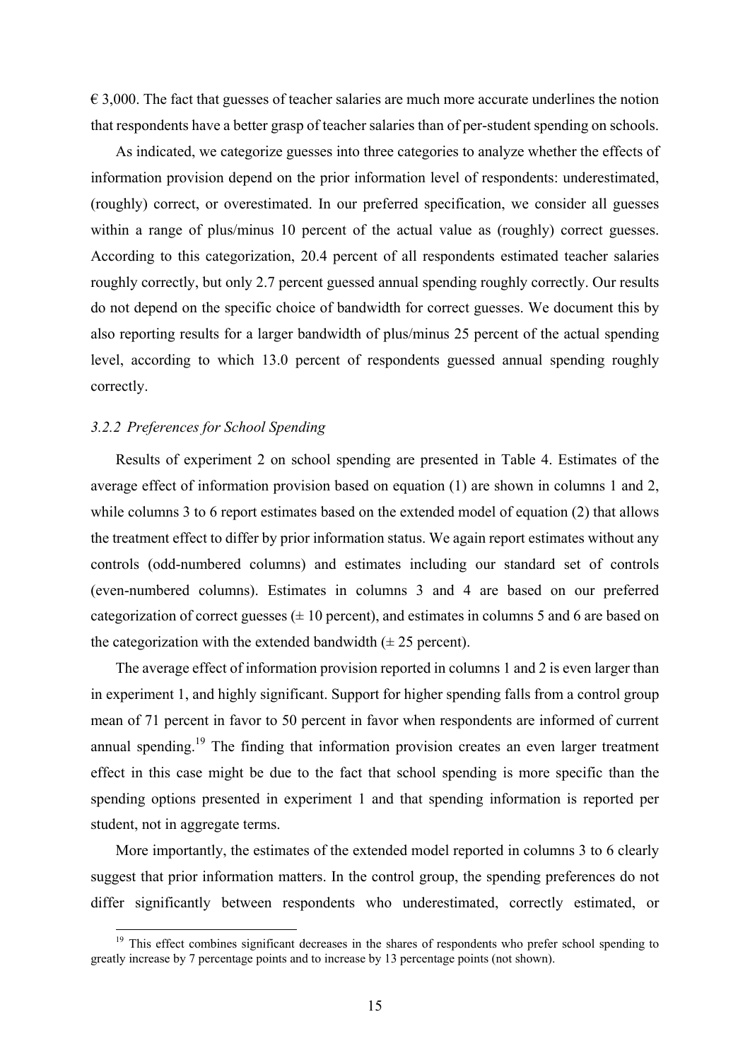€ 3,000. The fact that guesses of teacher salaries are much more accurate underlines the notion that respondents have a better grasp of teacher salaries than of per-student spending on schools.

As indicated, we categorize guesses into three categories to analyze whether the effects of information provision depend on the prior information level of respondents: underestimated, (roughly) correct, or overestimated. In our preferred specification, we consider all guesses within a range of plus/minus 10 percent of the actual value as (roughly) correct guesses. According to this categorization, 20.4 percent of all respondents estimated teacher salaries roughly correctly, but only 2.7 percent guessed annual spending roughly correctly. Our results do not depend on the specific choice of bandwidth for correct guesses. We document this by also reporting results for a larger bandwidth of plus/minus 25 percent of the actual spending level, according to which 13.0 percent of respondents guessed annual spending roughly correctly.

### *3.2.2 Preferences for School Spending*

Results of experiment 2 on school spending are presented in Table 4. Estimates of the average effect of information provision based on equation (1) are shown in columns 1 and 2, while columns 3 to 6 report estimates based on the extended model of equation (2) that allows the treatment effect to differ by prior information status. We again report estimates without any controls (odd-numbered columns) and estimates including our standard set of controls (even-numbered columns). Estimates in columns 3 and 4 are based on our preferred categorization of correct guesses (± 10 percent), and estimates in columns 5 and 6 are based on the categorization with the extended bandwidth (± 25 percent).

The average effect of information provision reported in columns 1 and 2 is even larger than in experiment 1, and highly significant. Support for higher spending falls from a control group mean of 71 percent in favor to 50 percent in favor when respondents are informed of current annual spending.[19] The finding that information provision creates an even larger treatment effect in this case might be due to the fact that school spending is more specific than the spending options presented in experiment 1 and that spending information is reported per student, not in aggregate terms.

More importantly, the estimates of the extended model reported in columns 3 to 6 clearly suggest that prior information matters. In the control group, the spending preferences do not differ significantly between respondents who underestimated, correctly estimated, or

[19] This effect combines significant decreases in the shares of respondents who prefer school spending to greatly increase by 7 percentage points and to increase by 13 percentage points (not shown).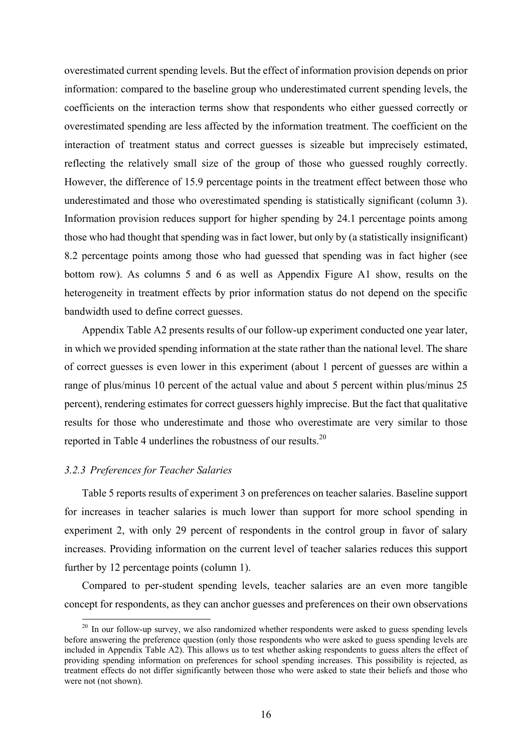overestimated current spending levels. But the effect of information provision depends on prior information: compared to the baseline group who underestimated current spending levels, the coefficients on the interaction terms show that respondents who either guessed correctly or overestimated spending are less affected by the information treatment. The coefficient on the interaction of treatment status and correct guesses is sizeable but imprecisely estimated, reflecting the relatively small size of the group of those who guessed roughly correctly. However, the difference of 15.9 percentage points in the treatment effect between those who underestimated and those who overestimated spending is statistically significant (column 3). Information provision reduces support for higher spending by 24.1 percentage points among those who had thought that spending was in fact lower, but only by (a statistically insignificant) 8.2 percentage points among those who had guessed that spending was in fact higher (see bottom row). As columns 5 and 6 as well as Appendix Figure A1 show, results on the heterogeneity in treatment effects by prior information status do not depend on the specific bandwidth used to define correct guesses.

Appendix Table A2 presents results of our follow-up experiment conducted one year later, in which we provided spending information at the state rather than the national level. The share of correct guesses is even lower in this experiment (about 1 percent of guesses are within a range of plus/minus 10 percent of the actual value and about 5 percent within plus/minus 25 percent), rendering estimates for correct guessers highly imprecise. But the fact that qualitative results for those who underestimate and those who overestimate are very similar to those reported in Table 4 underlines the robustness of our results.[20]

### *3.2.3 Preferences for Teacher Salaries*

Table 5 reports results of experiment 3 on preferences on teacher salaries. Baseline support for increases in teacher salaries is much lower than support for more school spending in experiment 2, with only 29 percent of respondents in the control group in favor of salary increases. Providing information on the current level of teacher salaries reduces this support further by 12 percentage points (column 1).

Compared to per-student spending levels, teacher salaries are an even more tangible concept for respondents, as they can anchor guesses and preferences on their own observations

[20] In our follow-up survey, we also randomized whether respondents were asked to guess spending levels before answering the preference question (only those respondents who were asked to guess spending levels are included in Appendix Table A2). This allows us to test whether asking respondents to guess alters the effect of providing spending information on preferences for school spending increases. This possibility is rejected, as treatment effects do not differ significantly between those who were asked to state their beliefs and those who were not (not shown).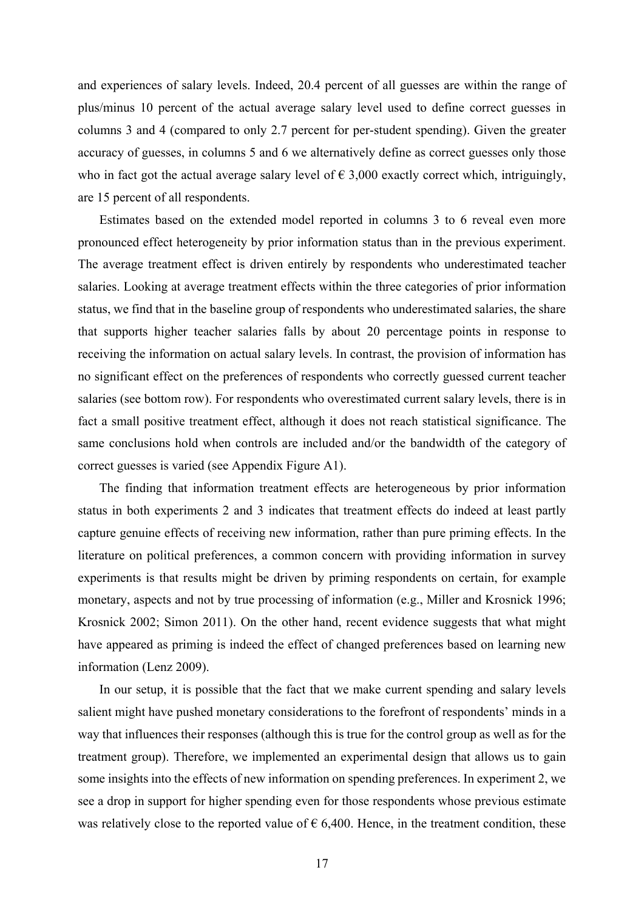and experiences of salary levels. Indeed, 20.4 percent of all guesses are within the range of plus/minus 10 percent of the actual average salary level used to define correct guesses in columns 3 and 4 (compared to only 2.7 percent for per-student spending). Given the greater accuracy of guesses, in columns 5 and 6 we alternatively define as correct guesses only those who in fact got the actual average salary level of € 3,000 exactly correct which, intriguingly, are 15 percent of all respondents.

Estimates based on the extended model reported in columns 3 to 6 reveal even more pronounced effect heterogeneity by prior information status than in the previous experiment. The average treatment effect is driven entirely by respondents who underestimated teacher salaries. Looking at average treatment effects within the three categories of prior information status, we find that in the baseline group of respondents who underestimated salaries, the share that supports higher teacher salaries falls by about 20 percentage points in response to receiving the information on actual salary levels. In contrast, the provision of information has no significant effect on the preferences of respondents who correctly guessed current teacher salaries (see bottom row). For respondents who overestimated current salary levels, there is in fact a small positive treatment effect, although it does not reach statistical significance. The same conclusions hold when controls are included and/or the bandwidth of the category of correct guesses is varied (see Appendix Figure A1).

The finding that information treatment effects are heterogeneous by prior information status in both experiments 2 and 3 indicates that treatment effects do indeed at least partly capture genuine effects of receiving new information, rather than pure priming effects. In the literature on political preferences, a common concern with providing information in survey experiments is that results might be driven by priming respondents on certain, for example monetary, aspects and not by true processing of information (e.g., Miller and Krosnick 1996; Krosnick 2002; Simon 2011). On the other hand, recent evidence suggests that what might have appeared as priming is indeed the effect of changed preferences based on learning new information (Lenz 2009).

In our setup, it is possible that the fact that we make current spending and salary levels salient might have pushed monetary considerations to the forefront of respondents' minds in a way that influences their responses (although this is true for the control group as well as for the treatment group). Therefore, we implemented an experimental design that allows us to gain some insights into the effects of new information on spending preferences. In experiment 2, we see a drop in support for higher spending even for those respondents whose previous estimate was relatively close to the reported value of € 6,400. Hence, in the treatment condition, these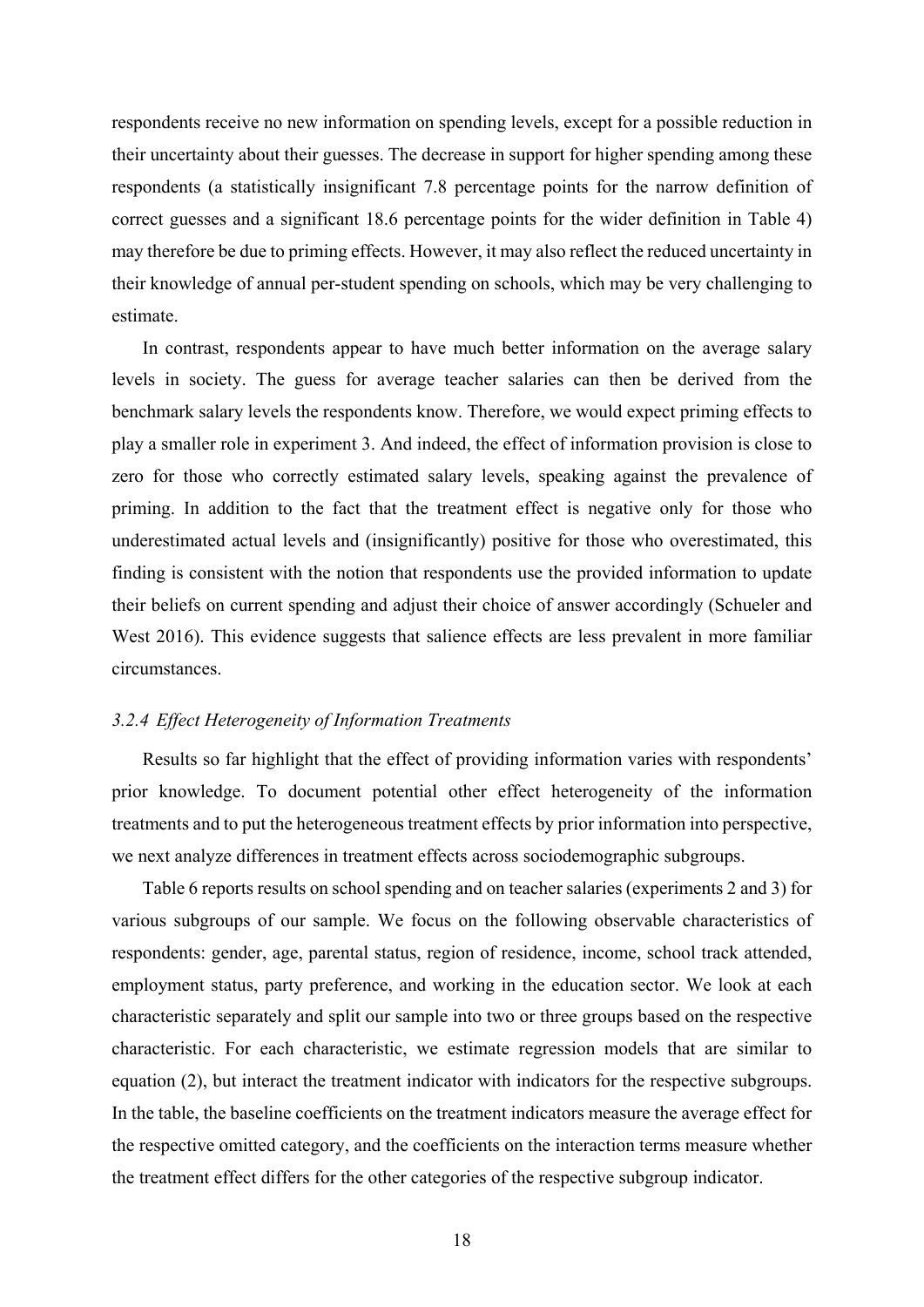respondents receive no new information on spending levels, except for a possible reduction in their uncertainty about their guesses. The decrease in support for higher spending among these respondents (a statistically insignificant 7.8 percentage points for the narrow definition of correct guesses and a significant 18.6 percentage points for the wider definition in Table 4) may therefore be due to priming effects. However, it may also reflect the reduced uncertainty in their knowledge of annual per-student spending on schools, which may be very challenging to estimate.

In contrast, respondents appear to have much better information on the average salary levels in society. The guess for average teacher salaries can then be derived from the benchmark salary levels the respondents know. Therefore, we would expect priming effects to play a smaller role in experiment 3. And indeed, the effect of information provision is close to zero for those who correctly estimated salary levels, speaking against the prevalence of priming. In addition to the fact that the treatment effect is negative only for those who underestimated actual levels and (insignificantly) positive for those who overestimated, this finding is consistent with the notion that respondents use the provided information to update their beliefs on current spending and adjust their choice of answer accordingly (Schueler and West 2016). This evidence suggests that salience effects are less prevalent in more familiar circumstances.

### *3.2.4 Effect Heterogeneity of Information Treatments*

Results so far highlight that the effect of providing information varies with respondents' prior knowledge. To document potential other effect heterogeneity of the information treatments and to put the heterogeneous treatment effects by prior information into perspective, we next analyze differences in treatment effects across sociodemographic subgroups.

Table 6 reports results on school spending and on teacher salaries (experiments 2 and 3) for various subgroups of our sample. We focus on the following observable characteristics of respondents: gender, age, parental status, region of residence, income, school track attended, employment status, party preference, and working in the education sector. We look at each characteristic separately and split our sample into two or three groups based on the respective characteristic. For each characteristic, we estimate regression models that are similar to equation (2), but interact the treatment indicator with indicators for the respective subgroups. In the table, the baseline coefficients on the treatment indicators measure the average effect for the respective omitted category, and the coefficients on the interaction terms measure whether the treatment effect differs for the other categories of the respective subgroup indicator.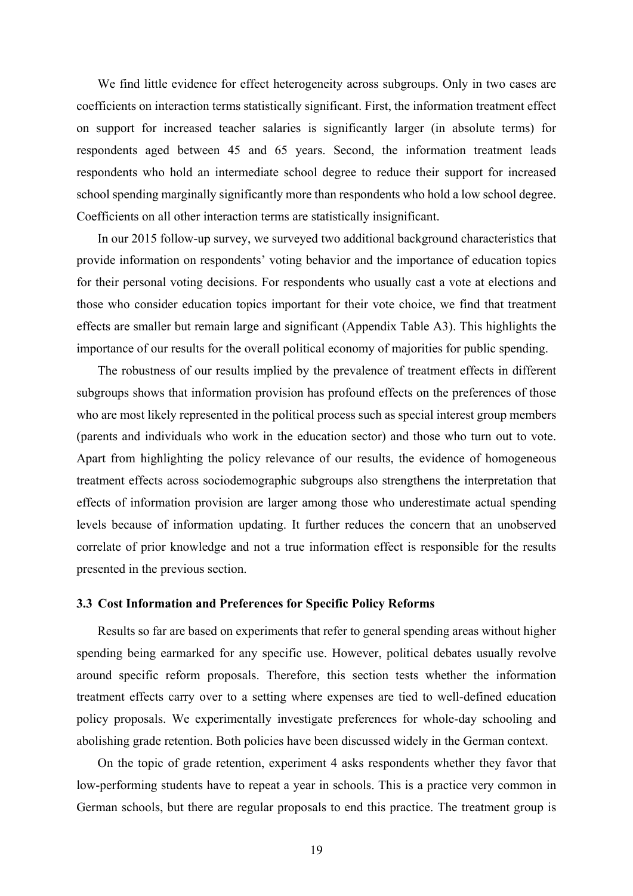We find little evidence for effect heterogeneity across subgroups. Only in two cases are coefficients on interaction terms statistically significant. First, the information treatment effect on support for increased teacher salaries is significantly larger (in absolute terms) for respondents aged between 45 and 65 years. Second, the information treatment leads respondents who hold an intermediate school degree to reduce their support for increased school spending marginally significantly more than respondents who hold a low school degree. Coefficients on all other interaction terms are statistically insignificant.

In our 2015 follow-up survey, we surveyed two additional background characteristics that provide information on respondents' voting behavior and the importance of education topics for their personal voting decisions. For respondents who usually cast a vote at elections and those who consider education topics important for their vote choice, we find that treatment effects are smaller but remain large and significant (Appendix Table A3). This highlights the importance of our results for the overall political economy of majorities for public spending.

The robustness of our results implied by the prevalence of treatment effects in different subgroups shows that information provision has profound effects on the preferences of those who are most likely represented in the political process such as special interest group members (parents and individuals who work in the education sector) and those who turn out to vote. Apart from highlighting the policy relevance of our results, the evidence of homogeneous treatment effects across sociodemographic subgroups also strengthens the interpretation that effects of information provision are larger among those who underestimate actual spending levels because of information updating. It further reduces the concern that an unobserved correlate of prior knowledge and not a true information effect is responsible for the results presented in the previous section.

### 3.3 Cost Information and Preferences for Specific Policy Reforms

Results so far are based on experiments that refer to general spending areas without higher spending being earmarked for any specific use. However, political debates usually revolve around specific reform proposals. Therefore, this section tests whether the information treatment effects carry over to a setting where expenses are tied to well-defined education policy proposals. We experimentally investigate preferences for whole-day schooling and abolishing grade retention. Both policies have been discussed widely in the German context.

On the topic of grade retention, experiment 4 asks respondents whether they favor that low-performing students have to repeat a year in schools. This is a practice very common in German schools, but there are regular proposals to end this practice. The treatment group is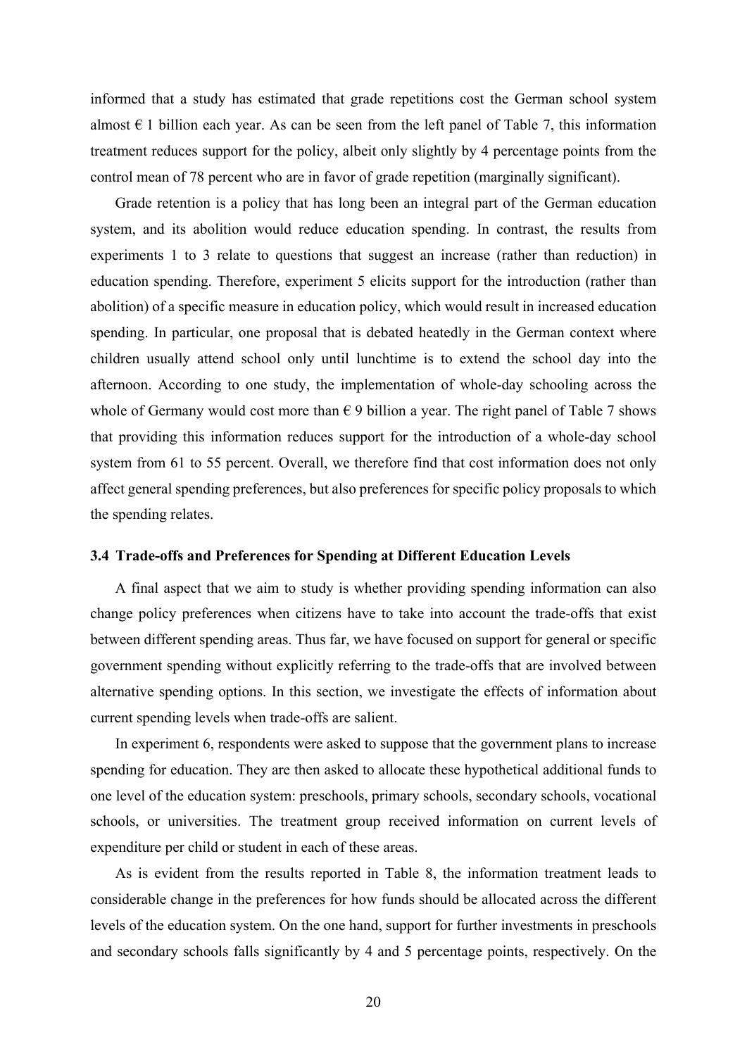informed that a study has estimated that grade repetitions cost the German school system almost € 1 billion each year. As can be seen from the left panel of Table 7, this information treatment reduces support for the policy, albeit only slightly by 4 percentage points from the control mean of 78 percent who are in favor of grade repetition (marginally significant).

Grade retention is a policy that has long been an integral part of the German education system, and its abolition would reduce education spending. In contrast, the results from experiments 1 to 3 relate to questions that suggest an increase (rather than reduction) in education spending. Therefore, experiment 5 elicits support for the introduction (rather than abolition) of a specific measure in education policy, which would result in increased education spending. In particular, one proposal that is debated heatedly in the German context where children usually attend school only until lunchtime is to extend the school day into the afternoon. According to one study, the implementation of whole-day schooling across the whole of Germany would cost more than € 9 billion a year. The right panel of Table 7 shows that providing this information reduces support for the introduction of a whole-day school system from 61 to 55 percent. Overall, we therefore find that cost information does not only affect general spending preferences, but also preferences for specific policy proposals to which the spending relates.

### 3.4 Trade-offs and Preferences for Spending at Different Education Levels

A final aspect that we aim to study is whether providing spending information can also change policy preferences when citizens have to take into account the trade-offs that exist between different spending areas. Thus far, we have focused on support for general or specific government spending without explicitly referring to the trade-offs that are involved between alternative spending options. In this section, we investigate the effects of information about current spending levels when trade-offs are salient.

In experiment 6, respondents were asked to suppose that the government plans to increase spending for education. They are then asked to allocate these hypothetical additional funds to one level of the education system: preschools, primary schools, secondary schools, vocational schools, or universities. The treatment group received information on current levels of expenditure per child or student in each of these areas.

As is evident from the results reported in Table 8, the information treatment leads to considerable change in the preferences for how funds should be allocated across the different levels of the education system. On the one hand, support for further investments in preschools and secondary schools falls significantly by 4 and 5 percentage points, respectively. On the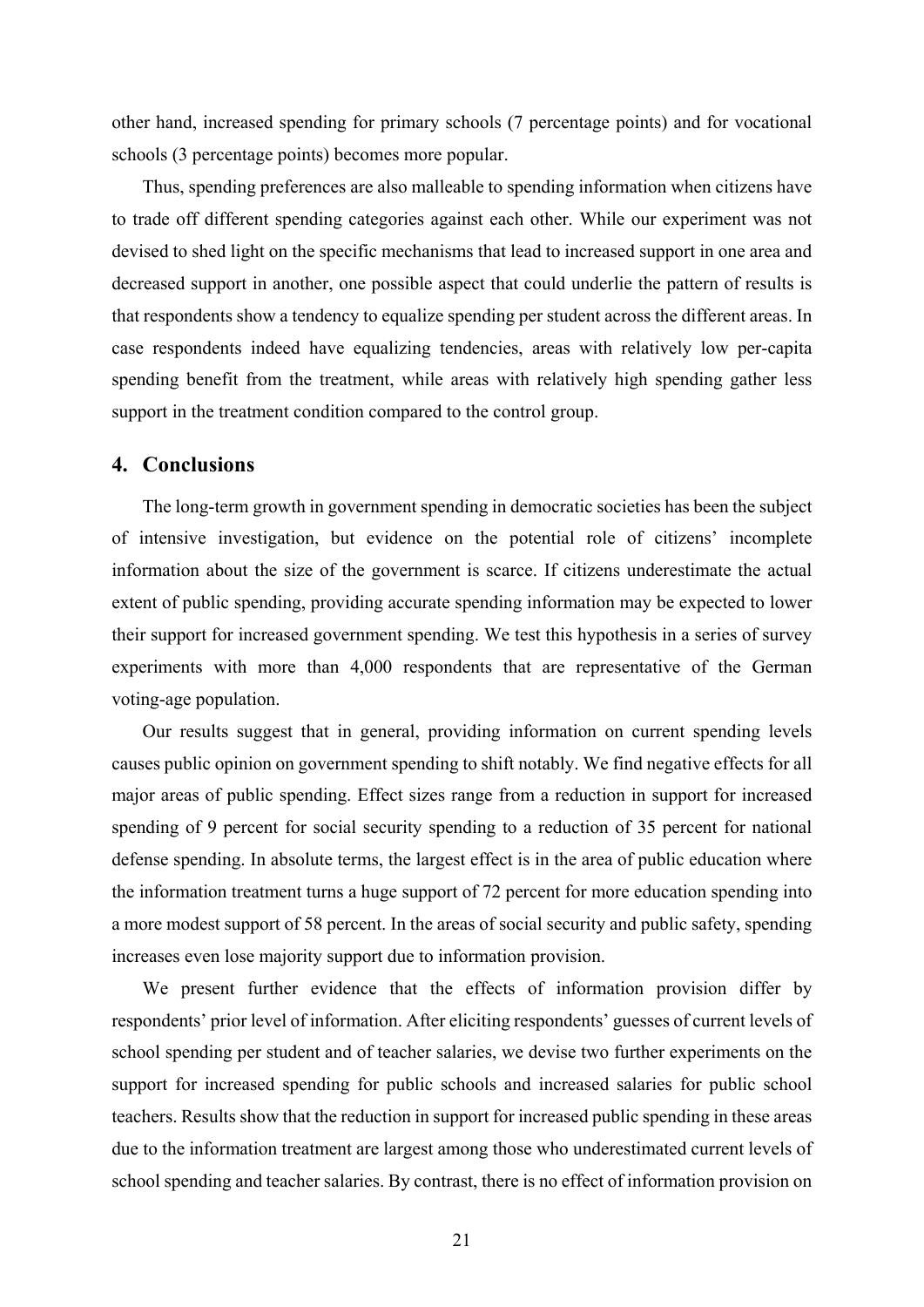other hand, increased spending for primary schools (7 percentage points) and for vocational schools (3 percentage points) becomes more popular.

Thus, spending preferences are also malleable to spending information when citizens have to trade off different spending categories against each other. While our experiment was not devised to shed light on the specific mechanisms that lead to increased support in one area and decreased support in another, one possible aspect that could underlie the pattern of results is that respondents show a tendency to equalize spending per student across the different areas. In case respondents indeed have equalizing tendencies, areas with relatively low per-capita spending benefit from the treatment, while areas with relatively high spending gather less support in the treatment condition compared to the control group.

## 4. Conclusions

The long-term growth in government spending in democratic societies has been the subject of intensive investigation, but evidence on the potential role of citizens' incomplete information about the size of the government is scarce. If citizens underestimate the actual extent of public spending, providing accurate spending information may be expected to lower their support for increased government spending. We test this hypothesis in a series of survey experiments with more than 4,000 respondents that are representative of the German voting-age population.

Our results suggest that in general, providing information on current spending levels causes public opinion on government spending to shift notably. We find negative effects for all major areas of public spending. Effect sizes range from a reduction in support for increased spending of 9 percent for social security spending to a reduction of 35 percent for national defense spending. In absolute terms, the largest effect is in the area of public education where the information treatment turns a huge support of 72 percent for more education spending into a more modest support of 58 percent. In the areas of social security and public safety, spending increases even lose majority support due to information provision.

We present further evidence that the effects of information provision differ by respondents' prior level of information. After eliciting respondents' guesses of current levels of school spending per student and of teacher salaries, we devise two further experiments on the support for increased spending for public schools and increased salaries for public school teachers. Results show that the reduction in support for increased public spending in these areas due to the information treatment are largest among those who underestimated current levels of school spending and teacher salaries. By contrast, there is no effect of information provision on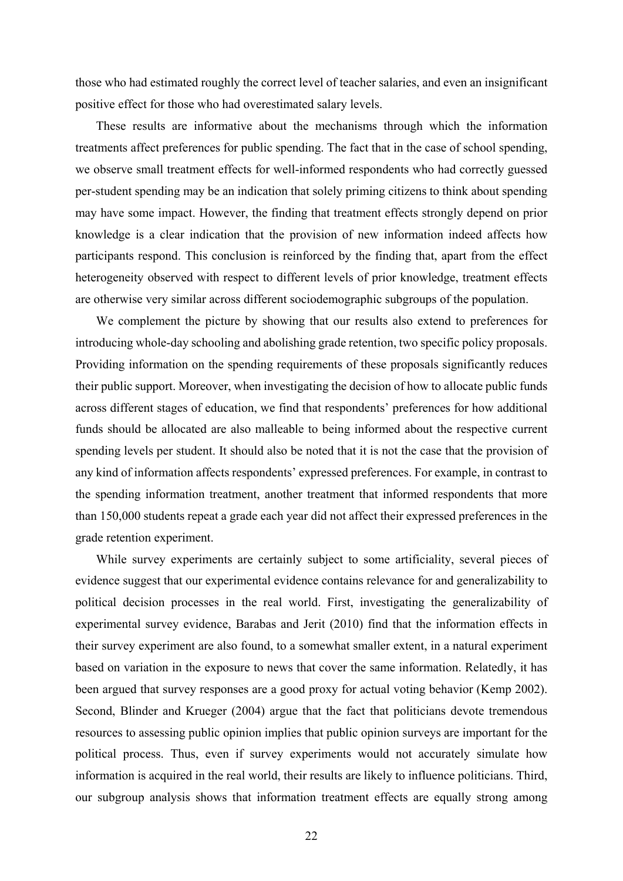those who had estimated roughly the correct level of teacher salaries, and even an insignificant positive effect for those who had overestimated salary levels.

These results are informative about the mechanisms through which the information treatments affect preferences for public spending. The fact that in the case of school spending, we observe small treatment effects for well-informed respondents who had correctly guessed per-student spending may be an indication that solely priming citizens to think about spending may have some impact. However, the finding that treatment effects strongly depend on prior knowledge is a clear indication that the provision of new information indeed affects how participants respond. This conclusion is reinforced by the finding that, apart from the effect heterogeneity observed with respect to different levels of prior knowledge, treatment effects are otherwise very similar across different sociodemographic subgroups of the population.

We complement the picture by showing that our results also extend to preferences for introducing whole-day schooling and abolishing grade retention, two specific policy proposals. Providing information on the spending requirements of these proposals significantly reduces their public support. Moreover, when investigating the decision of how to allocate public funds across different stages of education, we find that respondents' preferences for how additional funds should be allocated are also malleable to being informed about the respective current spending levels per student. It should also be noted that it is not the case that the provision of any kind of information affects respondents' expressed preferences. For example, in contrast to the spending information treatment, another treatment that informed respondents that more than 150,000 students repeat a grade each year did not affect their expressed preferences in the grade retention experiment.

While survey experiments are certainly subject to some artificiality, several pieces of evidence suggest that our experimental evidence contains relevance for and generalizability to political decision processes in the real world. First, investigating the generalizability of experimental survey evidence, Barabas and Jerit (2010) find that the information effects in their survey experiment are also found, to a somewhat smaller extent, in a natural experiment based on variation in the exposure to news that cover the same information. Relatedly, it has been argued that survey responses are a good proxy for actual voting behavior (Kemp 2002). Second, Blinder and Krueger (2004) argue that the fact that politicians devote tremendous resources to assessing public opinion implies that public opinion surveys are important for the political process. Thus, even if survey experiments would not accurately simulate how information is acquired in the real world, their results are likely to influence politicians. Third, our subgroup analysis shows that information treatment effects are equally strong among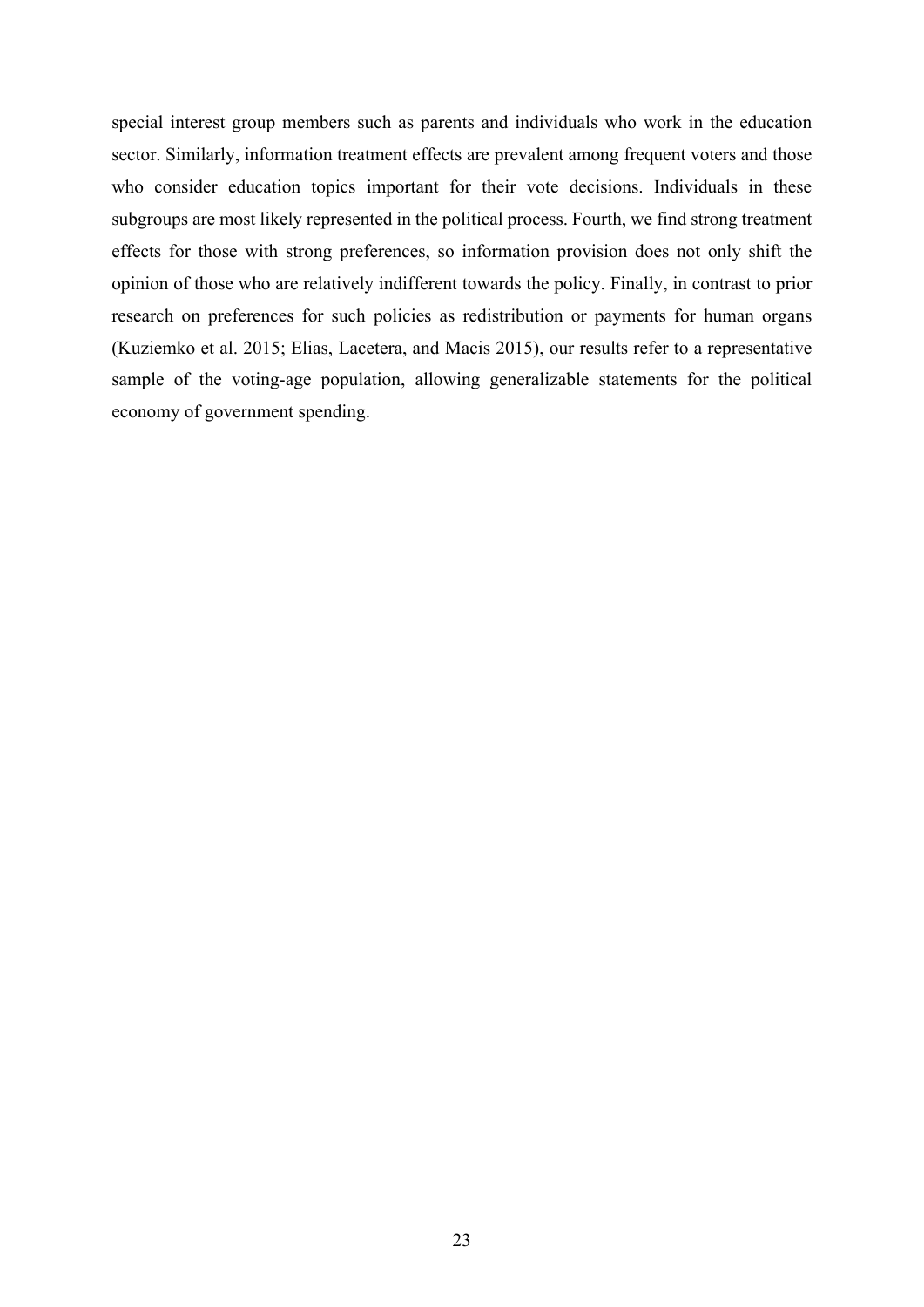special interest group members such as parents and individuals who work in the education sector. Similarly, information treatment effects are prevalent among frequent voters and those who consider education topics important for their vote decisions. Individuals in these subgroups are most likely represented in the political process. Fourth, we find strong treatment effects for those with strong preferences, so information provision does not only shift the opinion of those who are relatively indifferent towards the policy. Finally, in contrast to prior research on preferences for such policies as redistribution or payments for human organs (Kuziemko et al. 2015; Elias, Lacetera, and Macis 2015), our results refer to a representative sample of the voting-age population, allowing generalizable statements for the political economy of government spending.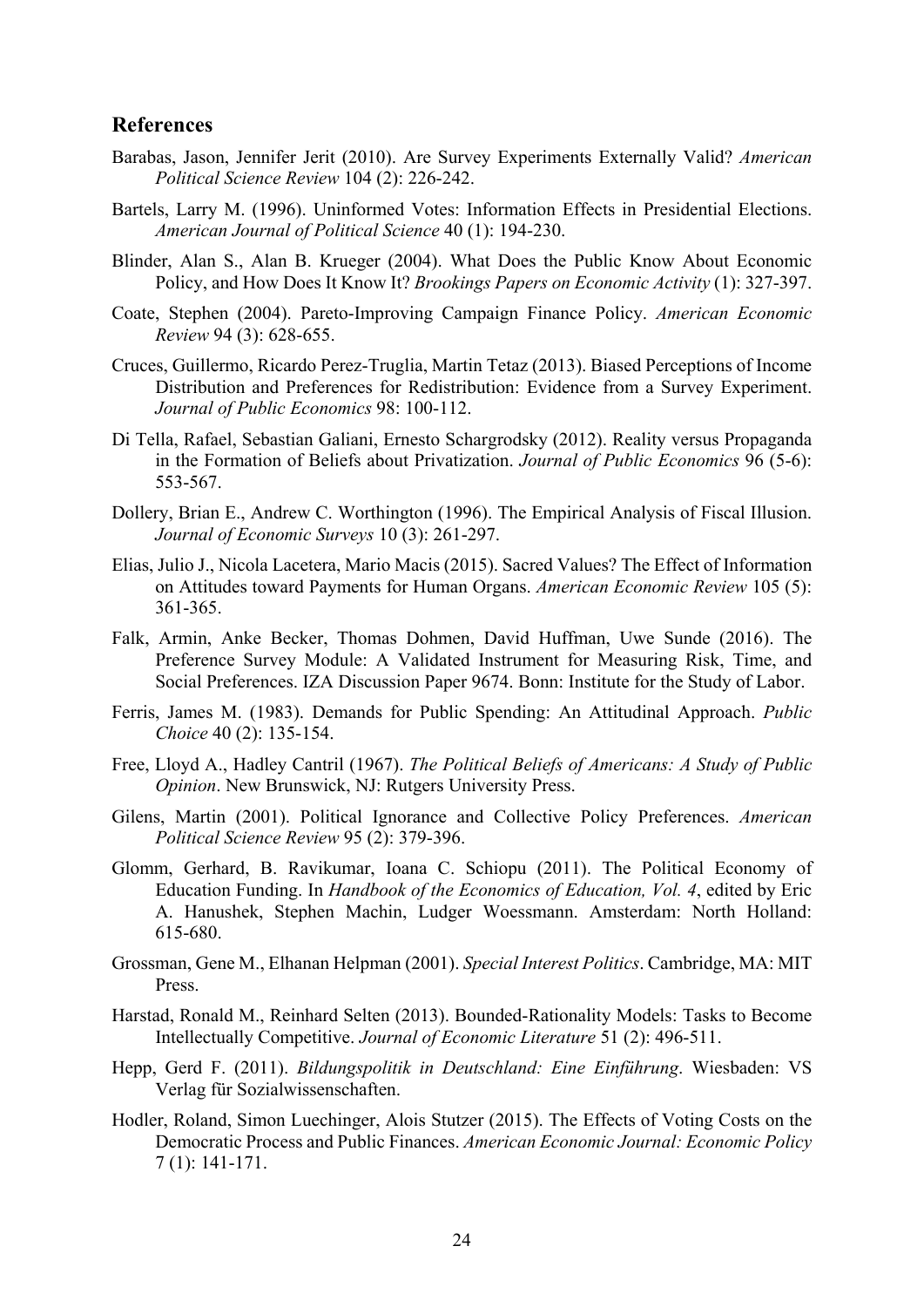## References

Barabas, Jason, Jennifer Jerit (2010). Are Survey Experiments Externally Valid? *American Political Science Review* 104 (2): 226-242.

Bartels, Larry M. (1996). Uninformed Votes: Information Effects in Presidential Elections. *American Journal of Political Science* 40 (1): 194-230.

Blinder, Alan S., Alan B. Krueger (2004). What Does the Public Know About Economic Policy, and How Does It Know It? *Brookings Papers on Economic Activity* (1): 327-397.

Coate, Stephen (2004). Pareto-Improving Campaign Finance Policy. *American Economic Review* 94 (3): 628-655.

Cruces, Guillermo, Ricardo Perez-Truglia, Martin Tetaz (2013). Biased Perceptions of Income Distribution and Preferences for Redistribution: Evidence from a Survey Experiment. *Journal of Public Economics* 98: 100-112.

Di Tella, Rafael, Sebastian Galiani, Ernesto Schargrodsky (2012). Reality versus Propaganda in the Formation of Beliefs about Privatization. *Journal of Public Economics* 96 (5-6): 553-567.

Dollery, Brian E., Andrew C. Worthington (1996). The Empirical Analysis of Fiscal Illusion. *Journal of Economic Surveys* 10 (3): 261-297.

Elias, Julio J., Nicola Lacetera, Mario Macis (2015). Sacred Values? The Effect of Information on Attitudes toward Payments for Human Organs. *American Economic Review* 105 (5): 361-365.

Falk, Armin, Anke Becker, Thomas Dohmen, David Huffman, Uwe Sunde (2016). The Preference Survey Module: A Validated Instrument for Measuring Risk, Time, and Social Preferences. IZA Discussion Paper 9674. Bonn: Institute for the Study of Labor.

Ferris, James M. (1983). Demands for Public Spending: An Attitudinal Approach. *Public Choice* 40 (2): 135-154.

Free, Lloyd A., Hadley Cantril (1967). *The Political Beliefs of Americans: A Study of Public Opinion*. New Brunswick, NJ: Rutgers University Press.

Gilens, Martin (2001). Political Ignorance and Collective Policy Preferences. *American Political Science Review* 95 (2): 379-396.

Glomm, Gerhard, B. Ravikumar, Ioana C. Schiopu (2011). The Political Economy of Education Funding. In *Handbook of the Economics of Education, Vol. 4*, edited by Eric A. Hanushek, Stephen Machin, Ludger Woessmann. Amsterdam: North Holland: 615-680.

Grossman, Gene M., Elhanan Helpman (2001). *Special Interest Politics*. Cambridge, MA: MIT Press.

Harstad, Ronald M., Reinhard Selten (2013). Bounded-Rationality Models: Tasks to Become Intellectually Competitive. *Journal of Economic Literature* 51 (2): 496-511.

Hepp, Gerd F. (2011). *Bildungspolitik in Deutschland: Eine Einführung*. Wiesbaden: VS Verlag für Sozialwissenschaften.

Hodler, Roland, Simon Luechinger, Alois Stutzer (2015). The Effects of Voting Costs on the Democratic Process and Public Finances. *American Economic Journal: Economic Policy* 7 (1): 141-171.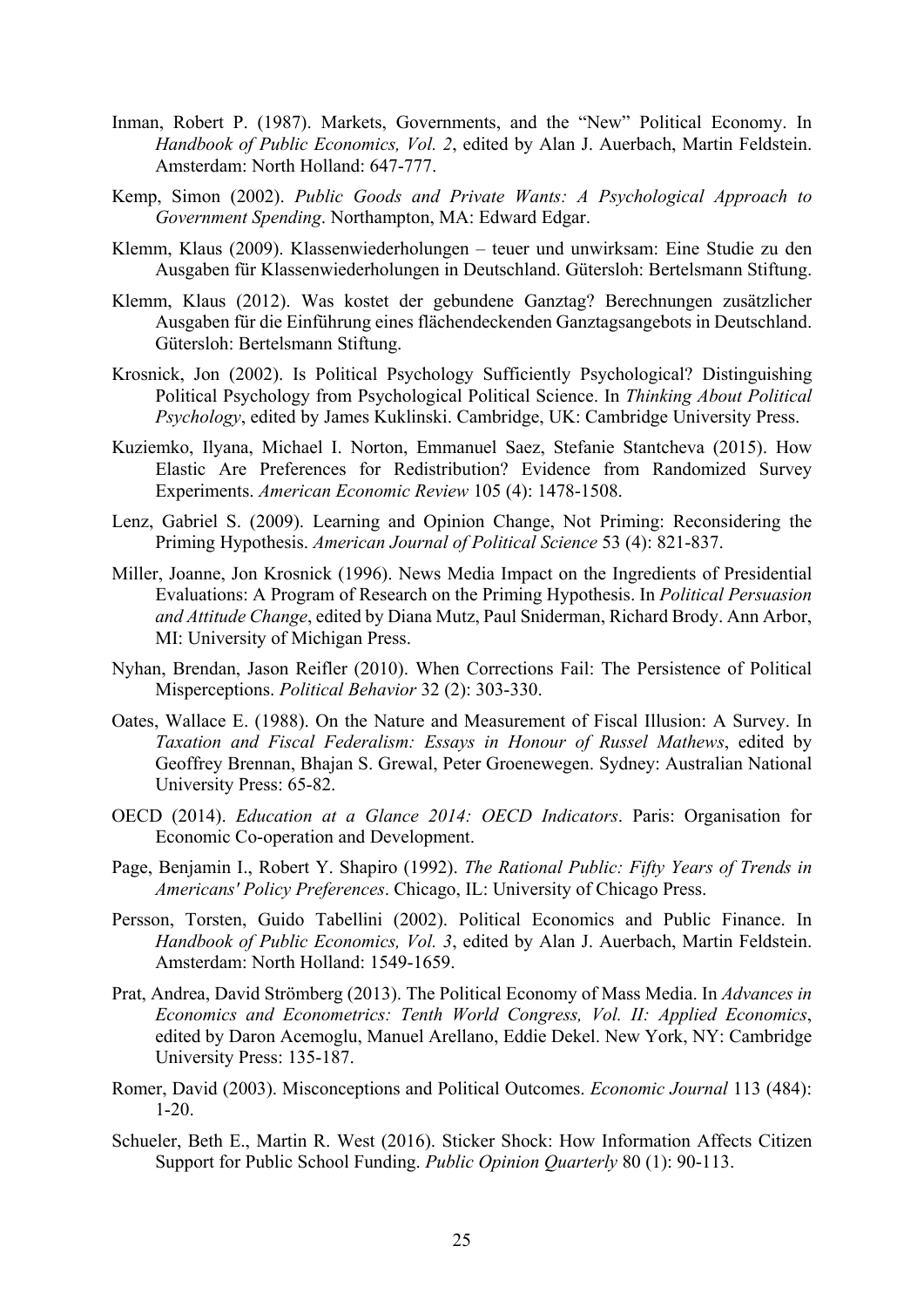Inman, Robert P. (1987). Markets, Governments, and the "New" Political Economy. In *Handbook of Public Economics, Vol. 2*, edited by Alan J. Auerbach, Martin Feldstein. Amsterdam: North Holland: 647-777.

Kemp, Simon (2002). *Public Goods and Private Wants: A Psychological Approach to Government Spending*. Northampton, MA: Edward Edgar.

Klemm, Klaus (2009). Klassenwiederholungen – teuer und unwirksam: Eine Studie zu den Ausgaben für Klassenwiederholungen in Deutschland. Gütersloh: Bertelsmann Stiftung.

Klemm, Klaus (2012). Was kostet der gebundene Ganztag? Berechnungen zusätzlicher Ausgaben für die Einführung eines flächendeckenden Ganztagsangebots in Deutschland. Gütersloh: Bertelsmann Stiftung.

Krosnick, Jon (2002). Is Political Psychology Sufficiently Psychological? Distinguishing Political Psychology from Psychological Political Science. In *Thinking About Political Psychology*, edited by James Kuklinski. Cambridge, UK: Cambridge University Press.

Kuziemko, Ilyana, Michael I. Norton, Emmanuel Saez, Stefanie Stantcheva (2015). How Elastic Are Preferences for Redistribution? Evidence from Randomized Survey Experiments. *American Economic Review* 105 (4): 1478-1508.

Lenz, Gabriel S. (2009). Learning and Opinion Change, Not Priming: Reconsidering the Priming Hypothesis. *American Journal of Political Science* 53 (4): 821-837.

Miller, Joanne, Jon Krosnick (1996). News Media Impact on the Ingredients of Presidential Evaluations: A Program of Research on the Priming Hypothesis. In *Political Persuasion and Attitude Change*, edited by Diana Mutz, Paul Sniderman, Richard Brody. Ann Arbor, MI: University of Michigan Press.

Nyhan, Brendan, Jason Reifler (2010). When Corrections Fail: The Persistence of Political Misperceptions. *Political Behavior* 32 (2): 303-330.

Oates, Wallace E. (1988). On the Nature and Measurement of Fiscal Illusion: A Survey. In *Taxation and Fiscal Federalism: Essays in Honour of Russel Mathews*, edited by Geoffrey Brennan, Bhajan S. Grewal, Peter Groenewegen. Sydney: Australian National University Press: 65-82.

OECD (2014). *Education at a Glance 2014: OECD Indicators*. Paris: Organisation for Economic Co-operation and Development.

Page, Benjamin I., Robert Y. Shapiro (1992). *The Rational Public: Fifty Years of Trends in Americans' Policy Preferences*. Chicago, IL: University of Chicago Press.

Persson, Torsten, Guido Tabellini (2002). Political Economics and Public Finance. In *Handbook of Public Economics, Vol. 3*, edited by Alan J. Auerbach, Martin Feldstein. Amsterdam: North Holland: 1549-1659.

Prat, Andrea, David Strömberg (2013). The Political Economy of Mass Media. In *Advances in Economics and Econometrics: Tenth World Congress, Vol. II: Applied Economics*, edited by Daron Acemoglu, Manuel Arellano, Eddie Dekel. New York, NY: Cambridge University Press: 135-187.

Romer, David (2003). Misconceptions and Political Outcomes. *Economic Journal* 113 (484): 1-20.

Schueler, Beth E., Martin R. West (2016). Sticker Shock: How Information Affects Citizen Support for Public School Funding. *Public Opinion Quarterly* 80 (1): 90-113.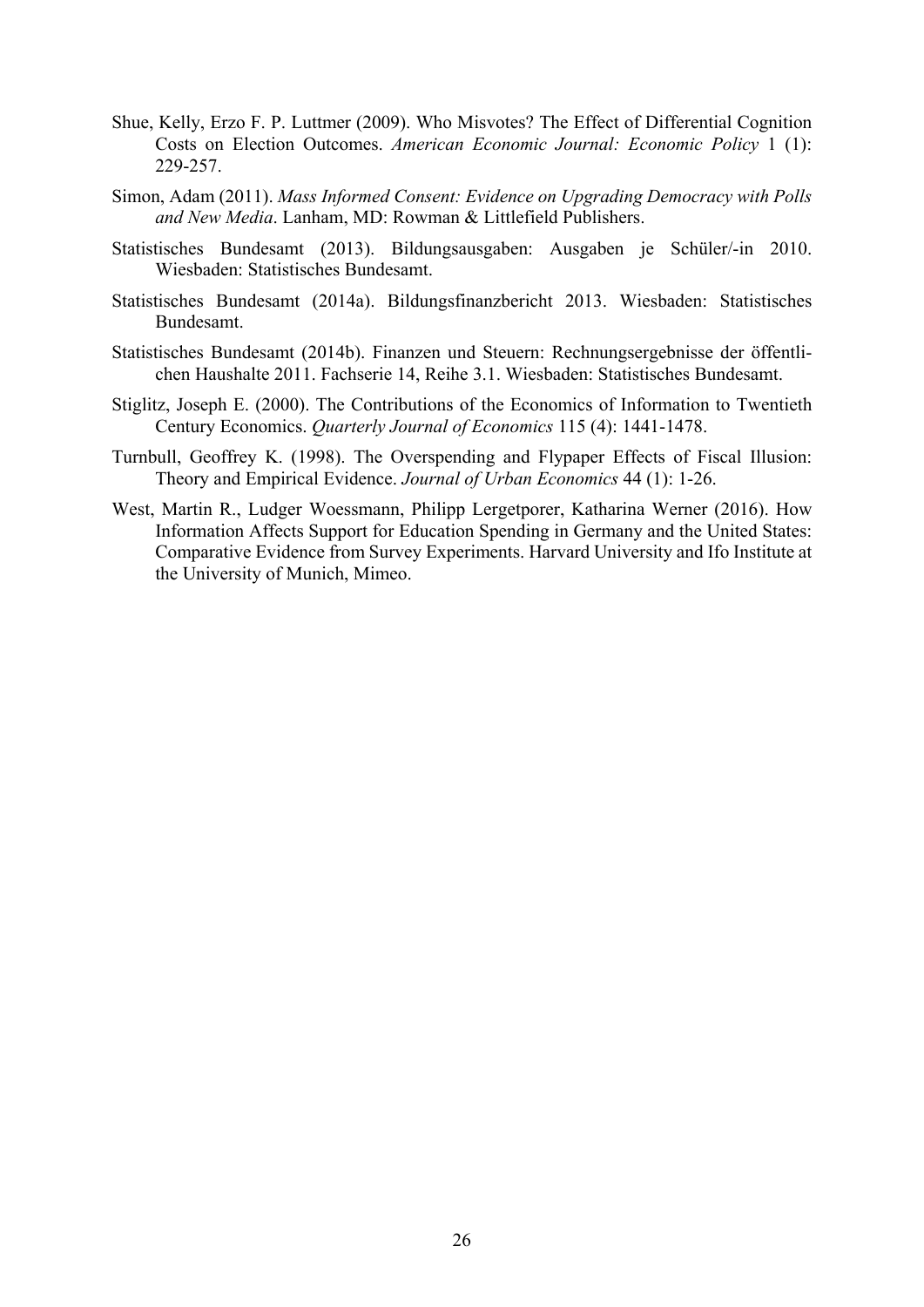Shue, Kelly, Erzo F. P. Luttmer (2009). Who Misvotes? The Effect of Differential Cognition Costs on Election Outcomes. *American Economic Journal: Economic Policy* 1 (1): 229-257.

Simon, Adam (2011). *Mass Informed Consent: Evidence on Upgrading Democracy with Polls and New Media*. Lanham, MD: Rowman & Littlefield Publishers.

Statistisches Bundesamt (2013). Bildungsausgaben: Ausgaben je Schüler/-in 2010. Wiesbaden: Statistisches Bundesamt.

Statistisches Bundesamt (2014a). Bildungsfinanzbericht 2013. Wiesbaden: Statistisches Bundesamt.

Statistisches Bundesamt (2014b). Finanzen und Steuern: Rechnungsergebnisse der öffentlichen Haushalte 2011. Fachserie 14, Reihe 3.1. Wiesbaden: Statistisches Bundesamt.

Stiglitz, Joseph E. (2000). The Contributions of the Economics of Information to Twentieth Century Economics. *Quarterly Journal of Economics* 115 (4): 1441-1478.

Turnbull, Geoffrey K. (1998). The Overspending and Flypaper Effects of Fiscal Illusion: Theory and Empirical Evidence. *Journal of Urban Economics* 44 (1): 1-26.

West, Martin R., Ludger Woessmann, Philipp Lergetporer, Katharina Werner (2016). How Information Affects Support for Education Spending in Germany and the United States: Comparative Evidence from Survey Experiments. Harvard University and Ifo Institute at the University of Munich, Mimeo.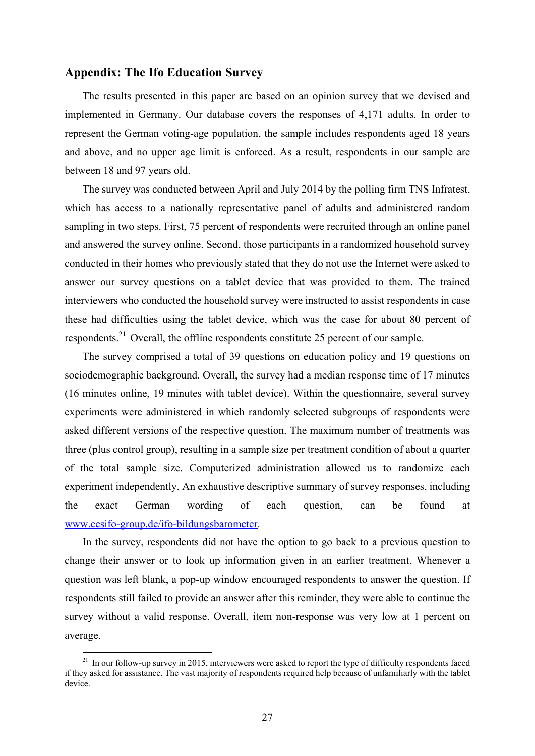## Appendix: The Ifo Education Survey

The results presented in this paper are based on an opinion survey that we devised and implemented in Germany. Our database covers the responses of 4,171 adults. In order to represent the German voting-age population, the sample includes respondents aged 18 years and above, and no upper age limit is enforced. As a result, respondents in our sample are between 18 and 97 years old.

The survey was conducted between April and July 2014 by the polling firm TNS Infratest, which has access to a nationally representative panel of adults and administered random sampling in two steps. First, 75 percent of respondents were recruited through an online panel and answered the survey online. Second, those participants in a randomized household survey conducted in their homes who previously stated that they do not use the Internet were asked to answer our survey questions on a tablet device that was provided to them. The trained interviewers who conducted the household survey were instructed to assist respondents in case these had difficulties using the tablet device, which was the case for about 80 percent of respondents.[21] Overall, the offline respondents constitute 25 percent of our sample.

The survey comprised a total of 39 questions on education policy and 19 questions on sociodemographic background. Overall, the survey had a median response time of 17 minutes (16 minutes online, 19 minutes with tablet device). Within the questionnaire, several survey experiments were administered in which randomly selected subgroups of respondents were asked different versions of the respective question. The maximum number of treatments was three (plus control group), resulting in a sample size per treatment condition of about a quarter of the total sample size. Computerized administration allowed us to randomize each experiment independently. An exhaustive descriptive summary of survey responses, including the exact German wording of each question, can be found at www.cesifo-group.de/ifo-bildungsbarometer.

In the survey, respondents did not have the option to go back to a previous question to change their answer or to look up information given in an earlier treatment. Whenever a question was left blank, a pop-up window encouraged respondents to answer the question. If respondents still failed to provide an answer after this reminder, they were able to continue the survey without a valid response. Overall, item non-response was very low at 1 percent on average.

[21] In our follow-up survey in 2015, interviewers were asked to report the type of difficulty respondents faced if they asked for assistance. The vast majority of respondents required help because of unfamiliarly with the tablet device.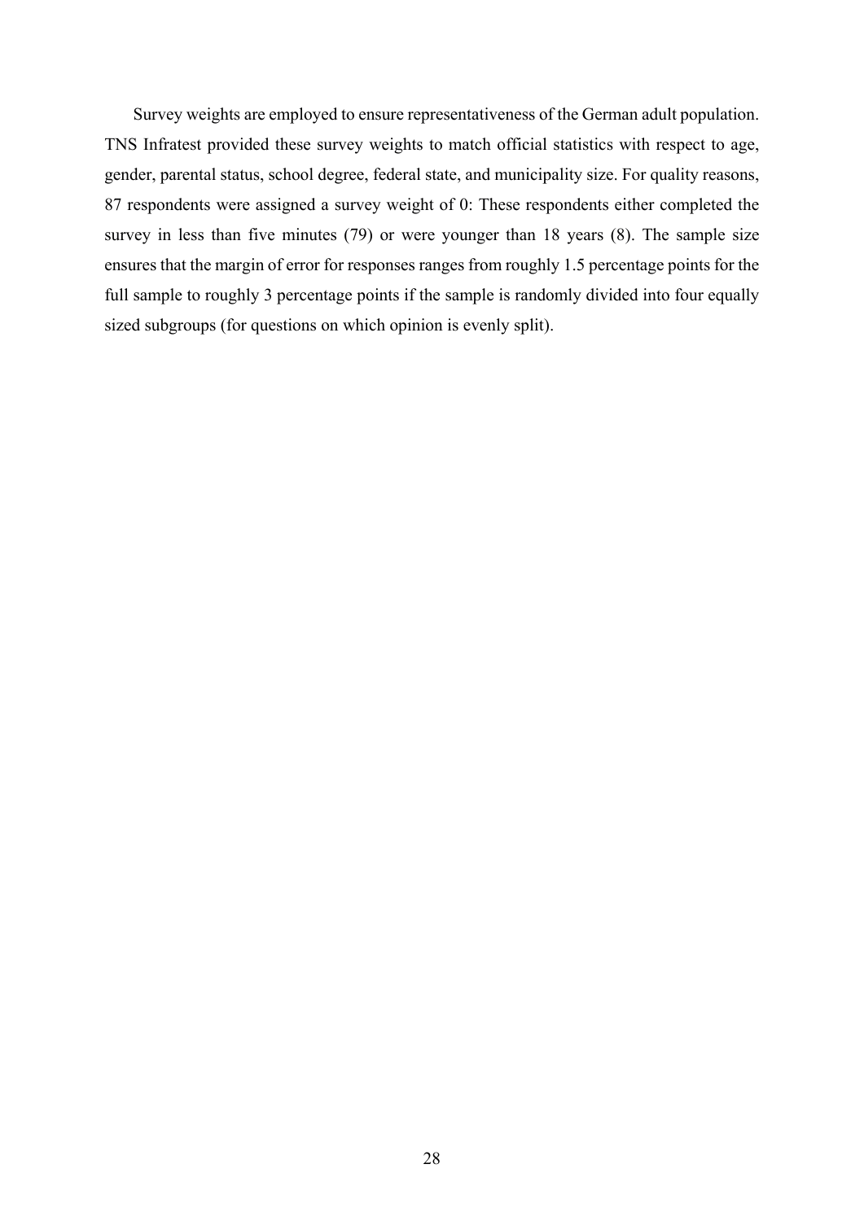Survey weights are employed to ensure representativeness of the German adult population. TNS Infratest provided these survey weights to match official statistics with respect to age, gender, parental status, school degree, federal state, and municipality size. For quality reasons, 87 respondents were assigned a survey weight of 0: These respondents either completed the survey in less than five minutes (79) or were younger than 18 years (8). The sample size ensures that the margin of error for responses ranges from roughly 1.5 percentage points for the full sample to roughly 3 percentage points if the sample is randomly divided into four equally sized subgroups (for questions on which opinion is evenly split).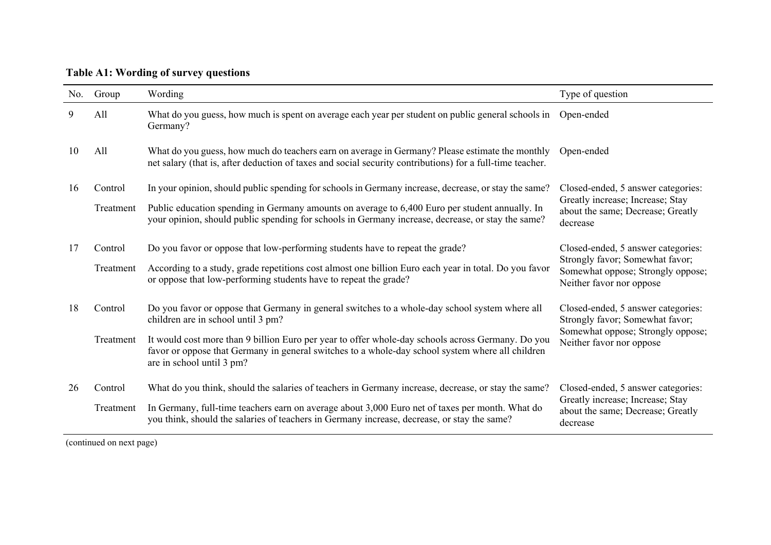**Table A1: Wording of survey questions**

| No. | Group | Wording | Type of question |
|---|---|---|---|
| 9 | All | What do you guess, how much is spent on average each year per student on public general schools in Germany? | Open-ended |
| 10 | All | What do you guess, how much do teachers earn on average in Germany? Please estimate the monthly net salary (that is, after deduction of taxes and social security contributions) for a full-time teacher. | Open-ended |
| 16 | Control | In your opinion, should public spending for schools in Germany increase, decrease, or stay the same? | Closed-ended, 5 answer categories: Greatly increase; Increase; Stay about the same; Decrease; Greatly decrease |
| | Treatment | Public education spending in Germany amounts on average to 6,400 Euro per student annually. In your opinion, should public spending for schools in Germany increase, decrease, or stay the same? | |
| 17 | Control | Do you favor or oppose that low-performing students have to repeat the grade? | Closed-ended, 5 answer categories: Strongly favor; Somewhat favor; Somewhat oppose; Strongly oppose; Neither favor nor oppose |
| | Treatment | According to a study, grade repetitions cost almost one billion Euro each year in total. Do you favor or oppose that low-performing students have to repeat the grade? | |
| 18 | Control | Do you favor or oppose that Germany in general switches to a whole-day school system where all children are in school until 3 pm? | Closed-ended, 5 answer categories: Strongly favor; Somewhat favor; Somewhat oppose; Strongly oppose; Neither favor nor oppose |
| | Treatment | It would cost more than 9 billion Euro per year to offer whole-day schools across Germany. Do you favor or oppose that Germany in general switches to a whole-day school system where all children are in school until 3 pm? | |
| 26 | Control | What do you think, should the salaries of teachers in Germany increase, decrease, or stay the same? | Closed-ended, 5 answer categories: Greatly increase; Increase; Stay about the same; Decrease; Greatly decrease |
| | Treatment | In Germany, full-time teachers earn on average about 3,000 Euro net of taxes per month. What do you think, should the salaries of teachers in Germany increase, decrease, or stay the same? | |

(continued on next page)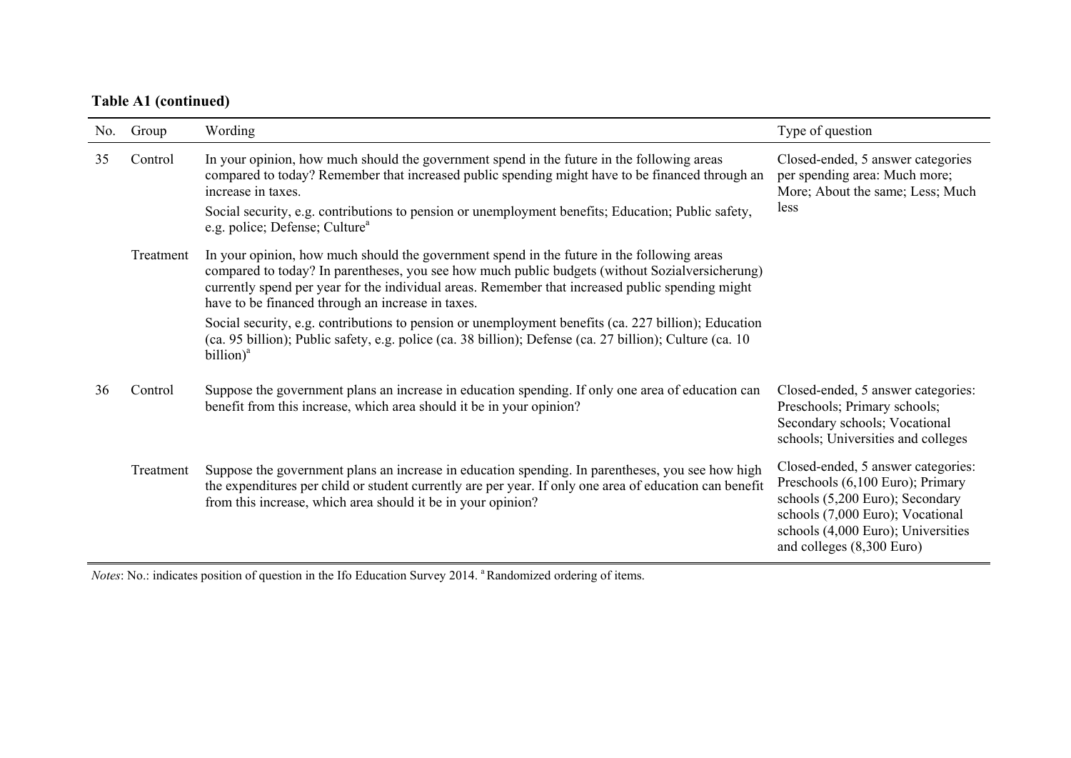**Table A1 (continued)**

| No. | Group | Wording | Type of question |
|---|---|---|---|
| 35 | Control | In your opinion, how much should the government spend in the future in the following areas compared to today? Remember that increased public spending might have to be financed through an increase in taxes. Social security, e.g. contributions to pension or unemployment benefits; Education; Public safety, e.g. police; Defense; Culture[a] | Closed-ended, 5 answer categories per spending area: Much more; More; About the same; Less; Much less |
| | Treatment | In your opinion, how much should the government spend in the future in the following areas compared to today? In parentheses, you see how much public budgets (without Sozialversicherung) currently spend per year for the individual areas. Remember that increased public spending might have to be financed through an increase in taxes. Social security, e.g. contributions to pension or unemployment benefits (ca. 227 billion); Education (ca. 95 billion); Public safety, e.g. police (ca. 38 billion); Defense (ca. 27 billion); Culture (ca. 10 billion)[a] | |
| 36 | Control | Suppose the government plans an increase in education spending. If only one area of education can benefit from this increase, which area should it be in your opinion? | Closed-ended, 5 answer categories: Preschools; Primary schools; Secondary schools; Vocational schools; Universities and colleges |
| | Treatment | Suppose the government plans an increase in education spending. In parentheses, you see how high the expenditures per child or student currently are per year. If only one area of education can benefit from this increase, which area should it be in your opinion? | Closed-ended, 5 answer categories: Preschools (6,100 Euro); Primary schools (5,200 Euro); Secondary schools (7,000 Euro); Vocational schools (4,000 Euro); Universities and colleges (8,300 Euro) |

*Notes*: No.: indicates position of question in the Ifo Education Survey 2014. [a] Randomized ordering of items.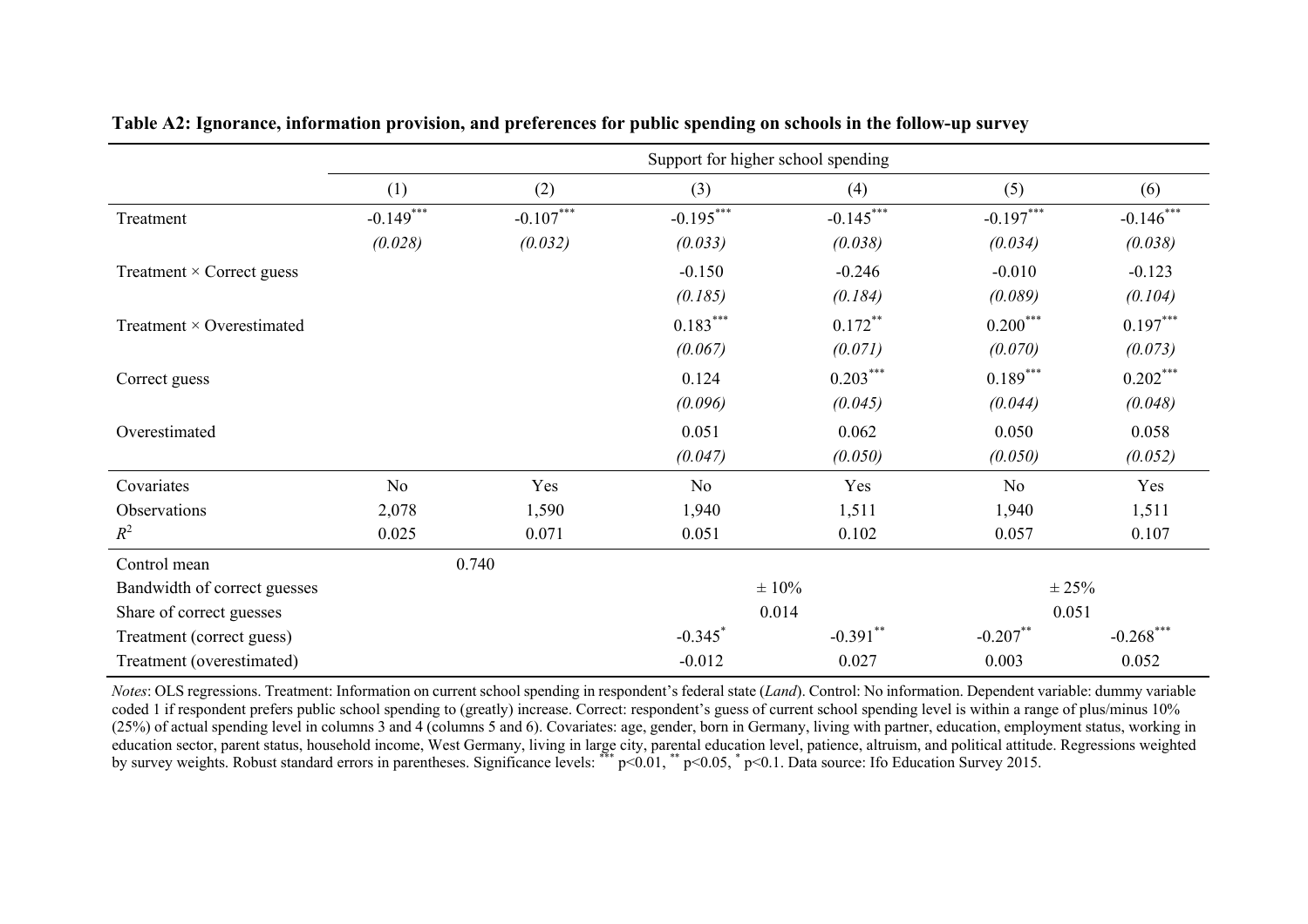**Table A2: Ignorance, information provision, and preferences for public spending on schools in the follow-up survey**

| | Support for higher school spending | | | | | |
|---|---|---|---|---|---|---|
| | (1) | (2) | (3) | (4) | (5) | (6) |
| Treatment | -0.149*** | -0.107*** | -0.195*** | -0.145*** | -0.197*** | -0.146*** |
| | *(0.028)* | *(0.032)* | *(0.033)* | *(0.038)* | *(0.034)* | *(0.038)* |
| Treatment × Correct guess | | | -0.150 | -0.246 | -0.010 | -0.123 |
| | | | *(0.185)* | *(0.184)* | *(0.089)* | *(0.104)* |
| Treatment × Overestimated | | | 0.183*** | 0.172** | 0.200*** | 0.197*** |
| | | | *(0.067)* | *(0.071)* | *(0.070)* | *(0.073)* |
| Correct guess | | | 0.124 | 0.203*** | 0.189*** | 0.202*** |
| | | | *(0.096)* | *(0.045)* | *(0.044)* | *(0.048)* |
| Overestimated | | | 0.051 | 0.062 | 0.050 | 0.058 |
| | | | *(0.047)* | *(0.050)* | *(0.050)* | *(0.052)* |
| Covariates | No | Yes | No | Yes | No | Yes |
| Observations | 2,078 | 1,590 | 1,940 | 1,511 | 1,940 | 1,511 |
| $R^2$ | 0.025 | 0.071 | 0.051 | 0.102 | 0.057 | 0.107 |
| Control mean | 0.740 | | | | | |
| Bandwidth of correct guesses | | | ± 10% | | ± 25% | |
| Share of correct guesses | | | 0.014 | | 0.051 | |
| Treatment (correct guess) | | | -0.345* | -0.391** | -0.207** | -0.268*** |
| Treatment (overestimated) | | | -0.012 | 0.027 | 0.003 | 0.052 |

*Notes*: OLS regressions. Treatment: Information on current school spending in respondent's federal state (*Land*). Control: No information. Dependent variable: dummy variable coded 1 if respondent prefers public school spending to (greatly) increase. Correct: respondent's guess of current school spending level is within a range of plus/minus 10% (25%) of actual spending level in columns 3 and 4 (columns 5 and 6). Covariates: age, gender, born in Germany, living with partner, education, employment status, working in education sector, parent status, household income, West Germany, living in large city, parental education level, patience, altruism, and political attitude. Regressions weighted by survey weights. Robust standard errors in parentheses. Significance levels: *** p<0.01, ** p<0.05, * p<0.1. Data source: Ifo Education Survey 2015.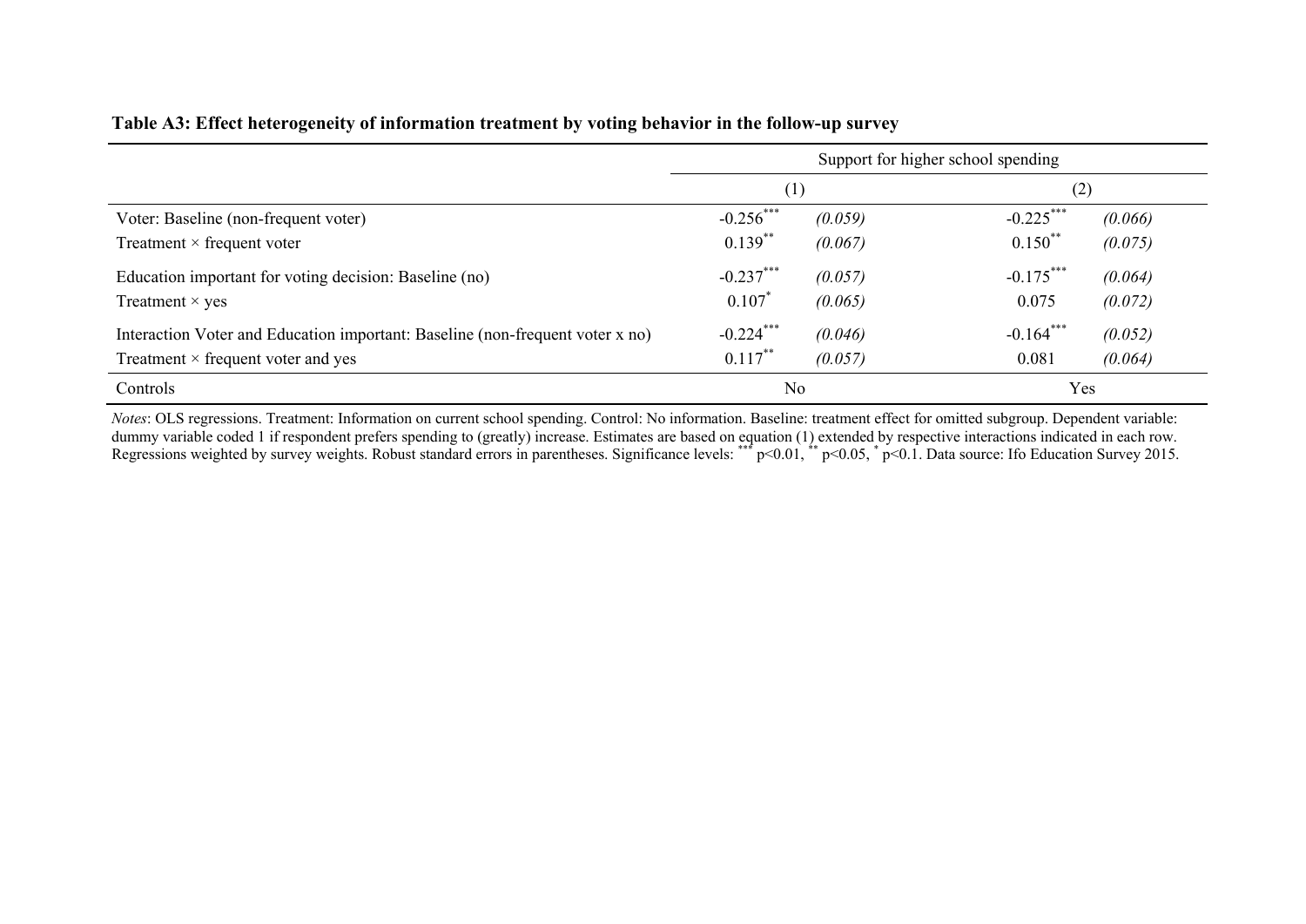**Table A3: Effect heterogeneity of information treatment by voting behavior in the follow-up survey**

| | Support for higher school spending | | | |
|---|---|---|---|---|
| | (1) | | (2) | |
| Voter: Baseline (non-frequent voter) | -0.256*** | (0.059) | -0.225*** | (0.066) |
| Treatment × frequent voter | 0.139** | (0.067) | 0.150** | (0.075) |
| Education important for voting decision: Baseline (no) | -0.237*** | (0.057) | -0.175*** | (0.064) |
| Treatment × yes | 0.107* | (0.065) | 0.075 | (0.072) |
| Interaction Voter and Education important: Baseline (non-frequent voter x no) | -0.224*** | (0.046) | -0.164*** | (0.052) |
| Treatment × frequent voter and yes | 0.117** | (0.057) | 0.081 | (0.064) |
| Controls | No | | Yes | |

*Notes*: OLS regressions. Treatment: Information on current school spending. Control: No information. Baseline: treatment effect for omitted subgroup. Dependent variable: dummy variable coded 1 if respondent prefers spending to (greatly) increase. Estimates are based on equation (1) extended by respective interactions indicated in each row. Regressions weighted by survey weights. Robust standard errors in parentheses. Significance levels: *** $p<0.01$, ** $p<0.05$, * $p<0.1$. Data source: Ifo Education Survey 2015.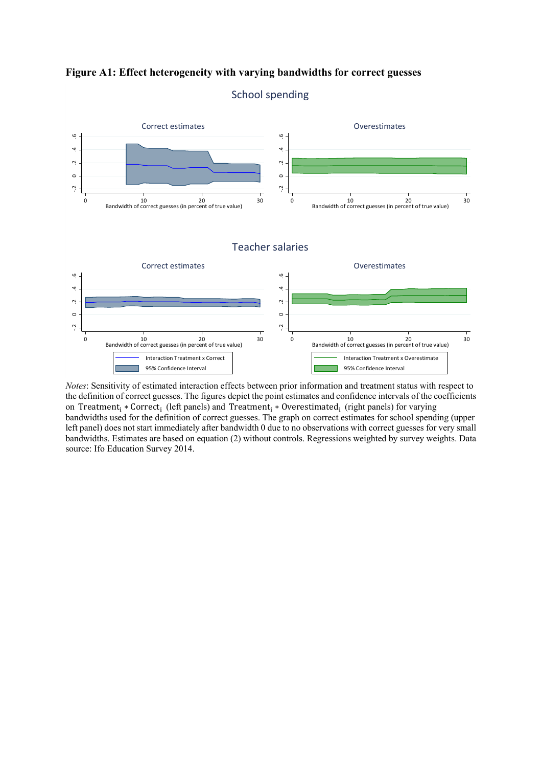**Figure A1: Effect heterogeneity with varying bandwidths for correct guesses**

*Notes*: Sensitivity of estimated interaction effects between prior information and treatment status with respect to the definition of correct guesses. The figures depict the point estimates and confidence intervals of the coefficients on $\mathrm{Treatment}_i * \mathrm{Correct}_i$ (left panels) and $\mathrm{Treatment}_i * \mathrm{Overestimated}_i$ (right panels) for varying bandwidths used for the definition of correct guesses. The graph on correct estimates for school spending (upper left panel) does not start immediately after bandwidth 0 due to no observations with correct guesses for very small bandwidths. Estimates are based on equation (2) without controls. Regressions weighted by survey weights. Data source: Ifo Education Survey 2014.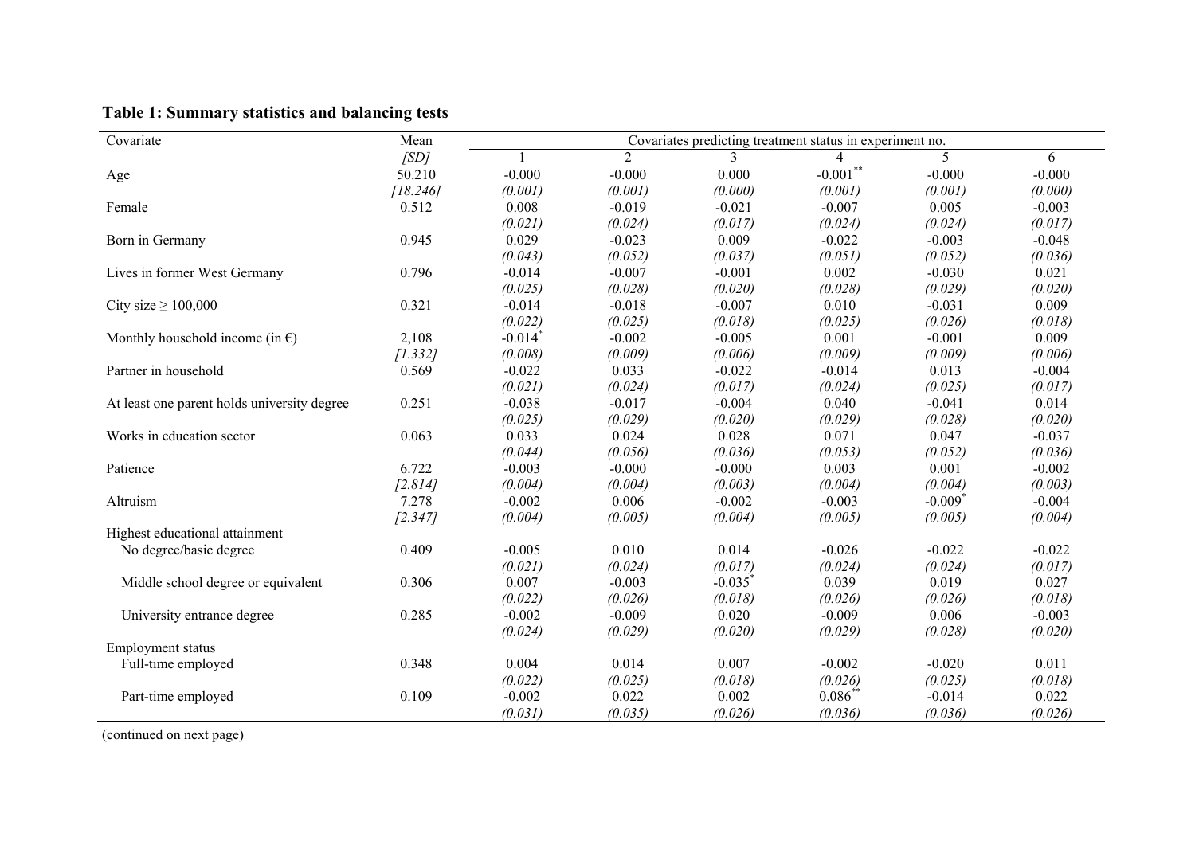**Table 1: Summary statistics and balancing tests**

| Covariate | Mean | Covariates predicting treatment status in experiment no. | | | | | |
|---|---|---|---|---|---|---|---|
| | *[SD]* | 1 | 2 | 3 | 4 | 5 | 6 |
| Age | 50.210 | -0.000 | -0.000 | 0.000 | -0.001** | -0.000 | -0.000 |
| | *[18.246]* | *(0.001)* | *(0.001)* | *(0.000)* | *(0.001)* | *(0.001)* | *(0.000)* |
| Female | 0.512 | 0.008 | -0.019 | -0.021 | -0.007 | 0.005 | -0.003 |
| | | *(0.021)* | *(0.024)* | *(0.017)* | *(0.024)* | *(0.024)* | *(0.017)* |
| Born in Germany | 0.945 | 0.029 | -0.023 | 0.009 | -0.022 | -0.003 | -0.048 |
| | | *(0.043)* | *(0.052)* | *(0.037)* | *(0.051)* | *(0.052)* | *(0.036)* |
| Lives in former West Germany | 0.796 | -0.014 | -0.007 | -0.001 | 0.002 | -0.030 | 0.021 |
| | | *(0.025)* | *(0.028)* | *(0.020)* | *(0.028)* | *(0.029)* | *(0.020)* |
| City size ≥ 100,000 | 0.321 | -0.014 | -0.018 | -0.007 | 0.010 | -0.031 | 0.009 |
| | | *(0.022)* | *(0.025)* | *(0.018)* | *(0.025)* | *(0.026)* | *(0.018)* |
| Monthly household income (in €) | 2,108 | -0.014* | -0.002 | -0.005 | 0.001 | -0.001 | 0.009 |
| | *[1.332]* | *(0.008)* | *(0.009)* | *(0.006)* | *(0.009)* | *(0.009)* | *(0.006)* |
| Partner in household | 0.569 | -0.022 | 0.033 | -0.022 | -0.014 | 0.013 | -0.004 |
| | | *(0.021)* | *(0.024)* | *(0.017)* | *(0.024)* | *(0.025)* | *(0.017)* |
| At least one parent holds university degree | 0.251 | -0.038 | -0.017 | -0.004 | 0.040 | -0.041 | 0.014 |
| | | *(0.025)* | *(0.029)* | *(0.020)* | *(0.029)* | *(0.028)* | *(0.020)* |
| Works in education sector | 0.063 | 0.033 | 0.024 | 0.028 | 0.071 | 0.047 | -0.037 |
| | | *(0.044)* | *(0.056)* | *(0.036)* | *(0.053)* | *(0.052)* | *(0.036)* |
| Patience | 6.722 | -0.003 | -0.000 | -0.000 | 0.003 | 0.001 | -0.002 |
| | *[2.814]* | *(0.004)* | *(0.004)* | *(0.003)* | *(0.004)* | *(0.004)* | *(0.003)* |
| Altruism | 7.278 | -0.002 | 0.006 | -0.002 | -0.003 | -0.009* | -0.004 |
| | *[2.347]* | *(0.004)* | *(0.005)* | *(0.004)* | *(0.005)* | *(0.005)* | *(0.004)* |
| Highest educational attainment | | | | | | | |
| No degree/basic degree | 0.409 | -0.005 | 0.010 | 0.014 | -0.026 | -0.022 | -0.022 |
| | | *(0.021)* | *(0.024)* | *(0.017)* | *(0.024)* | *(0.024)* | *(0.017)* |
| Middle school degree or equivalent | 0.306 | 0.007 | -0.003 | -0.035* | 0.039 | 0.019 | 0.027 |
| | | *(0.022)* | *(0.026)* | *(0.018)* | *(0.026)* | *(0.026)* | *(0.018)* |
| University entrance degree | 0.285 | -0.002 | -0.009 | 0.020 | -0.009 | 0.006 | -0.003 |
| | | *(0.024)* | *(0.029)* | *(0.020)* | *(0.029)* | *(0.028)* | *(0.020)* |
| Employment status | | | | | | | |
| Full-time employed | 0.348 | 0.004 | 0.014 | 0.007 | -0.002 | -0.020 | 0.011 |
| | | *(0.022)* | *(0.025)* | *(0.018)* | *(0.026)* | *(0.025)* | *(0.018)* |
| Part-time employed | 0.109 | -0.002 | 0.022 | 0.002 | 0.086** | -0.014 | 0.022 |
| | | *(0.031)* | *(0.035)* | *(0.026)* | *(0.036)* | *(0.036)* | *(0.026)* |

(continued on next page)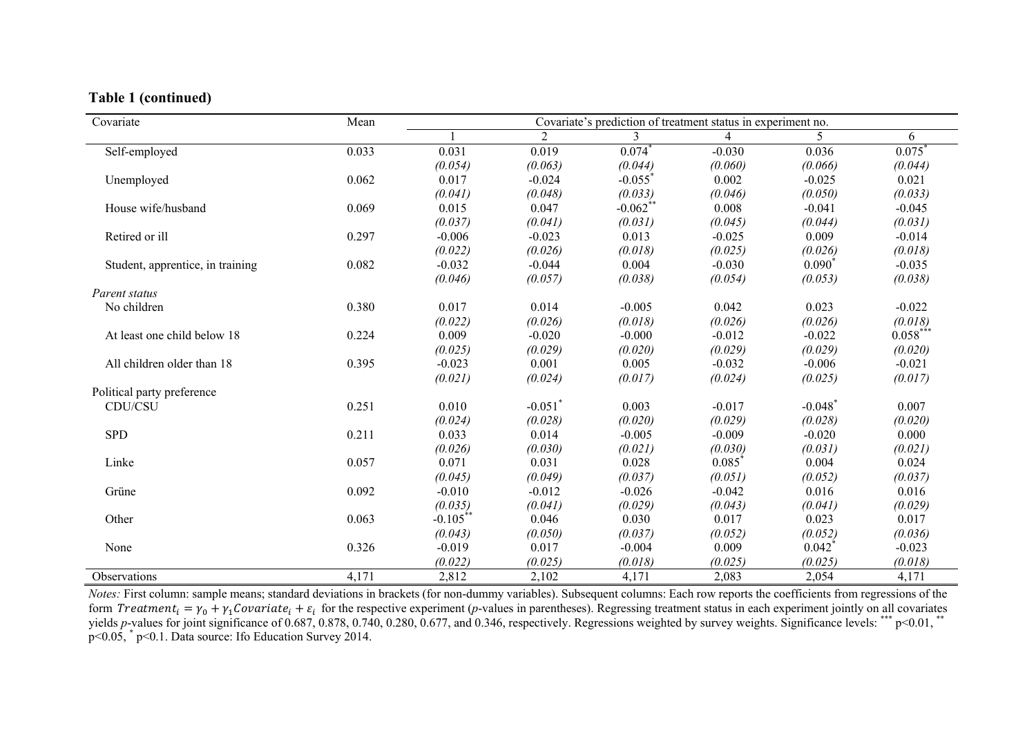**Table 1 (continued)**

| Covariate | Mean | Covariate's prediction of treatment status in experiment no. | | | | | |
|---|---|---|---|---|---|---|---|
| | | 1 | 2 | 3 | 4 | 5 | 6 |
| Self-employed | 0.033 | 0.031 | 0.019 | 0.074* | -0.030 | 0.036 | 0.075* |
| | | *(0.054)* | *(0.063)* | *(0.044)* | *(0.060)* | *(0.066)* | *(0.044)* |
| Unemployed | 0.062 | 0.017 | -0.024 | -0.055* | 0.002 | -0.025 | 0.021 |
| | | *(0.041)* | *(0.048)* | *(0.033)* | *(0.046)* | *(0.050)* | *(0.033)* |
| House wife/husband | 0.069 | 0.015 | 0.047 | -0.062** | 0.008 | -0.041 | -0.045 |
| | | *(0.037)* | *(0.041)* | *(0.031)* | *(0.045)* | *(0.044)* | *(0.031)* |
| Retired or ill | 0.297 | -0.006 | -0.023 | 0.013 | -0.025 | 0.009 | -0.014 |
| | | *(0.022)* | *(0.026)* | *(0.018)* | *(0.025)* | *(0.026)* | *(0.018)* |
| Student, apprentice, in training | 0.082 | -0.032 | -0.044 | 0.004 | -0.030 | 0.090* | -0.035 |
| | | *(0.046)* | *(0.057)* | *(0.038)* | *(0.054)* | *(0.053)* | *(0.038)* |
| *Parent status* | | | | | | | |
| No children | 0.380 | 0.017 | 0.014 | -0.005 | 0.042 | 0.023 | -0.022 |
| | | *(0.022)* | *(0.026)* | *(0.018)* | *(0.026)* | *(0.026)* | *(0.018)* |
| At least one child below 18 | 0.224 | 0.009 | -0.020 | -0.000 | -0.012 | -0.022 | 0.058*** |
| | | *(0.025)* | *(0.029)* | *(0.020)* | *(0.029)* | *(0.029)* | *(0.020)* |
| All children older than 18 | 0.395 | -0.023 | 0.001 | 0.005 | -0.032 | -0.006 | -0.021 |
| | | *(0.021)* | *(0.024)* | *(0.017)* | *(0.024)* | *(0.025)* | *(0.017)* |
| Political party preference | | | | | | | |
| CDU/CSU | 0.251 | 0.010 | -0.051* | 0.003 | -0.017 | -0.048* | 0.007 |
| | | *(0.024)* | *(0.028)* | *(0.020)* | *(0.029)* | *(0.028)* | *(0.020)* |
| SPD | 0.211 | 0.033 | 0.014 | -0.005 | -0.009 | -0.020 | 0.000 |
| | | *(0.026)* | *(0.030)* | *(0.021)* | *(0.030)* | *(0.031)* | *(0.021)* |
| Linke | 0.057 | 0.071 | 0.031 | 0.028 | 0.085* | 0.004 | 0.024 |
| | | *(0.045)* | *(0.049)* | *(0.037)* | *(0.051)* | *(0.052)* | *(0.037)* |
| Grüne | 0.092 | -0.010 | -0.012 | -0.026 | -0.042 | 0.016 | 0.016 |
| | | *(0.035)* | *(0.041)* | *(0.029)* | *(0.043)* | *(0.041)* | *(0.029)* |
| Other | 0.063 | -0.105** | 0.046 | 0.030 | 0.017 | 0.023 | 0.017 |
| | | *(0.043)* | *(0.050)* | *(0.037)* | *(0.052)* | *(0.052)* | *(0.036)* |
| None | 0.326 | -0.019 | 0.017 | -0.004 | 0.009 | 0.042* | -0.023 |
| | | *(0.022)* | *(0.025)* | *(0.018)* | *(0.025)* | *(0.025)* | *(0.018)* |
| Observations | 4,171 | 2,812 | 2,102 | 4,171 | 2,083 | 2,054 | 4,171 |

*Notes:* First column: sample means; standard deviations in brackets (for non-dummy variables). Subsequent columns: Each row reports the coefficients from regressions of the form $Treatment_i = \gamma_0 + \gamma_1 Covariate_i + \varepsilon_i$ for the respective experiment (*p*-values in parentheses). Regressing treatment status in each experiment jointly on all covariates yields *p*-values for joint significance of 0.687, 0.878, 0.740, 0.280, 0.677, and 0.346, respectively. Regressions weighted by survey weights. Significance levels: *** p<0.01, ** p<0.05, * p<0.1. Data source: Ifo Education Survey 2014.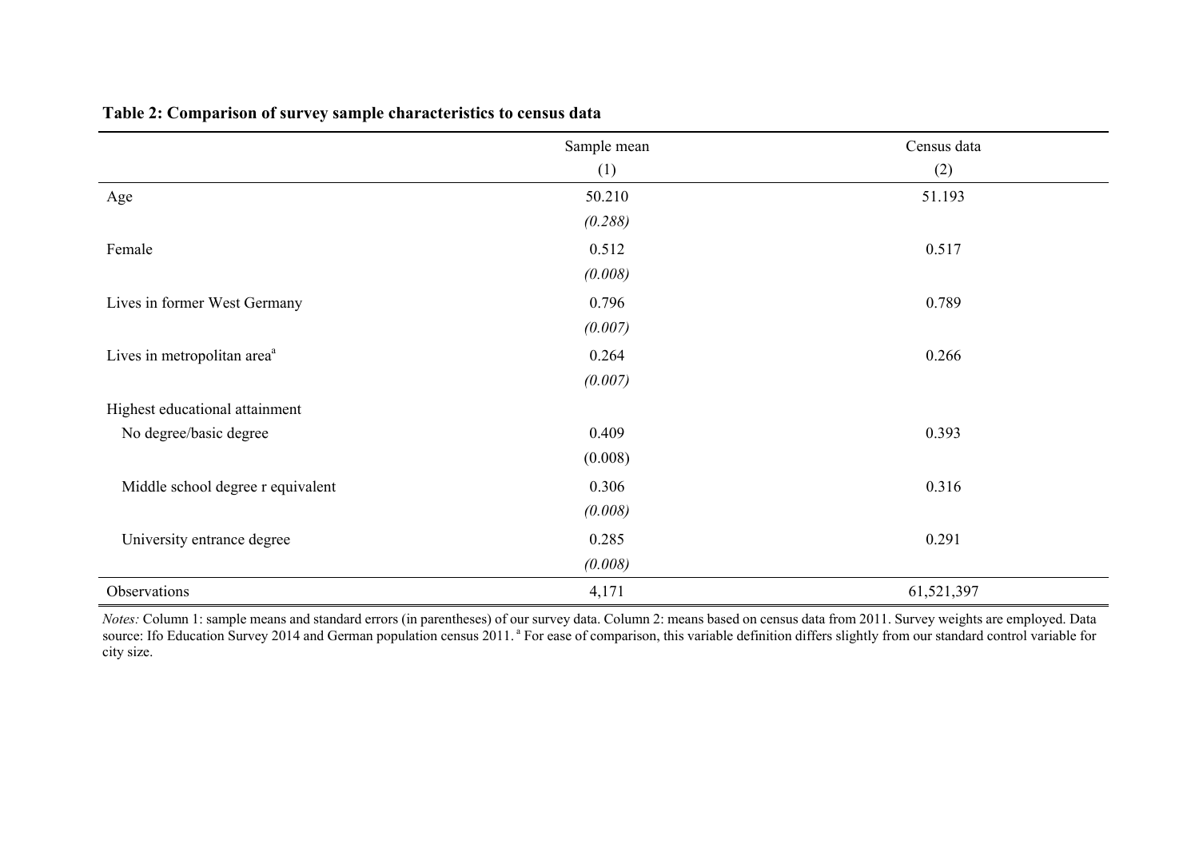**Table 2: Comparison of survey sample characteristics to census data**

| | Sample mean | Census data |
|---|---|---|
| | (1) | (2) |
| Age | 50.210 | 51.193 |
| | *(0.288)* | |
| Female | 0.512 | 0.517 |
| | *(0.008)* | |
| Lives in former West Germany | 0.796 | 0.789 |
| | *(0.007)* | |
| Lives in metropolitan area[a] | 0.264 | 0.266 |
| | *(0.007)* | |
| Highest educational attainment | | |
| No degree/basic degree | 0.409 | 0.393 |
| | (0.008) | |
| Middle school degree r equivalent | 0.306 | 0.316 |
| | *(0.008)* | |
| University entrance degree | 0.285 | 0.291 |
| | *(0.008)* | |
| Observations | 4,171 | 61,521,397 |

*Notes:* Column 1: sample means and standard errors (in parentheses) of our survey data. Column 2: means based on census data from 2011. Survey weights are employed. Data source: Ifo Education Survey 2014 and German population census 2011. [a] For ease of comparison, this variable definition differs slightly from our standard control variable for city size.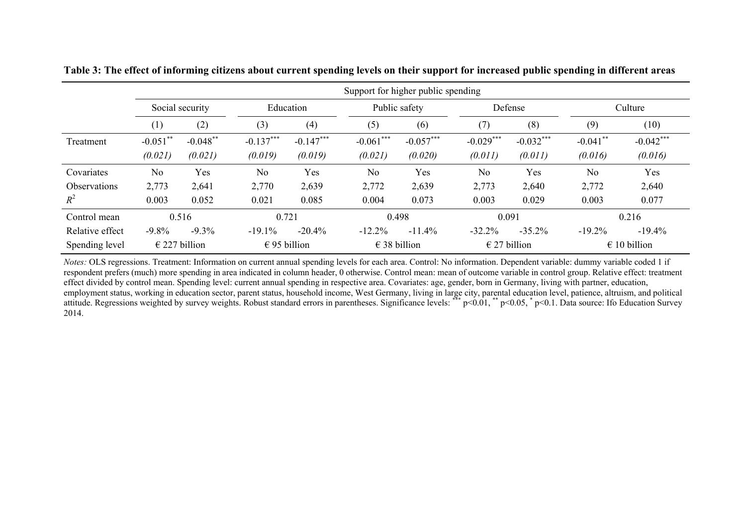**Table 3: The effect of informing citizens about current spending levels on their support for increased public spending in different areas**

| | Support for higher public spending | | | | | | | | | |
|---|---|---|---|---|---|---|---|---|---|---|
| | Social security | | Education | | Public safety | | Defense | | Culture | |
| | (1) | (2) | (3) | (4) | (5) | (6) | (7) | (8) | (9) | (10) |
| Treatment | -0.051** | -0.048** | -0.137*** | -0.147*** | -0.061*** | -0.057*** | -0.029*** | -0.032*** | -0.041** | -0.042*** |
| | *(0.021)* | *(0.021)* | *(0.019)* | *(0.019)* | *(0.021)* | *(0.020)* | *(0.011)* | *(0.011)* | *(0.016)* | *(0.016)* |
| Covariates | No | Yes | No | Yes | No | Yes | No | Yes | No | Yes |
| Observations | 2,773 | 2,641 | 2,770 | 2,639 | 2,772 | 2,639 | 2,773 | 2,640 | 2,772 | 2,640 |
| $R^2$ | 0.003 | 0.052 | 0.021 | 0.085 | 0.004 | 0.073 | 0.003 | 0.029 | 0.003 | 0.077 |
| Control mean | 0.516 | | 0.721 | | 0.498 | | 0.091 | | 0.216 | |
| Relative effect | -9.8% | -9.3% | -19.1% | -20.4% | -12.2% | -11.4% | -32.2% | -35.2% | -19.2% | -19.4% |
| Spending level | € 227 billion | | € 95 billion | | € 38 billion | | € 27 billion | | € 10 billion | |

*Notes:* OLS regressions. Treatment: Information on current annual spending levels for each area. Control: No information. Dependent variable: dummy variable coded 1 if respondent prefers (much) more spending in area indicated in column header, 0 otherwise. Control mean: mean of outcome variable in control group. Relative effect: treatment effect divided by control mean. Spending level: current annual spending in respective area. Covariates: age, gender, born in Germany, living with partner, education, employment status, working in education sector, parent status, household income, West Germany, living in large city, parental education level, patience, altruism, and political attitude. Regressions weighted by survey weights. Robust standard errors in parentheses. Significance levels: *** p<0.01, ** p<0.05, * p<0.1. Data source: Ifo Education Survey 2014.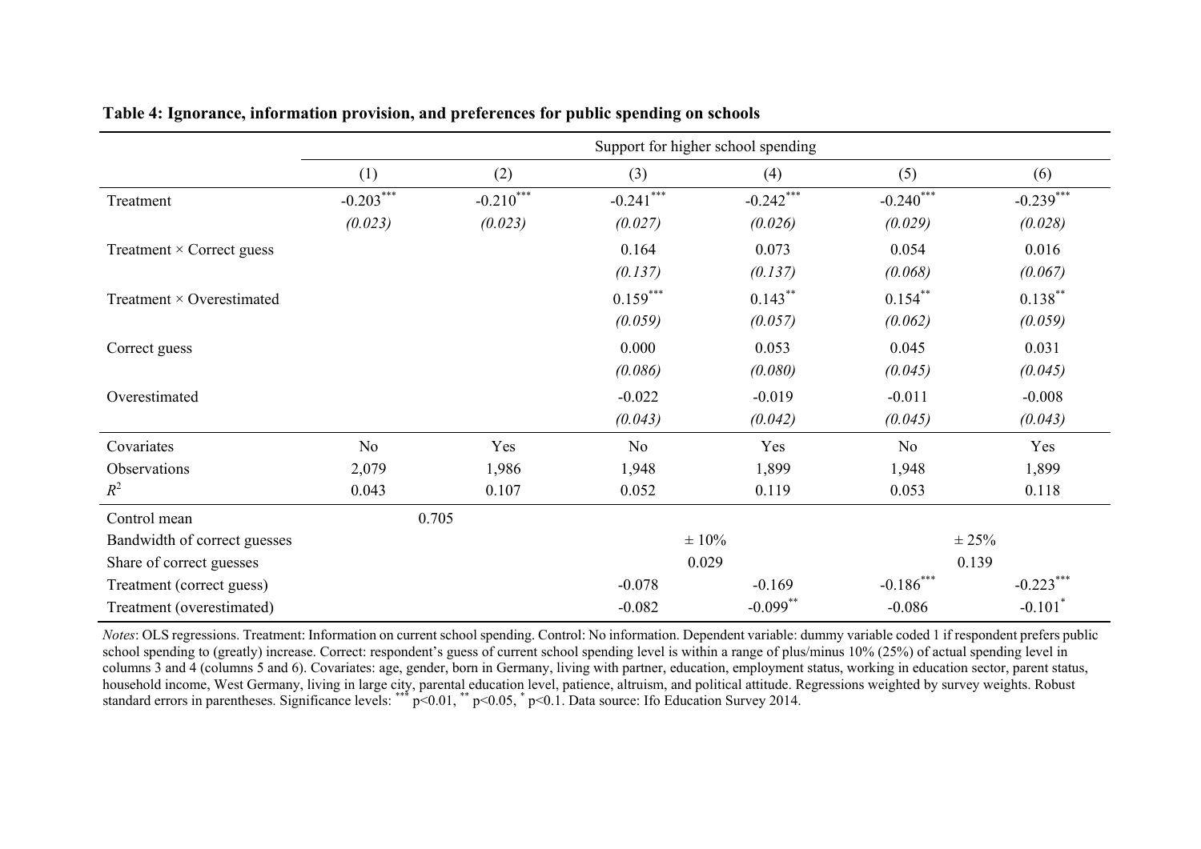**Table 4: Ignorance, information provision, and preferences for public spending on schools**

| | Support for higher school spending | | | | | |
|---|---|---|---|---|---|---|
| | (1) | (2) | (3) | (4) | (5) | (6) |
| Treatment | -0.203*** | -0.210*** | -0.241*** | -0.242*** | -0.240*** | -0.239*** |
| | *(0.023)* | *(0.023)* | *(0.027)* | *(0.026)* | *(0.029)* | *(0.028)* |
| Treatment × Correct guess | | | 0.164 | 0.073 | 0.054 | 0.016 |
| | | | *(0.137)* | *(0.137)* | *(0.068)* | *(0.067)* |
| Treatment × Overestimated | | | 0.159*** | 0.143** | 0.154** | 0.138** |
| | | | *(0.059)* | *(0.057)* | *(0.062)* | *(0.059)* |
| Correct guess | | | 0.000 | 0.053 | 0.045 | 0.031 |
| | | | *(0.086)* | *(0.080)* | *(0.045)* | *(0.045)* |
| Overestimated | | | -0.022 | -0.019 | -0.011 | -0.008 |
| | | | *(0.043)* | *(0.042)* | *(0.045)* | *(0.043)* |
| Covariates | No | Yes | No | Yes | No | Yes |
| Observations | 2,079 | 1,986 | 1,948 | 1,899 | 1,948 | 1,899 |
| $R^2$ | 0.043 | 0.107 | 0.052 | 0.119 | 0.053 | 0.118 |
| Control mean | 0.705 | | | | | |
| Bandwidth of correct guesses | | | ± 10% | | ± 25% | |
| Share of correct guesses | | | 0.029 | | 0.139 | |
| Treatment (correct guess) | | | -0.078 | -0.169 | -0.186*** | -0.223*** |
| Treatment (overestimated) | | | -0.082 | -0.099** | -0.086 | -0.101* |

*Notes*: OLS regressions. Treatment: Information on current school spending. Control: No information. Dependent variable: dummy variable coded 1 if respondent prefers public school spending to (greatly) increase. Correct: respondent's guess of current school spending level is within a range of plus/minus 10% (25%) of actual spending level in columns 3 and 4 (columns 5 and 6). Covariates: age, gender, born in Germany, living with partner, education, employment status, working in education sector, parent status, household income, West Germany, living in large city, parental education level, patience, altruism, and political attitude. Regressions weighted by survey weights. Robust standard errors in parentheses. Significance levels: *** p<0.01, ** p<0.05, * p<0.1. Data source: Ifo Education Survey 2014.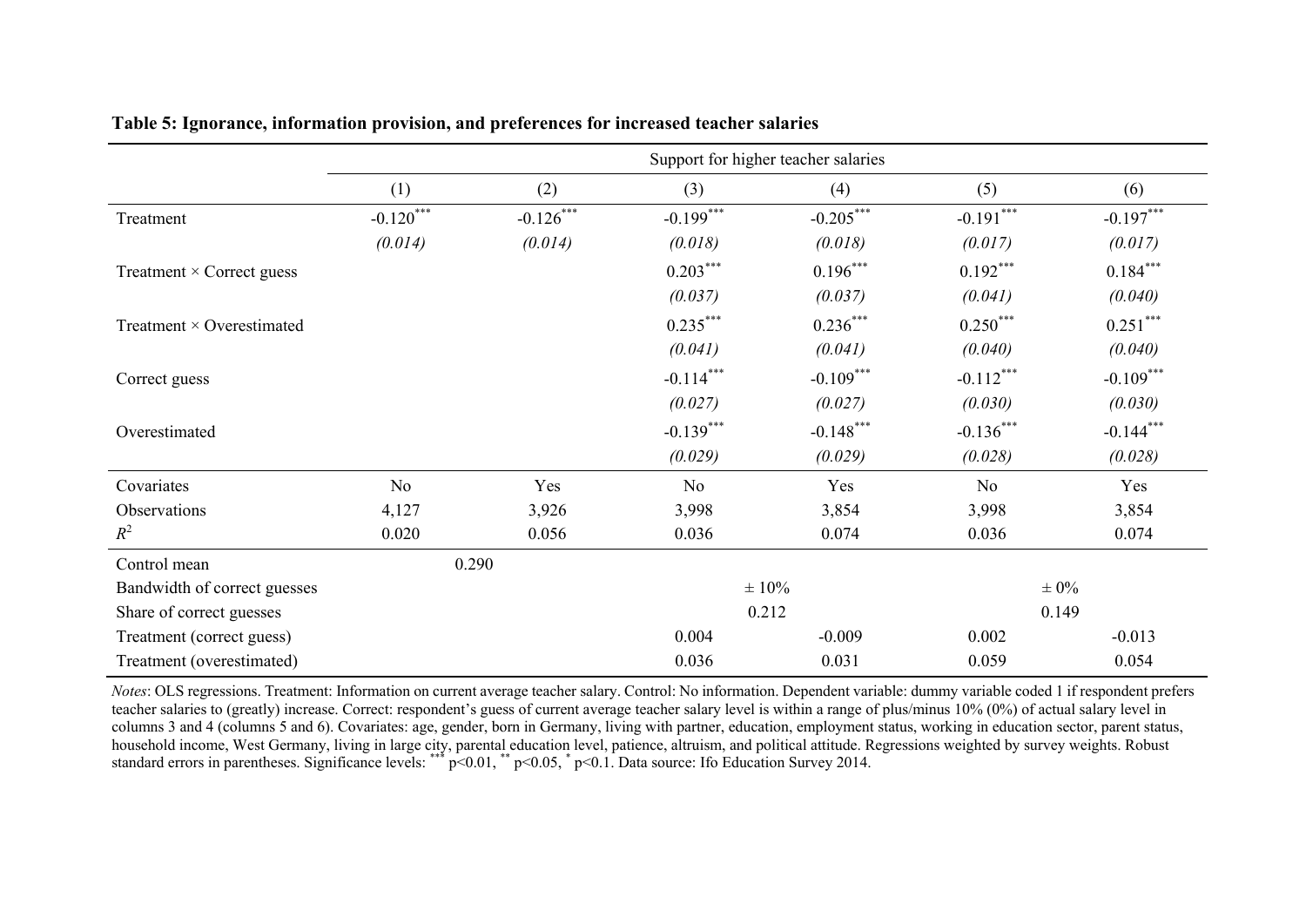**Table 5: Ignorance, information provision, and preferences for increased teacher salaries**

| | Support for higher teacher salaries | | | | | |
|---|---|---|---|---|---|---|
| | (1) | (2) | (3) | (4) | (5) | (6) |
| Treatment | -0.120*** | -0.126*** | -0.199*** | -0.205*** | -0.191*** | -0.197*** |
| | *(0.014)* | *(0.014)* | *(0.018)* | *(0.018)* | *(0.017)* | *(0.017)* |
| Treatment × Correct guess | | | 0.203*** | 0.196*** | 0.192*** | 0.184*** |
| | | | *(0.037)* | *(0.037)* | *(0.041)* | *(0.040)* |
| Treatment × Overestimated | | | 0.235*** | 0.236*** | 0.250*** | 0.251*** |
| | | | *(0.041)* | *(0.041)* | *(0.040)* | *(0.040)* |
| Correct guess | | | -0.114*** | -0.109*** | -0.112*** | -0.109*** |
| | | | *(0.027)* | *(0.027)* | *(0.030)* | *(0.030)* |
| Overestimated | | | -0.139*** | -0.148*** | -0.136*** | -0.144*** |
| | | | *(0.029)* | *(0.029)* | *(0.028)* | *(0.028)* |
| Covariates | No | Yes | No | Yes | No | Yes |
| Observations | 4,127 | 3,926 | 3,998 | 3,854 | 3,998 | 3,854 |
| $R^2$ | 0.020 | 0.056 | 0.036 | 0.074 | 0.036 | 0.074 |
| Control mean | 0.290 | | | | | |
| Bandwidth of correct guesses | | | ± 10% | | ± 0% | |
| Share of correct guesses | | | 0.212 | | 0.149 | |
| Treatment (correct guess) | | | 0.004 | -0.009 | 0.002 | -0.013 |
| Treatment (overestimated) | | | 0.036 | 0.031 | 0.059 | 0.054 |

*Notes*: OLS regressions. Treatment: Information on current average teacher salary. Control: No information. Dependent variable: dummy variable coded 1 if respondent prefers teacher salaries to (greatly) increase. Correct: respondent's guess of current average teacher salary level is within a range of plus/minus 10% (0%) of actual salary level in columns 3 and 4 (columns 5 and 6). Covariates: age, gender, born in Germany, living with partner, education, employment status, working in education sector, parent status, household income, West Germany, living in large city, parental education level, patience, altruism, and political attitude. Regressions weighted by survey weights. Robust standard errors in parentheses. Significance levels: *** p<0.01, ** p<0.05, * p<0.1. Data source: Ifo Education Survey 2014.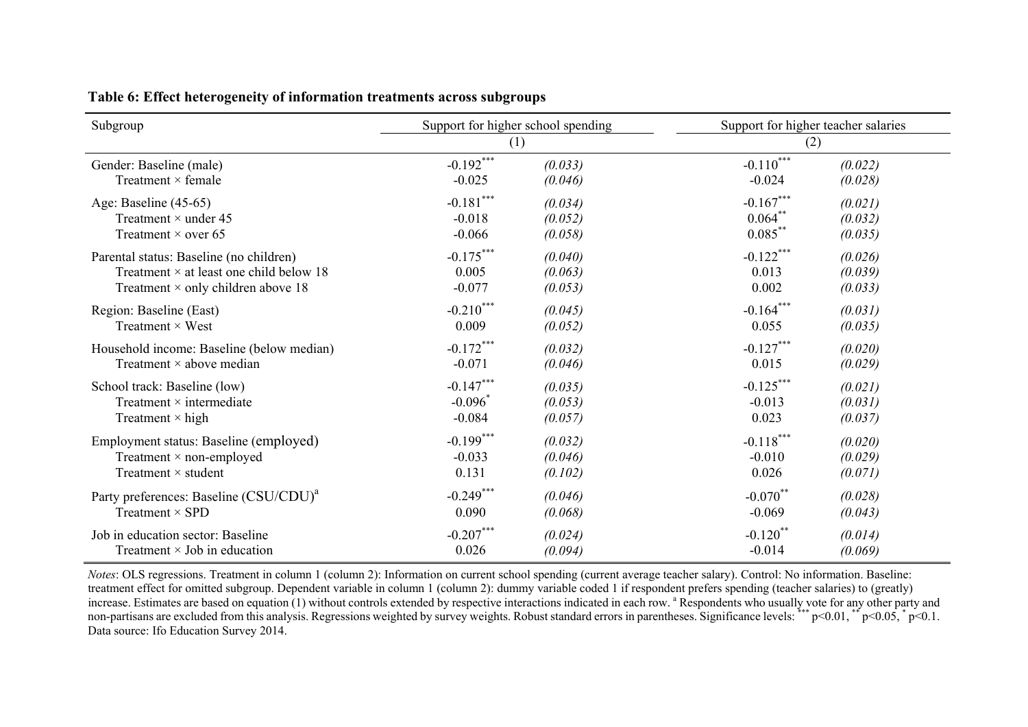**Table 6: Effect heterogeneity of information treatments across subgroups**

| Subgroup | Support for higher school spending | | Support for higher teacher salaries | |
|---|---|---|---|---|
| | (1) | | (2) | |
| Gender: Baseline (male) | -0.192*** | *(0.033)* | -0.110*** | *(0.022)* |
| Treatment × female | -0.025 | *(0.046)* | -0.024 | *(0.028)* |
| Age: Baseline (45-65) | -0.181*** | *(0.034)* | -0.167*** | *(0.021)* |
| Treatment × under 45 | -0.018 | *(0.052)* | 0.064** | *(0.032)* |
| Treatment × over 65 | -0.066 | *(0.058)* | 0.085** | *(0.035)* |
| Parental status: Baseline (no children) | -0.175*** | *(0.040)* | -0.122*** | *(0.026)* |
| Treatment × at least one child below 18 | 0.005 | *(0.063)* | 0.013 | *(0.039)* |
| Treatment × only children above 18 | -0.077 | *(0.053)* | 0.002 | *(0.033)* |
| Region: Baseline (East) | -0.210*** | *(0.045)* | -0.164*** | *(0.031)* |
| Treatment × West | 0.009 | *(0.052)* | 0.055 | *(0.035)* |
| Household income: Baseline (below median) | -0.172*** | *(0.032)* | -0.127*** | *(0.020)* |
| Treatment × above median | -0.071 | *(0.046)* | 0.015 | *(0.029)* |
| School track: Baseline (low) | -0.147*** | *(0.035)* | -0.125*** | *(0.021)* |
| Treatment × intermediate | -0.096* | *(0.053)* | -0.013 | *(0.031)* |
| Treatment × high | -0.084 | *(0.057)* | 0.023 | *(0.037)* |
| Employment status: Baseline (employed) | -0.199*** | *(0.032)* | -0.118*** | *(0.020)* |
| Treatment × non-employed | -0.033 | *(0.046)* | -0.010 | *(0.029)* |
| Treatment × student | 0.131 | *(0.102)* | 0.026 | *(0.071)* |
| Party preferences: Baseline (CSU/CDU)[a] | -0.249*** | *(0.046)* | -0.070** | *(0.028)* |
| Treatment × SPD | 0.090 | *(0.068)* | -0.069 | *(0.043)* |
| Job in education sector: Baseline | -0.207*** | *(0.024)* | -0.120** | *(0.014)* |
| Treatment × Job in education | 0.026 | *(0.094)* | -0.014 | *(0.069)* |

*Notes*: OLS regressions. Treatment in column 1 (column 2): Information on current school spending (current average teacher salary). Control: No information. Baseline: treatment effect for omitted subgroup. Dependent variable in column 1 (column 2): dummy variable coded 1 if respondent prefers spending (teacher salaries) to (greatly) increase. Estimates are based on equation (1) without controls extended by respective interactions indicated in each row. [a] Respondents who usually vote for any other party and non-partisans are excluded from this analysis. Regressions weighted by survey weights. Robust standard errors in parentheses. Significance levels: *** p<0.01, ** p<0.05, * p<0.1. Data source: Ifo Education Survey 2014.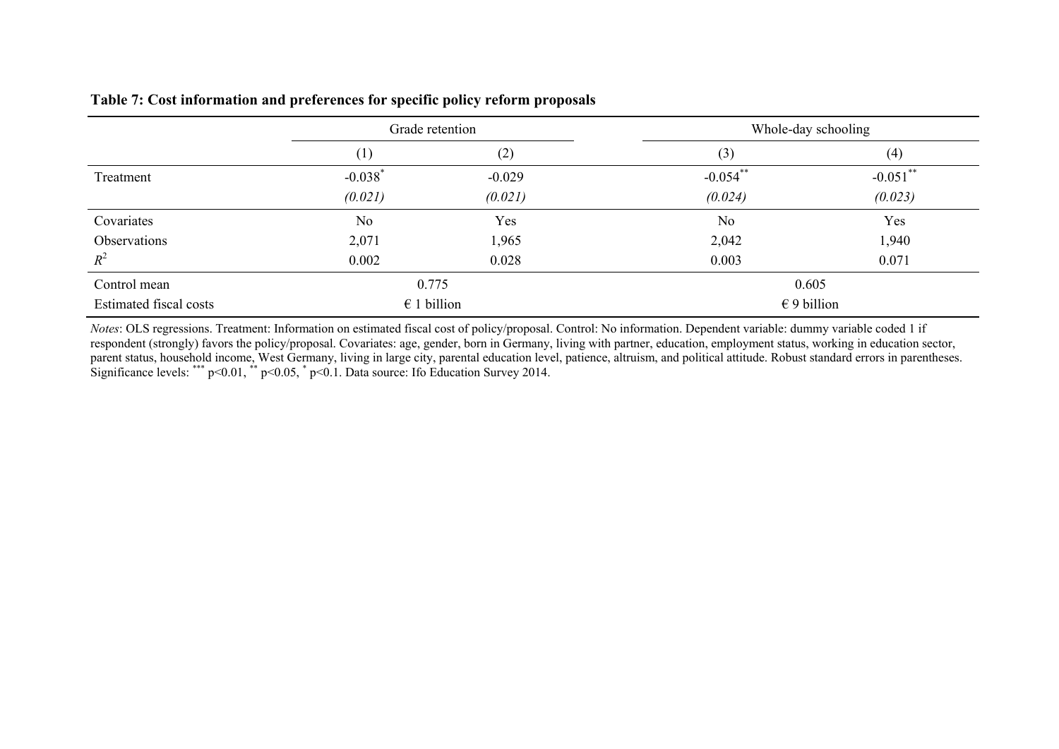**Table 7: Cost information and preferences for specific policy reform proposals**

| | Grade retention | | Whole-day schooling | |
|---|---|---|---|---|
| | (1) | (2) | (3) | (4) |
| Treatment | -0.038* | -0.029 | -0.054** | -0.051** |
| | *(0.021)* | *(0.021)* | *(0.024)* | *(0.023)* |
| Covariates | No | Yes | No | Yes |
| Observations | 2,071 | 1,965 | 2,042 | 1,940 |
| $R^2$ | 0.002 | 0.028 | 0.003 | 0.071 |
| Control mean | 0.775 | | 0.605 | |
| Estimated fiscal costs | € 1 billion | | € 9 billion | |

*Notes*: OLS regressions. Treatment: Information on estimated fiscal cost of policy/proposal. Control: No information. Dependent variable: dummy variable coded 1 if respondent (strongly) favors the policy/proposal. Covariates: age, gender, born in Germany, living with partner, education, employment status, working in education sector, parent status, household income, West Germany, living in large city, parental education level, patience, altruism, and political attitude. Robust standard errors in parentheses. Significance levels: *** p<0.01, ** p<0.05, * p<0.1. Data source: Ifo Education Survey 2014.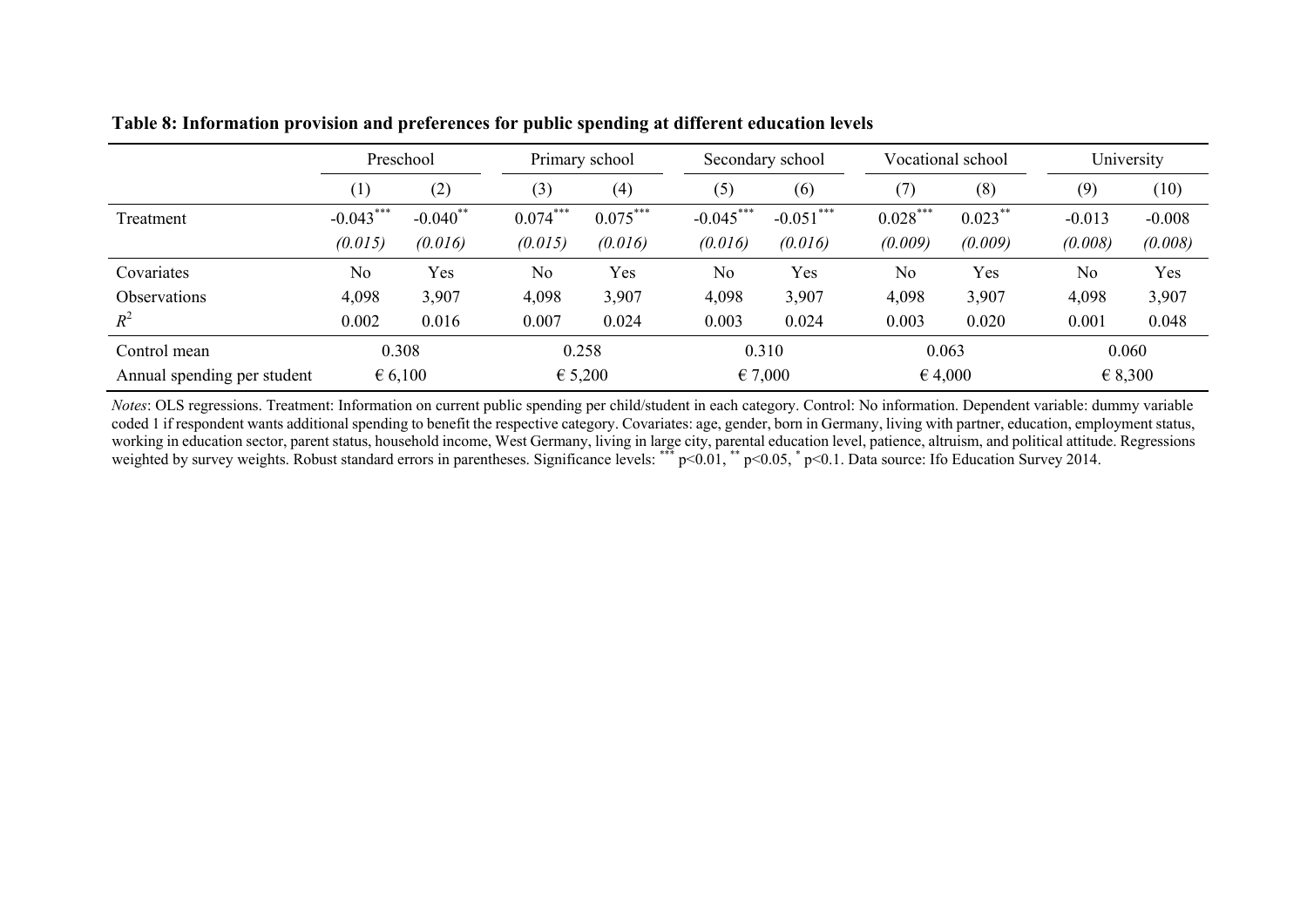**Table 8: Information provision and preferences for public spending at different education levels**

| | Preschool | | Primary school | | Secondary school | | Vocational school | | University | |
|---|---|---|---|---|---|---|---|---|---|---|
| | (1) | (2) | (3) | (4) | (5) | (6) | (7) | (8) | (9) | (10) |
| Treatment | -0.043*** | -0.040** | 0.074*** | 0.075*** | -0.045*** | -0.051*** | 0.028*** | 0.023** | -0.013 | -0.008 |
| | *(0.015)* | *(0.016)* | *(0.015)* | *(0.016)* | *(0.016)* | *(0.016)* | *(0.009)* | *(0.009)* | *(0.008)* | *(0.008)* |
| Covariates | No | Yes | No | Yes | No | Yes | No | Yes | No | Yes |
| Observations | 4,098 | 3,907 | 4,098 | 3,907 | 4,098 | 3,907 | 4,098 | 3,907 | 4,098 | 3,907 |
| $R^2$ | 0.002 | 0.016 | 0.007 | 0.024 | 0.003 | 0.024 | 0.003 | 0.020 | 0.001 | 0.048 |
| Control mean | 0.308 | | 0.258 | | 0.310 | | 0.063 | | 0.060 | |
| Annual spending per student | € 6,100 | | € 5,200 | | € 7,000 | | € 4,000 | | € 8,300 | |

*Notes*: OLS regressions. Treatment: Information on current public spending per child/student in each category. Control: No information. Dependent variable: dummy variable coded 1 if respondent wants additional spending to benefit the respective category. Covariates: age, gender, born in Germany, living with partner, education, employment status, working in education sector, parent status, household income, West Germany, living in large city, parental education level, patience, altruism, and political attitude. Regressions weighted by survey weights. Robust standard errors in parentheses. Significance levels: *** $p<0.01$, ** $p<0.05$, * $p<0.1$. Data source: Ifo Education Survey 2014.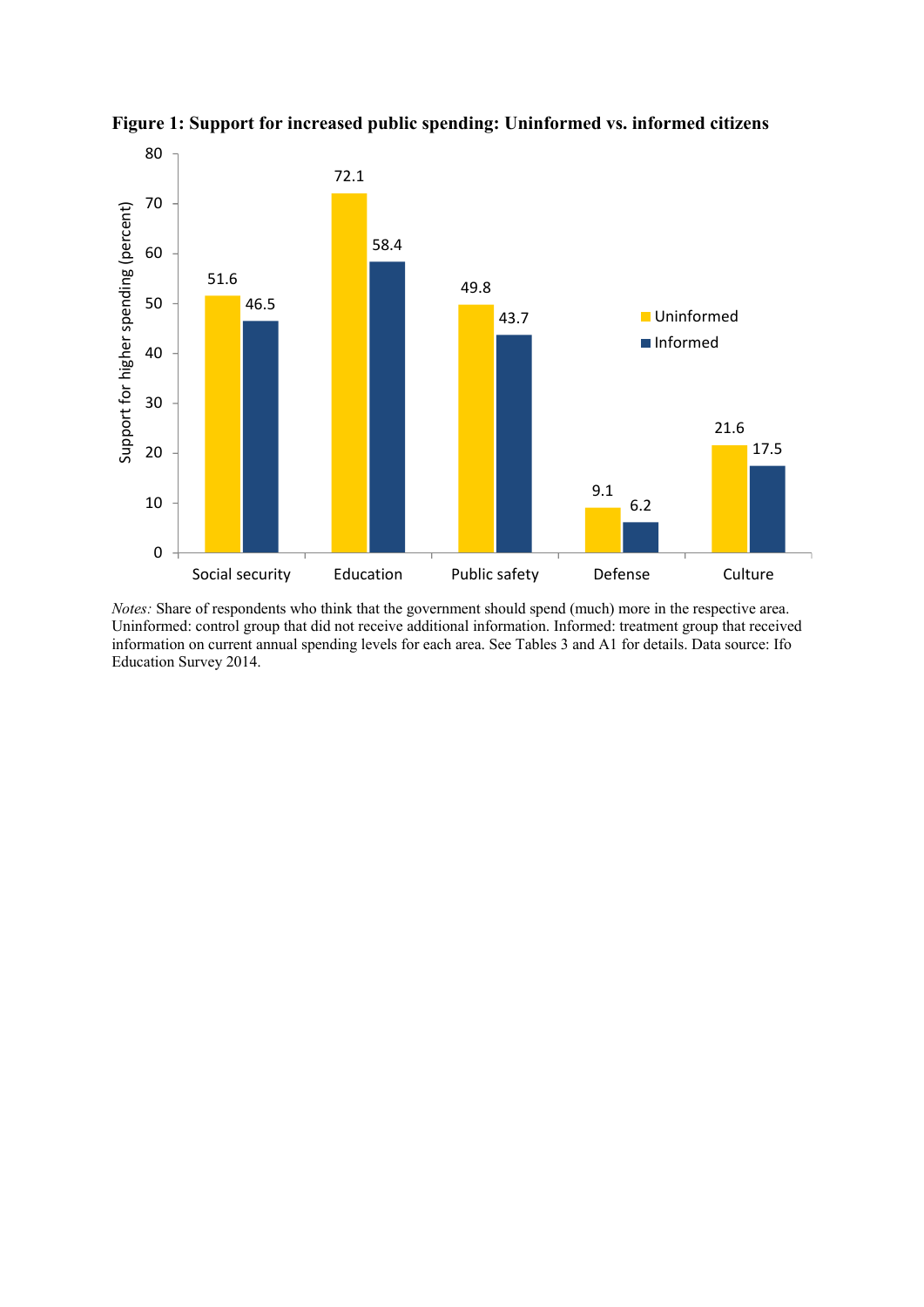**Figure 1: Support for increased public spending: Uninformed vs. informed citizens**

Support for higher spending (percent)

80
70
60
50
40
30
20
10
0

51.6
46.5
72.1
58.4
49.8
43.7
9.1
6.2
21.6
17.5

Social security
Education
Public safety
Defense
Culture

Uninformed
Informed

*Notes:* Share of respondents who think that the government should spend (much) more in the respective area. Uninformed: control group that did not receive additional information. Informed: treatment group that received information on current annual spending levels for each area. See Tables 3 and A1 for details. Data source: Ifo Education Survey 2014.